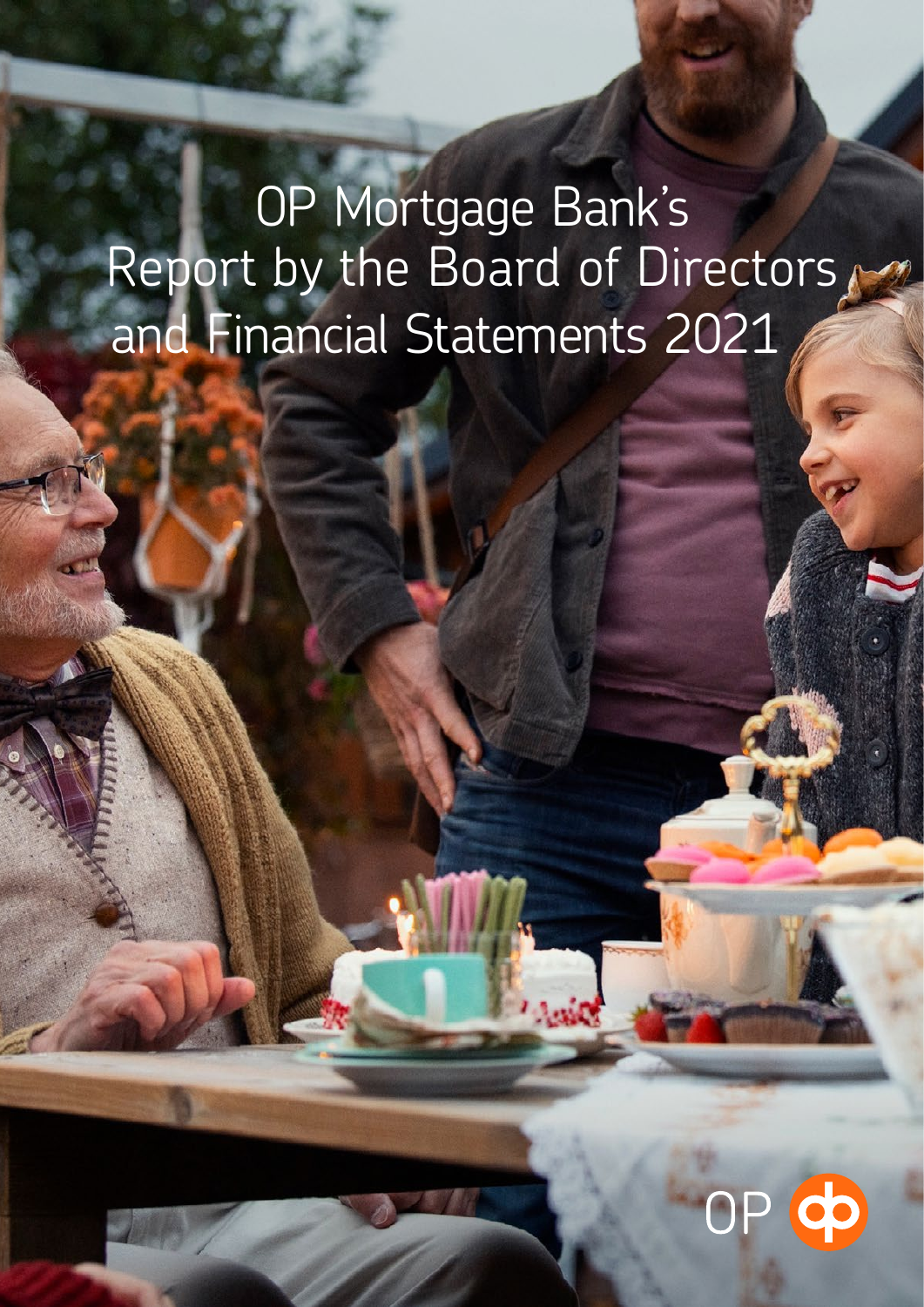# OP Mortgage Bank's Report by the Board of Directors and Financial Statements 2021

OP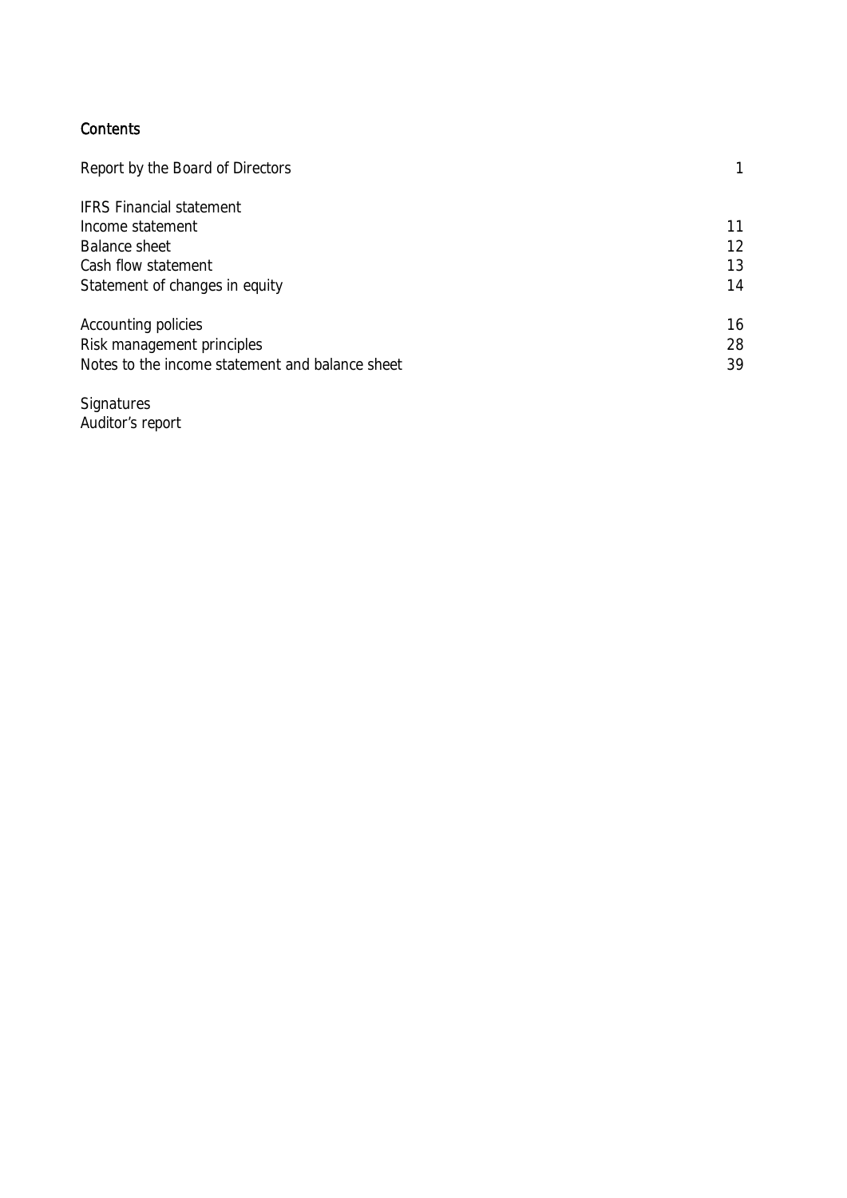# Contents

| | |
|---|---|
| Report by the Board of Directors | 1 |
| | |
| IFRS Financial statement | |
| Income statement | 11 |
| Balance sheet | 12 |
| Cash flow statement | 13 |
| Statement of changes in equity | 14 |
| | |
| Accounting policies | 16 |
| Risk management principles | 28 |
| Notes to the income statement and balance sheet | 39 |
| | |
| Signatures | |
| Auditor's report | |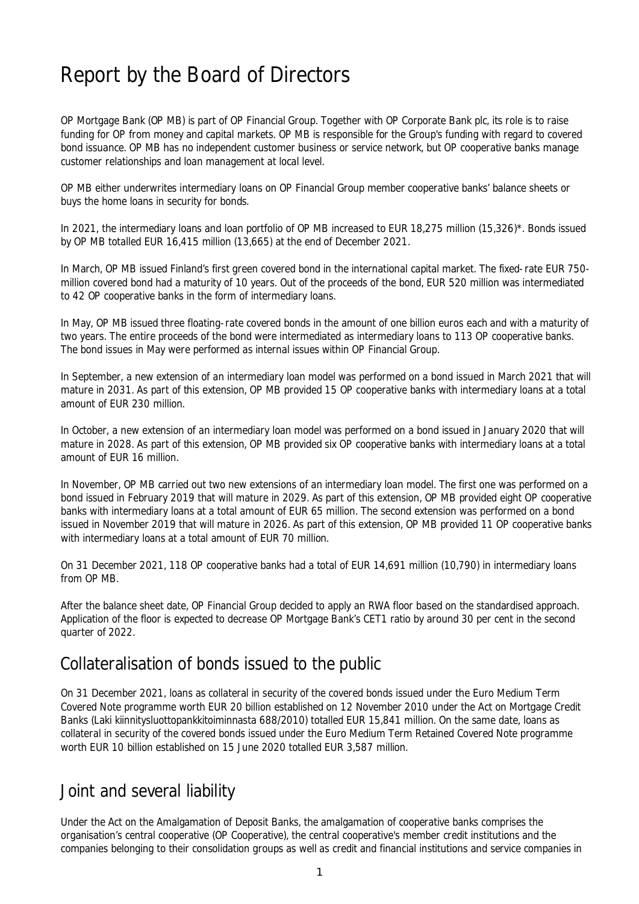# Report by the Board of Directors

OP Mortgage Bank (OP MB) is part of OP Financial Group. Together with OP Corporate Bank plc, its role is to raise funding for OP from money and capital markets. OP MB is responsible for the Group's funding with regard to covered bond issuance. OP MB has no independent customer business or service network, but OP cooperative banks manage customer relationships and loan management at local level.

OP MB either underwrites intermediary loans on OP Financial Group member cooperative banks' balance sheets or buys the home loans in security for bonds.

In 2021, the intermediary loans and loan portfolio of OP MB increased to EUR 18,275 million (15,326)*. Bonds issued by OP MB totalled EUR 16,415 million (13,665) at the end of December 2021.

In March, OP MB issued Finland's first green covered bond in the international capital market. The fixed-rate EUR 750-million covered bond had a maturity of 10 years. Out of the proceeds of the bond, EUR 520 million was intermediated to 42 OP cooperative banks in the form of intermediary loans.

In May, OP MB issued three floating-rate covered bonds in the amount of one billion euros each and with a maturity of two years. The entire proceeds of the bond were intermediated as intermediary loans to 113 OP cooperative banks. The bond issues in May were performed as internal issues within OP Financial Group.

In September, a new extension of an intermediary loan model was performed on a bond issued in March 2021 that will mature in 2031. As part of this extension, OP MB provided 15 OP cooperative banks with intermediary loans at a total amount of EUR 230 million.

In October, a new extension of an intermediary loan model was performed on a bond issued in January 2020 that will mature in 2028. As part of this extension, OP MB provided six OP cooperative banks with intermediary loans at a total amount of EUR 16 million.

In November, OP MB carried out two new extensions of an intermediary loan model. The first one was performed on a bond issued in February 2019 that will mature in 2029. As part of this extension, OP MB provided eight OP cooperative banks with intermediary loans at a total amount of EUR 65 million. The second extension was performed on a bond issued in November 2019 that will mature in 2026. As part of this extension, OP MB provided 11 OP cooperative banks with intermediary loans at a total amount of EUR 70 million.

On 31 December 2021, 118 OP cooperative banks had a total of EUR 14,691 million (10,790) in intermediary loans from OP MB.

After the balance sheet date, OP Financial Group decided to apply an RWA floor based on the standardised approach. Application of the floor is expected to decrease OP Mortgage Bank's CET1 ratio by around 30 per cent in the second quarter of 2022.

## Collateralisation of bonds issued to the public

On 31 December 2021, loans as collateral in security of the covered bonds issued under the Euro Medium Term Covered Note programme worth EUR 20 billion established on 12 November 2010 under the Act on Mortgage Credit Banks (Laki kiinnitysluottopankkitoiminnasta 688/2010) totalled EUR 15,841 million. On the same date, loans as collateral in security of the covered bonds issued under the Euro Medium Term Retained Covered Note programme worth EUR 10 billion established on 15 June 2020 totalled EUR 3,587 million.

## Joint and several liability

Under the Act on the Amalgamation of Deposit Banks, the amalgamation of cooperative banks comprises the organisation's central cooperative (OP Cooperative), the central cooperative's member credit institutions and the companies belonging to their consolidation groups as well as credit and financial institutions and service companies in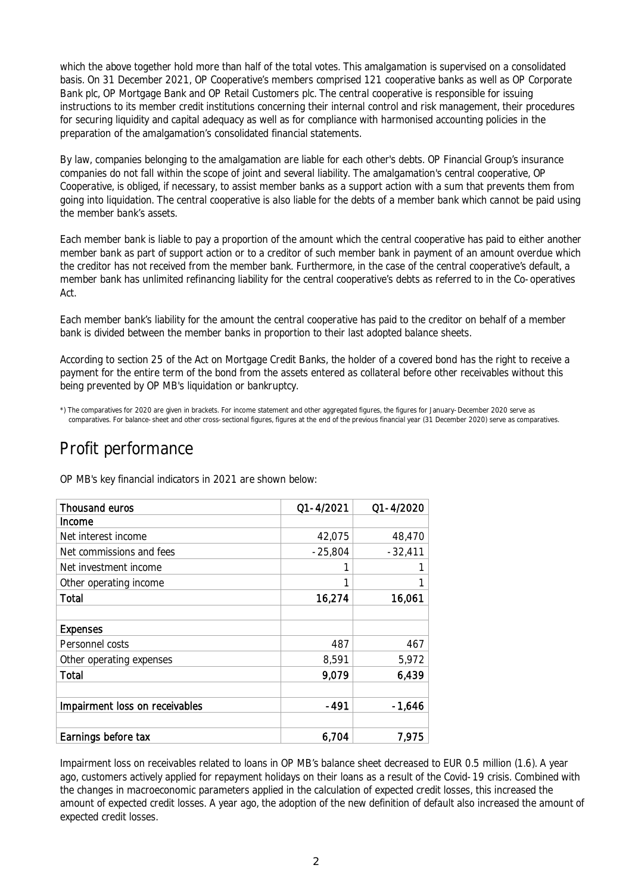which the above together hold more than half of the total votes. This amalgamation is supervised on a consolidated basis. On 31 December 2021, OP Cooperative's members comprised 121 cooperative banks as well as OP Corporate Bank plc, OP Mortgage Bank and OP Retail Customers plc. The central cooperative is responsible for issuing instructions to its member credit institutions concerning their internal control and risk management, their procedures for securing liquidity and capital adequacy as well as for compliance with harmonised accounting policies in the preparation of the amalgamation's consolidated financial statements.

By law, companies belonging to the amalgamation are liable for each other's debts. OP Financial Group's insurance companies do not fall within the scope of joint and several liability. The amalgamation's central cooperative, OP Cooperative, is obliged, if necessary, to assist member banks as a support action with a sum that prevents them from going into liquidation. The central cooperative is also liable for the debts of a member bank which cannot be paid using the member bank's assets.

Each member bank is liable to pay a proportion of the amount which the central cooperative has paid to either another member bank as part of support action or to a creditor of such member bank in payment of an amount overdue which the creditor has not received from the member bank. Furthermore, in the case of the central cooperative's default, a member bank has unlimited refinancing liability for the central cooperative's debts as referred to in the Co-operatives Act.

Each member bank's liability for the amount the central cooperative has paid to the creditor on behalf of a member bank is divided between the member banks in proportion to their last adopted balance sheets.

According to section 25 of the Act on Mortgage Credit Banks, the holder of a covered bond has the right to receive a payment for the entire term of the bond from the assets entered as collateral before other receivables without this being prevented by OP MB's liquidation or bankruptcy.

*) The comparatives for 2020 are given in brackets. For income statement and other aggregated figures, the figures for January-December 2020 serve as comparatives. For balance-sheet and other cross-sectional figures, figures at the end of the previous financial year (31 December 2020) serve as comparatives.

# Profit performance

OP MB's key financial indicators in 2021 are shown below:

| Thousand euros | Q1-4/2021 | Q1-4/2020 |
|---|---|---|
| **Income** | | |
| Net interest income | 42,075 | 48,470 |
| Net commissions and fees | -25,804 | -32,411 |
| Net investment income | 1 | 1 |
| Other operating income | 1 | 1 |
| **Total** | **16,274** | **16,061** |
| | | |
| **Expenses** | | |
| Personnel costs | 487 | 467 |
| Other operating expenses | 8,591 | 5,972 |
| **Total** | **9,079** | **6,439** |
| | | |
| **Impairment loss on receivables** | **-491** | **-1,646** |
| | | |
| **Earnings before tax** | **6,704** | **7,975** |

Impairment loss on receivables related to loans in OP MB's balance sheet decreased to EUR 0.5 million (1.6). A year ago, customers actively applied for repayment holidays on their loans as a result of the Covid-19 crisis. Combined with the changes in macroeconomic parameters applied in the calculation of expected credit losses, this increased the amount of expected credit losses. A year ago, the adoption of the new definition of default also increased the amount of expected credit losses.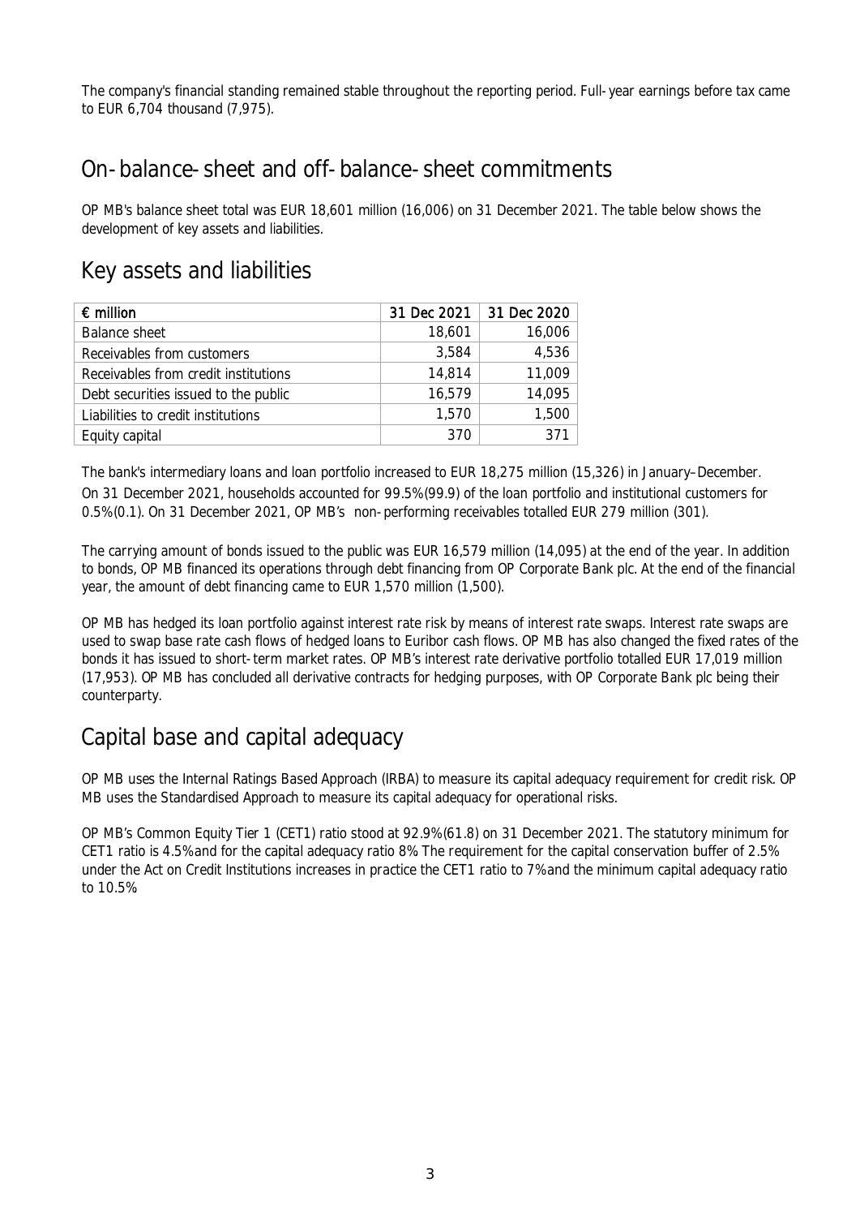The company's financial standing remained stable throughout the reporting period. Full-year earnings before tax came to EUR 6,704 thousand (7,975).

## On-balance-sheet and off-balance-sheet commitments

OP MB's balance sheet total was EUR 18,601 million (16,006) on 31 December 2021. The table below shows the development of key assets and liabilities.

## Key assets and liabilities

| € million | 31 Dec 2021 | 31 Dec 2020 |
|---|---|---|
| Balance sheet | 18,601 | 16,006 |
| Receivables from customers | 3,584 | 4,536 |
| Receivables from credit institutions | 14,814 | 11,009 |
| Debt securities issued to the public | 16,579 | 14,095 |
| Liabilities to credit institutions | 1,570 | 1,500 |
| Equity capital | 370 | 371 |

The bank's intermediary loans and loan portfolio increased to EUR 18,275 million (15,326) in January–December. On 31 December 2021, households accounted for 99.5% (99.9) of the loan portfolio and institutional customers for 0.5% (0.1). On 31 December 2021, OP MB's non-performing receivables totalled EUR 279 million (301).

The carrying amount of bonds issued to the public was EUR 16,579 million (14,095) at the end of the year. In addition to bonds, OP MB financed its operations through debt financing from OP Corporate Bank plc. At the end of the financial year, the amount of debt financing came to EUR 1,570 million (1,500).

OP MB has hedged its loan portfolio against interest rate risk by means of interest rate swaps. Interest rate swaps are used to swap base rate cash flows of hedged loans to Euribor cash flows. OP MB has also changed the fixed rates of the bonds it has issued to short-term market rates. OP MB's interest rate derivative portfolio totalled EUR 17,019 million (17,953). OP MB has concluded all derivative contracts for hedging purposes, with OP Corporate Bank plc being their counterparty.

## Capital base and capital adequacy

OP MB uses the Internal Ratings Based Approach (IRBA) to measure its capital adequacy requirement for credit risk. OP MB uses the Standardised Approach to measure its capital adequacy for operational risks.

OP MB's Common Equity Tier 1 (CET1) ratio stood at 92.9% (61.8) on 31 December 2021. The statutory minimum for CET1 ratio is 4.5% and for the capital adequacy ratio 8%. The requirement for the capital conservation buffer of 2.5% under the Act on Credit Institutions increases in practice the CET1 ratio to 7% and the minimum capital adequacy ratio to 10.5%.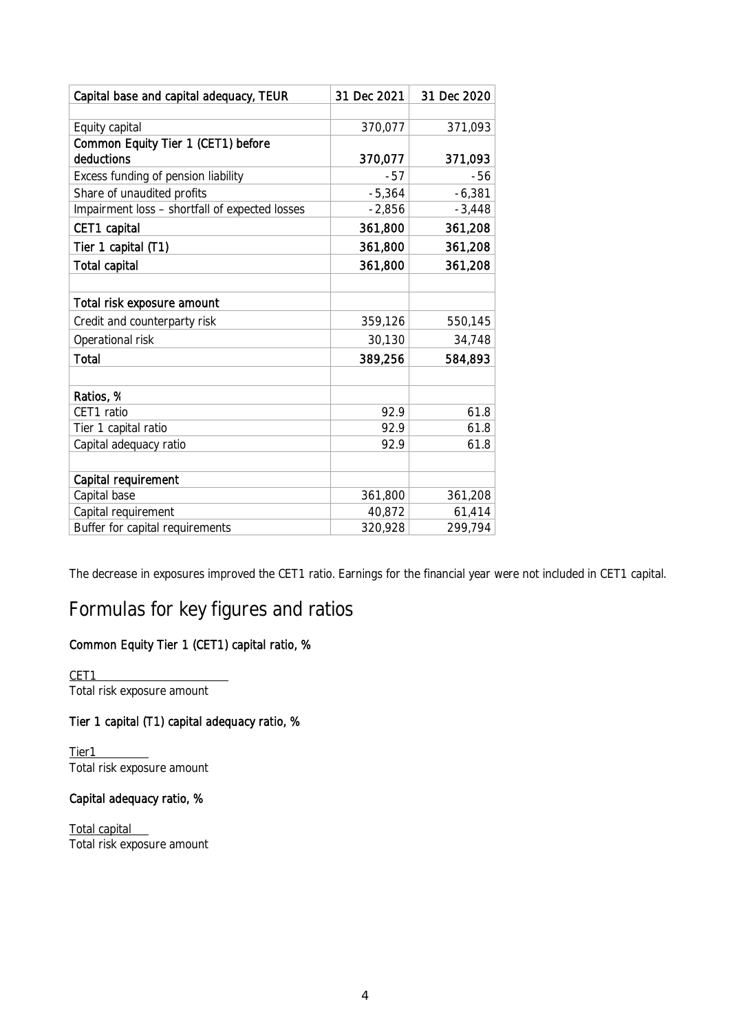| Capital base and capital adequacy, TEUR | 31 Dec 2021 | 31 Dec 2020 |
|---|---|---|
| | | |
| Equity capital | 370,077 | 371,093 |
| **Common Equity Tier 1 (CET1) before deductions** | **370,077** | **371,093** |
| Excess funding of pension liability | -57 | -56 |
| Share of unaudited profits | -5,364 | -6,381 |
| Impairment loss – shortfall of expected losses | -2,856 | -3,448 |
| **CET1 capital** | **361,800** | **361,208** |
| **Tier 1 capital (T1)** | **361,800** | **361,208** |
| **Total capital** | **361,800** | **361,208** |
| | | |
| **Total risk exposure amount** | | |
| Credit and counterparty risk | 359,126 | 550,145 |
| Operational risk | 30,130 | 34,748 |
| **Total** | **389,256** | **584,893** |
| | | |
| **Ratios, %** | | |
| CET1 ratio | 92.9 | 61.8 |
| Tier 1 capital ratio | 92.9 | 61.8 |
| Capital adequacy ratio | 92.9 | 61.8 |
| | | |
| **Capital requirement** | | |
| Capital base | 361,800 | 361,208 |
| Capital requirement | 40,872 | 61,414 |
| Buffer for capital requirements | 320,928 | 299,794 |

The decrease in exposures improved the CET1 ratio. Earnings for the financial year were not included in CET1 capital.

# Formulas for key figures and ratios

**Common Equity Tier 1 (CET1) capital ratio, %**

$$\frac{\text{CET1}}{\text{Total risk exposure amount}}$$

**Tier 1 capital (T1) capital adequacy ratio, %**

$$\frac{\text{Tier1}}{\text{Total risk exposure amount}}$$

**Capital adequacy ratio, %**

$$\frac{\text{Total capital}}{\text{Total risk exposure amount}}$$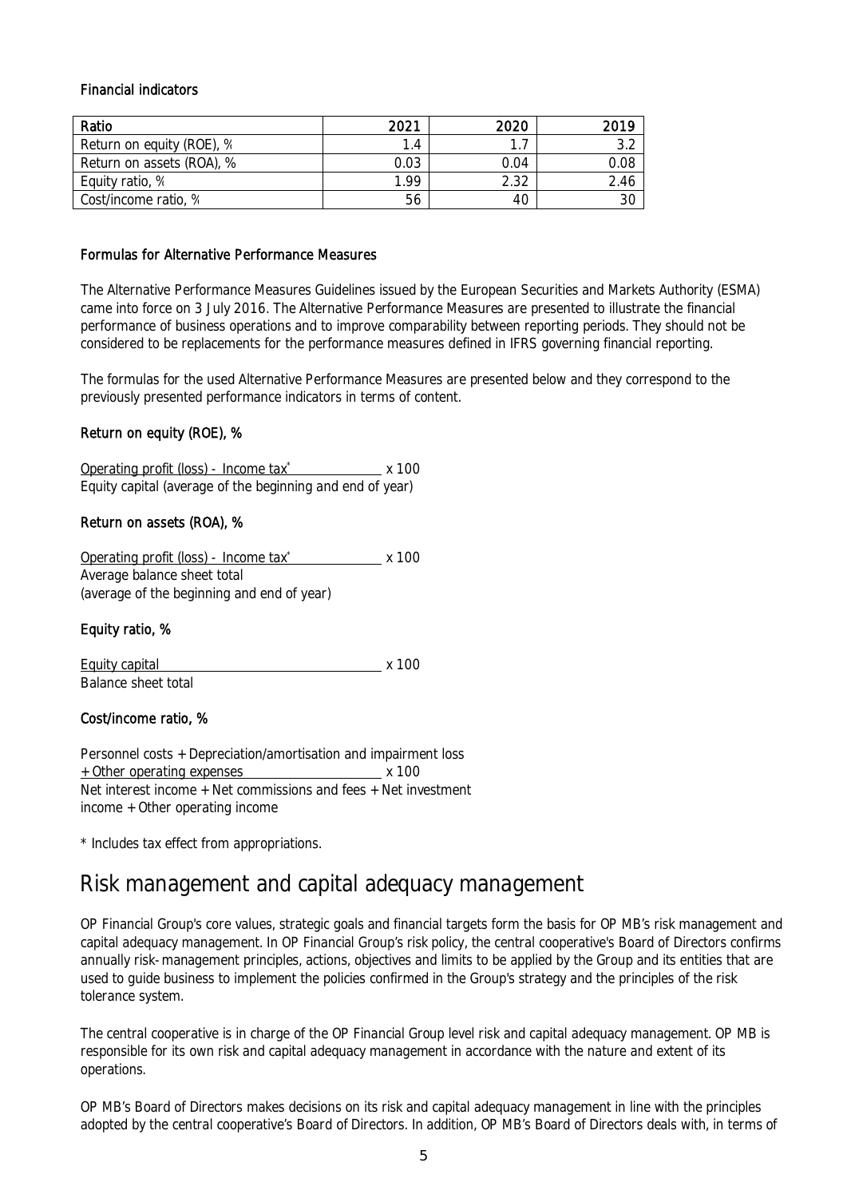### Financial indicators

| Ratio | 2021 | 2020 | 2019 |
|---|---|---|---|
| Return on equity (ROE), % | 1.4 | 1.7 | 3.2 |
| Return on assets (ROA), % | 0.03 | 0.04 | 0.08 |
| Equity ratio, % | 1.99 | 2.32 | 2.46 |
| Cost/income ratio, % | 56 | 40 | 30 |

### Formulas for Alternative Performance Measures

The Alternative Performance Measures Guidelines issued by the European Securities and Markets Authority (ESMA) came into force on 3 July 2016. The Alternative Performance Measures are presented to illustrate the financial performance of business operations and to improve comparability between reporting periods. They should not be considered to be replacements for the performance measures defined in IFRS governing financial reporting.

The formulas for the used Alternative Performance Measures are presented below and they correspond to the previously presented performance indicators in terms of content.

#### Return on equity (ROE), %

$$\frac{\text{Operating profit (loss) - Income tax}^{*}}{\text{Equity capital (average of the beginning and end of year)}} \times 100$$

#### Return on assets (ROA), %

$$\frac{\text{Operating profit (loss) - Income tax}^{*}}{\text{Average balance sheet total (average of the beginning and end of year)}} \times 100$$

#### Equity ratio, %

$$\frac{\text{Equity capital}}{\text{Balance sheet total}} \times 100$$

#### Cost/income ratio, %

$$\frac{\text{Personnel costs + Depreciation/amortisation and impairment loss + Other operating expenses}}{\text{Net interest income + Net commissions and fees + Net investment income + Other operating income}} \times 100$$

\* Includes tax effect from appropriations.

## Risk management and capital adequacy management

OP Financial Group's core values, strategic goals and financial targets form the basis for OP MB's risk management and capital adequacy management. In OP Financial Group's risk policy, the central cooperative's Board of Directors confirms annually risk-management principles, actions, objectives and limits to be applied by the Group and its entities that are used to guide business to implement the policies confirmed in the Group's strategy and the principles of the risk tolerance system.

The central cooperative is in charge of the OP Financial Group level risk and capital adequacy management. OP MB is responsible for its own risk and capital adequacy management in accordance with the nature and extent of its operations.

OP MB's Board of Directors makes decisions on its risk and capital adequacy management in line with the principles adopted by the central cooperative's Board of Directors. In addition, OP MB's Board of Directors deals with, in terms of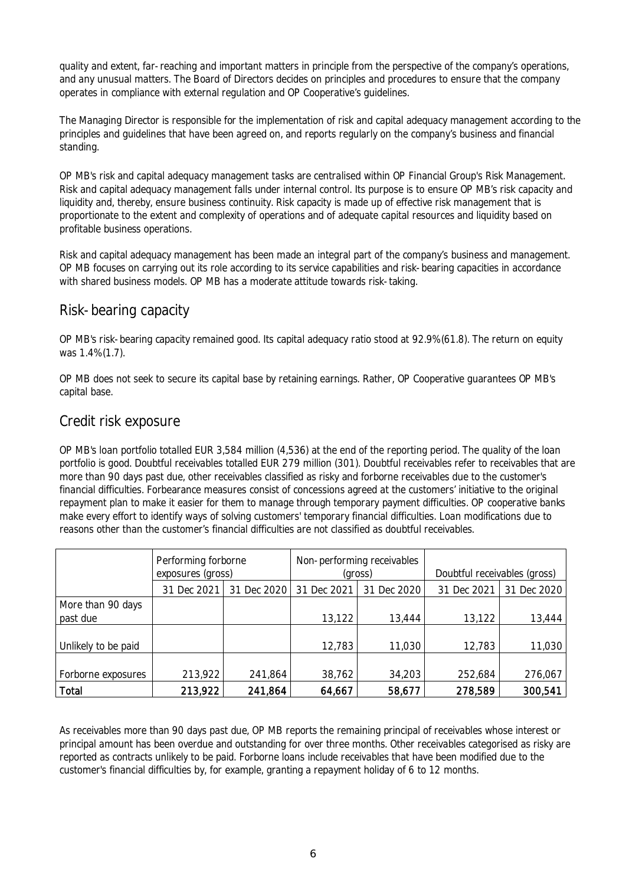quality and extent, far-reaching and important matters in principle from the perspective of the company's operations, and any unusual matters. The Board of Directors decides on principles and procedures to ensure that the company operates in compliance with external regulation and OP Cooperative's guidelines.

The Managing Director is responsible for the implementation of risk and capital adequacy management according to the principles and guidelines that have been agreed on, and reports regularly on the company's business and financial standing.

OP MB's risk and capital adequacy management tasks are centralised within OP Financial Group's Risk Management. Risk and capital adequacy management falls under internal control. Its purpose is to ensure OP MB's risk capacity and liquidity and, thereby, ensure business continuity. Risk capacity is made up of effective risk management that is proportionate to the extent and complexity of operations and of adequate capital resources and liquidity based on profitable business operations.

Risk and capital adequacy management has been made an integral part of the company's business and management. OP MB focuses on carrying out its role according to its service capabilities and risk-bearing capacities in accordance with shared business models. OP MB has a moderate attitude towards risk-taking.

## Risk-bearing capacity

OP MB's risk-bearing capacity remained good. Its capital adequacy ratio stood at 92.9% (61.8). The return on equity was 1.4% (1.7).

OP MB does not seek to secure its capital base by retaining earnings. Rather, OP Cooperative guarantees OP MB's capital base.

## Credit risk exposure

OP MB's loan portfolio totalled EUR 3,584 million (4,536) at the end of the reporting period. The quality of the loan portfolio is good. Doubtful receivables totalled EUR 279 million (301). Doubtful receivables refer to receivables that are more than 90 days past due, other receivables classified as risky and forborne receivables due to the customer's financial difficulties. Forbearance measures consist of concessions agreed at the customers' initiative to the original repayment plan to make it easier for them to manage through temporary payment difficulties. OP cooperative banks make every effort to identify ways of solving customers' temporary financial difficulties. Loan modifications due to reasons other than the customer's financial difficulties are not classified as doubtful receivables.

| | Performing forborne exposures (gross) | | Non-performing receivables (gross) | | Doubtful receivables (gross) | |
|---|---|---|---|---|---|---|
| | 31 Dec 2021 | 31 Dec 2020 | 31 Dec 2021 | 31 Dec 2020 | 31 Dec 2021 | 31 Dec 2020 |
| More than 90 days past due | | | 13,122 | 13,444 | 13,122 | 13,444 |
| Unlikely to be paid | | | 12,783 | 11,030 | 12,783 | 11,030 |
| Forborne exposures | 213,922 | 241,864 | 38,762 | 34,203 | 252,684 | 276,067 |
| **Total** | **213,922** | **241,864** | **64,667** | **58,677** | **278,589** | **300,541** |

As receivables more than 90 days past due, OP MB reports the remaining principal of receivables whose interest or principal amount has been overdue and outstanding for over three months. Other receivables categorised as risky are reported as contracts unlikely to be paid. Forborne loans include receivables that have been modified due to the customer's financial difficulties by, for example, granting a repayment holiday of 6 to 12 months.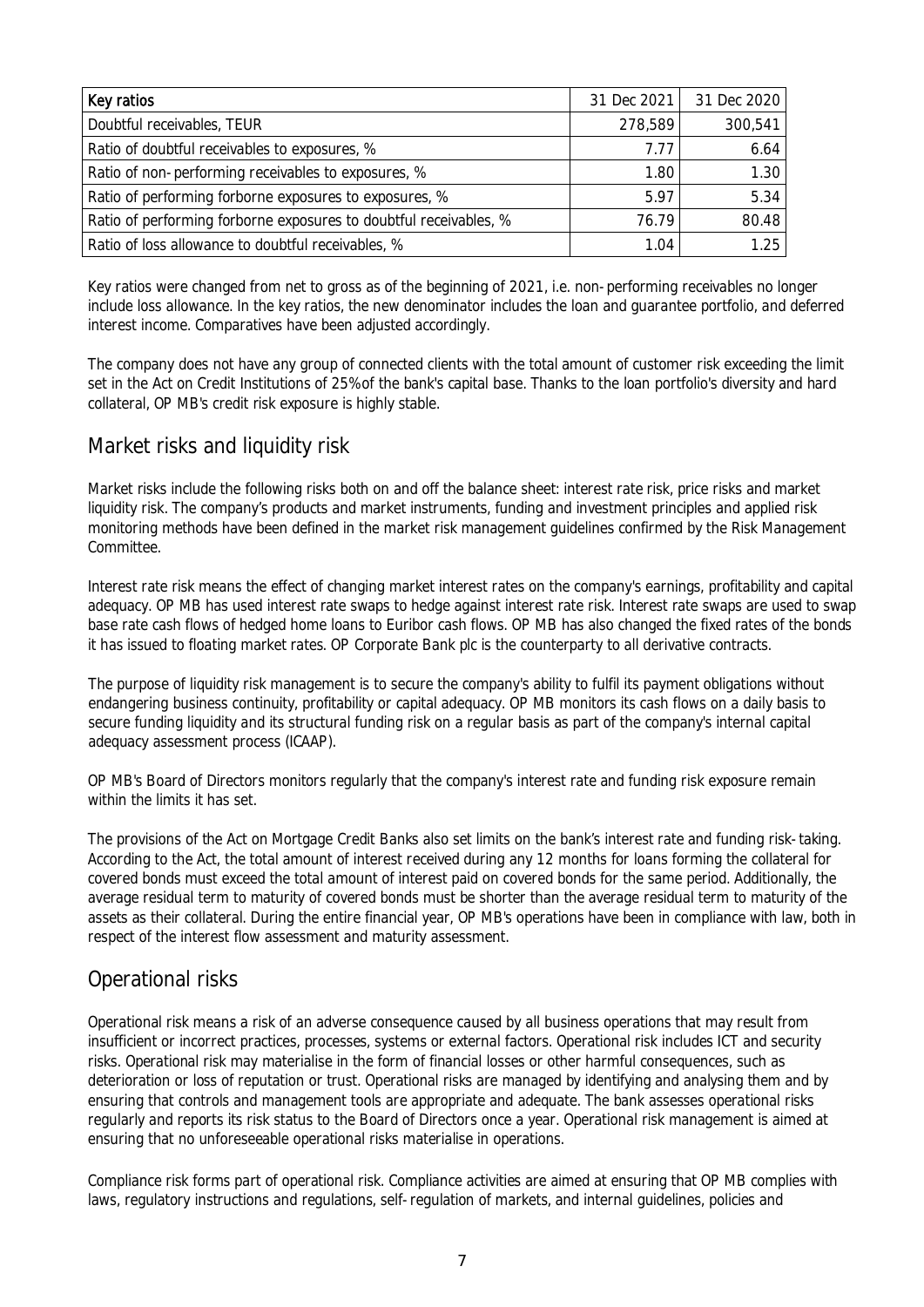| Key ratios | 31 Dec 2021 | 31 Dec 2020 |
| --- | --- | --- |
| Doubtful receivables, TEUR | 278,589 | 300,541 |
| Ratio of doubtful receivables to exposures, % | 7.77 | 6.64 |
| Ratio of non-performing receivables to exposures, % | 1.80 | 1.30 |
| Ratio of performing forborne exposures to exposures, % | 5.97 | 5.34 |
| Ratio of performing forborne exposures to doubtful receivables, % | 76.79 | 80.48 |
| Ratio of loss allowance to doubtful receivables, % | 1.04 | 1.25 |

Key ratios were changed from net to gross as of the beginning of 2021, i.e. non-performing receivables no longer include loss allowance. In the key ratios, the new denominator includes the loan and guarantee portfolio, and deferred interest income. Comparatives have been adjusted accordingly.

The company does not have any group of connected clients with the total amount of customer risk exceeding the limit set in the Act on Credit Institutions of 25% of the bank's capital base. Thanks to the loan portfolio's diversity and hard collateral, OP MB's credit risk exposure is highly stable.

## Market risks and liquidity risk

Market risks include the following risks both on and off the balance sheet: interest rate risk, price risks and market liquidity risk. The company's products and market instruments, funding and investment principles and applied risk monitoring methods have been defined in the market risk management guidelines confirmed by the Risk Management Committee.

Interest rate risk means the effect of changing market interest rates on the company's earnings, profitability and capital adequacy. OP MB has used interest rate swaps to hedge against interest rate risk. Interest rate swaps are used to swap base rate cash flows of hedged home loans to Euribor cash flows. OP MB has also changed the fixed rates of the bonds it has issued to floating market rates. OP Corporate Bank plc is the counterparty to all derivative contracts.

The purpose of liquidity risk management is to secure the company's ability to fulfil its payment obligations without endangering business continuity, profitability or capital adequacy. OP MB monitors its cash flows on a daily basis to secure funding liquidity and its structural funding risk on a regular basis as part of the company's internal capital adequacy assessment process (ICAAP).

OP MB's Board of Directors monitors regularly that the company's interest rate and funding risk exposure remain within the limits it has set.

The provisions of the Act on Mortgage Credit Banks also set limits on the bank's interest rate and funding risk-taking. According to the Act, the total amount of interest received during any 12 months for loans forming the collateral for covered bonds must exceed the total amount of interest paid on covered bonds for the same period. Additionally, the average residual term to maturity of covered bonds must be shorter than the average residual term to maturity of the assets as their collateral. During the entire financial year, OP MB's operations have been in compliance with law, both in respect of the interest flow assessment and maturity assessment.

## Operational risks

Operational risk means a risk of an adverse consequence caused by all business operations that may result from insufficient or incorrect practices, processes, systems or external factors. Operational risk includes ICT and security risks. Operational risk may materialise in the form of financial losses or other harmful consequences, such as deterioration or loss of reputation or trust. Operational risks are managed by identifying and analysing them and by ensuring that controls and management tools are appropriate and adequate. The bank assesses operational risks regularly and reports its risk status to the Board of Directors once a year. Operational risk management is aimed at ensuring that no unforeseeable operational risks materialise in operations.

Compliance risk forms part of operational risk. Compliance activities are aimed at ensuring that OP MB complies with laws, regulatory instructions and regulations, self-regulation of markets, and internal guidelines, policies and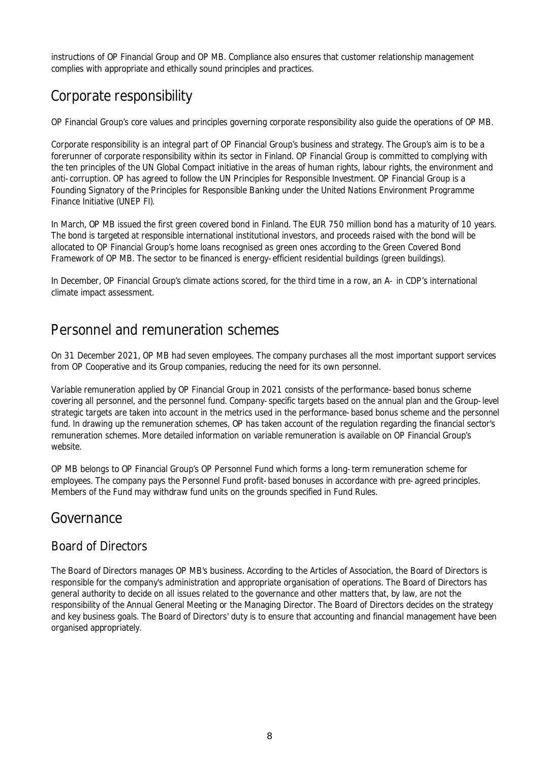instructions of OP Financial Group and OP MB. Compliance also ensures that customer relationship management complies with appropriate and ethically sound principles and practices.

## Corporate responsibility

OP Financial Group's core values and principles governing corporate responsibility also guide the operations of OP MB.

Corporate responsibility is an integral part of OP Financial Group's business and strategy. The Group's aim is to be a forerunner of corporate responsibility within its sector in Finland. OP Financial Group is committed to complying with the ten principles of the UN Global Compact initiative in the areas of human rights, labour rights, the environment and anti-corruption. OP has agreed to follow the UN Principles for Responsible Investment. OP Financial Group is a Founding Signatory of the Principles for Responsible Banking under the United Nations Environment Programme Finance Initiative (UNEP FI).

In March, OP MB issued the first green covered bond in Finland. The EUR 750 million bond has a maturity of 10 years. The bond is targeted at responsible international institutional investors, and proceeds raised with the bond will be allocated to OP Financial Group's home loans recognised as green ones according to the Green Covered Bond Framework of OP MB. The sector to be financed is energy-efficient residential buildings (green buildings).

In December, OP Financial Group's climate actions scored, for the third time in a row, an A- in CDP's international climate impact assessment.

## Personnel and remuneration schemes

On 31 December 2021, OP MB had seven employees. The company purchases all the most important support services from OP Cooperative and its Group companies, reducing the need for its own personnel.

Variable remuneration applied by OP Financial Group in 2021 consists of the performance-based bonus scheme covering all personnel, and the personnel fund. Company-specific targets based on the annual plan and the Group-level strategic targets are taken into account in the metrics used in the performance-based bonus scheme and the personnel fund. In drawing up the remuneration schemes, OP has taken account of the regulation regarding the financial sector's remuneration schemes. More detailed information on variable remuneration is available on OP Financial Group's website.

OP MB belongs to OP Financial Group's OP Personnel Fund which forms a long-term remuneration scheme for employees. The company pays the Personnel Fund profit-based bonuses in accordance with pre-agreed principles. Members of the Fund may withdraw fund units on the grounds specified in Fund Rules.

## Governance

### Board of Directors

The Board of Directors manages OP MB's business. According to the Articles of Association, the Board of Directors is responsible for the company's administration and appropriate organisation of operations. The Board of Directors has general authority to decide on all issues related to the governance and other matters that, by law, are not the responsibility of the Annual General Meeting or the Managing Director. The Board of Directors decides on the strategy and key business goals. The Board of Directors' duty is to ensure that accounting and financial management have been organised appropriately.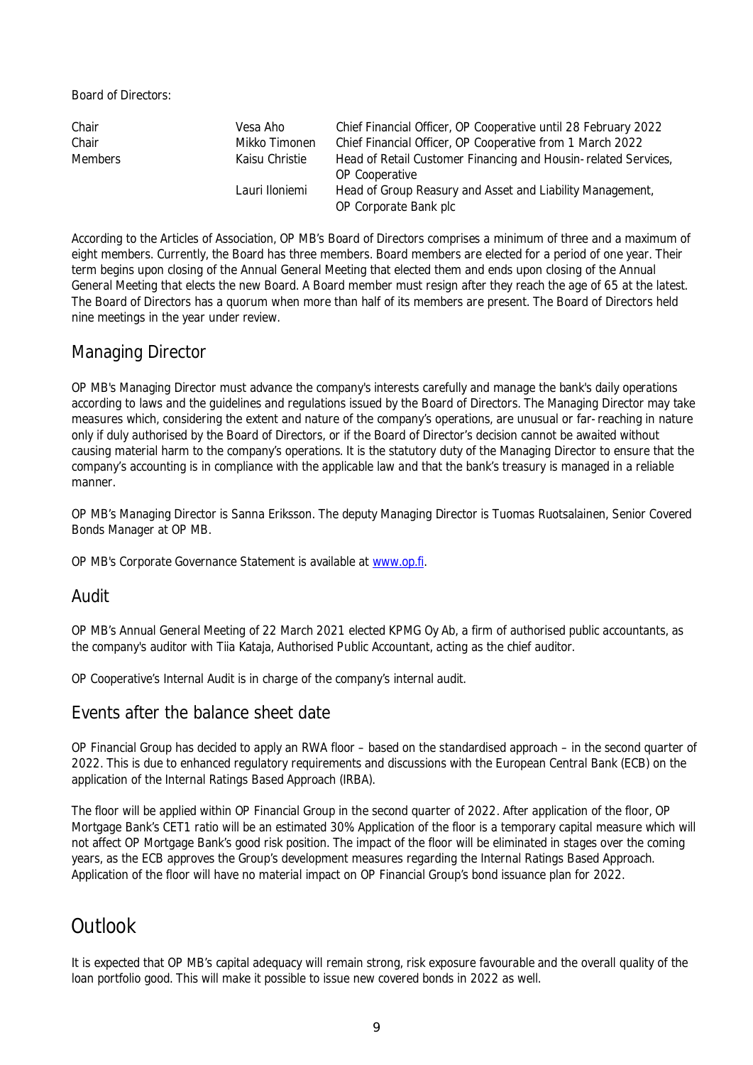Board of Directors:

| | | |
|---|---|---|
| Chair | Vesa Aho | Chief Financial Officer, OP Cooperative until 28 February 2022 |
| Chair | Mikko Timonen | Chief Financial Officer, OP Cooperative from 1 March 2022 |
| Members | Kaisu Christie | Head of Retail Customer Financing and Housin-related Services, OP Cooperative |
| | Lauri Iloniemi | Head of Group Reasury and Asset and Liability Management, OP Corporate Bank plc |

According to the Articles of Association, OP MB's Board of Directors comprises a minimum of three and a maximum of eight members. Currently, the Board has three members. Board members are elected for a period of one year. Their term begins upon closing of the Annual General Meeting that elected them and ends upon closing of the Annual General Meeting that elects the new Board. A Board member must resign after they reach the age of 65 at the latest. The Board of Directors has a quorum when more than half of its members are present. The Board of Directors held nine meetings in the year under review.

## Managing Director

OP MB's Managing Director must advance the company's interests carefully and manage the bank's daily operations according to laws and the guidelines and regulations issued by the Board of Directors. The Managing Director may take measures which, considering the extent and nature of the company's operations, are unusual or far-reaching in nature only if duly authorised by the Board of Directors, or if the Board of Director's decision cannot be awaited without causing material harm to the company's operations. It is the statutory duty of the Managing Director to ensure that the company's accounting is in compliance with the applicable law and that the bank's treasury is managed in a reliable manner.

OP MB's Managing Director is Sanna Eriksson. The deputy Managing Director is Tuomas Ruotsalainen, Senior Covered Bonds Manager at OP MB.

OP MB's Corporate Governance Statement is available at www.op.fi.

## Audit

OP MB's Annual General Meeting of 22 March 2021 elected KPMG Oy Ab, a firm of authorised public accountants, as the company's auditor with Tiia Kataja, Authorised Public Accountant, acting as the chief auditor.

OP Cooperative's Internal Audit is in charge of the company's internal audit.

## Events after the balance sheet date

OP Financial Group has decided to apply an RWA floor – based on the standardised approach – in the second quarter of 2022. This is due to enhanced regulatory requirements and discussions with the European Central Bank (ECB) on the application of the Internal Ratings Based Approach (IRBA).

The floor will be applied within OP Financial Group in the second quarter of 2022. After application of the floor, OP Mortgage Bank's CET1 ratio will be an estimated 30% Application of the floor is a temporary capital measure which will not affect OP Mortgage Bank's good risk position. The impact of the floor will be eliminated in stages over the coming years, as the ECB approves the Group's development measures regarding the Internal Ratings Based Approach. Application of the floor will have no material impact on OP Financial Group's bond issuance plan for 2022.

# Outlook

It is expected that OP MB's capital adequacy will remain strong, risk exposure favourable and the overall quality of the loan portfolio good. This will make it possible to issue new covered bonds in 2022 as well.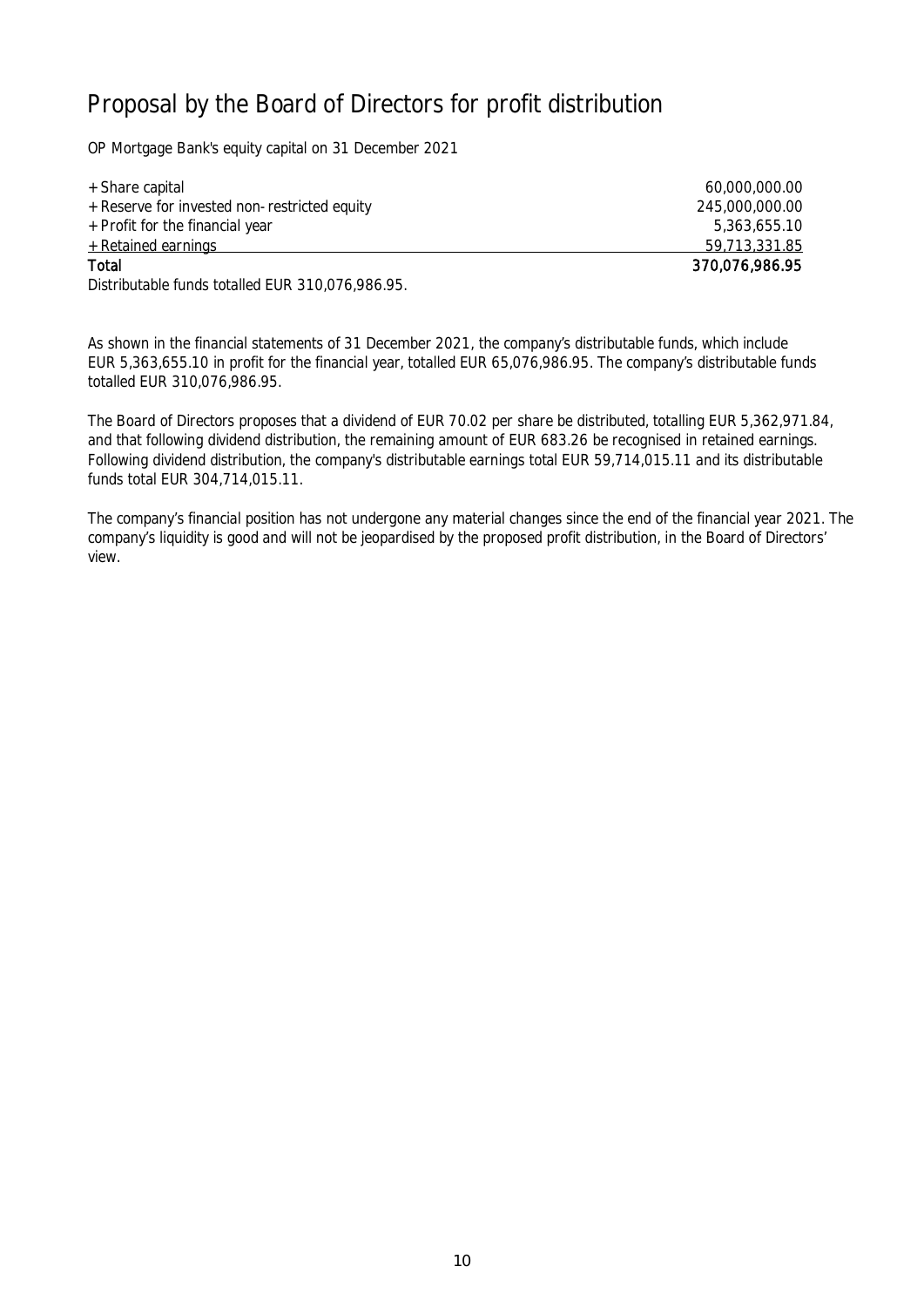# Proposal by the Board of Directors for profit distribution

OP Mortgage Bank's equity capital on 31 December 2021

| | |
|---|---|
| + Share capital | 60,000,000.00 |
| + Reserve for invested non-restricted equity | 245,000,000.00 |
| + Profit for the financial year | 5,363,655.10 |
| + Retained earnings | 59,713,331.85 |
| **Total** | **370,076,986.95** |

Distributable funds totalled EUR 310,076,986.95.

As shown in the financial statements of 31 December 2021, the company's distributable funds, which include EUR 5,363,655.10 in profit for the financial year, totalled EUR 65,076,986.95. The company's distributable funds totalled EUR 310,076,986.95.

The Board of Directors proposes that a dividend of EUR 70.02 per share be distributed, totalling EUR 5,362,971.84, and that following dividend distribution, the remaining amount of EUR 683.26 be recognised in retained earnings. Following dividend distribution, the company's distributable earnings total EUR 59,714,015.11 and its distributable funds total EUR 304,714,015.11.

The company's financial position has not undergone any material changes since the end of the financial year 2021. The company's liquidity is good and will not be jeopardised by the proposed profit distribution, in the Board of Directors' view.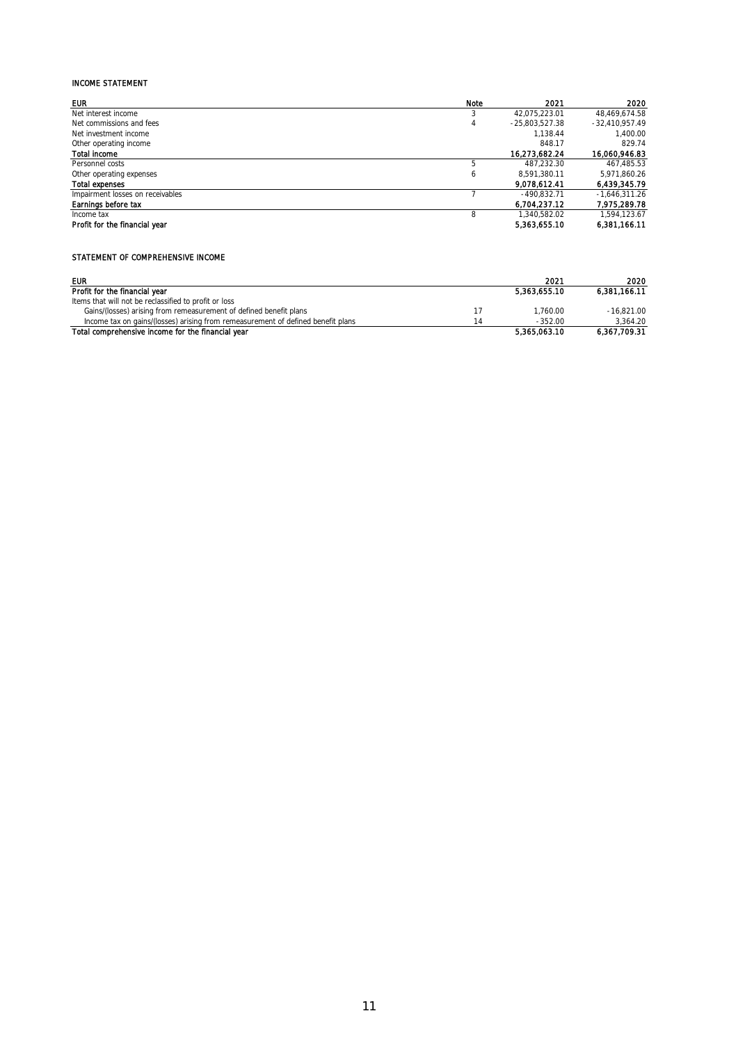## INCOME STATEMENT

| EUR | Note | 2021 | 2020 |
|---|---|---|---|
| Net interest income | 3 | 42,075,223.01 | 48,469,674.58 |
| Net commissions and fees | 4 | -25,803,527.38 | -32,410,957.49 |
| Net investment income | | 1,138.44 | 1,400.00 |
| Other operating income | | 848.17 | 829.74 |
| **Total income** | | **16,273,682.24** | **16,060,946.83** |
| Personnel costs | 5 | 487,232.30 | 467,485.53 |
| Other operating expenses | 6 | 8,591,380.11 | 5,971,860.26 |
| **Total expenses** | | **9,078,612.41** | **6,439,345.79** |
| Impairment losses on receivables | 7 | -490,832.71 | -1,646,311.26 |
| **Earnings before tax** | | **6,704,237.12** | **7,975,289.78** |
| Income tax | 8 | 1,340,582.02 | 1,594,123.67 |
| **Profit for the financial year** | | **5,363,655.10** | **6,381,166.11** |

## STATEMENT OF COMPREHENSIVE INCOME

| EUR | | 2021 | 2020 |
|---|---|---|---|
| **Profit for the financial year** | | **5,363,655.10** | **6,381,166.11** |
| Items that will not be reclassified to profit or loss | | | |
| Gains/(losses) arising from remeasurement of defined benefit plans | 17 | 1,760.00 | -16,821.00 |
| Income tax on gains/(losses) arising from remeasurement of defined benefit plans | 14 | -352.00 | 3,364.20 |
| **Total comprehensive income for the financial year** | | **5,365,063.10** | **6,367,709.31** |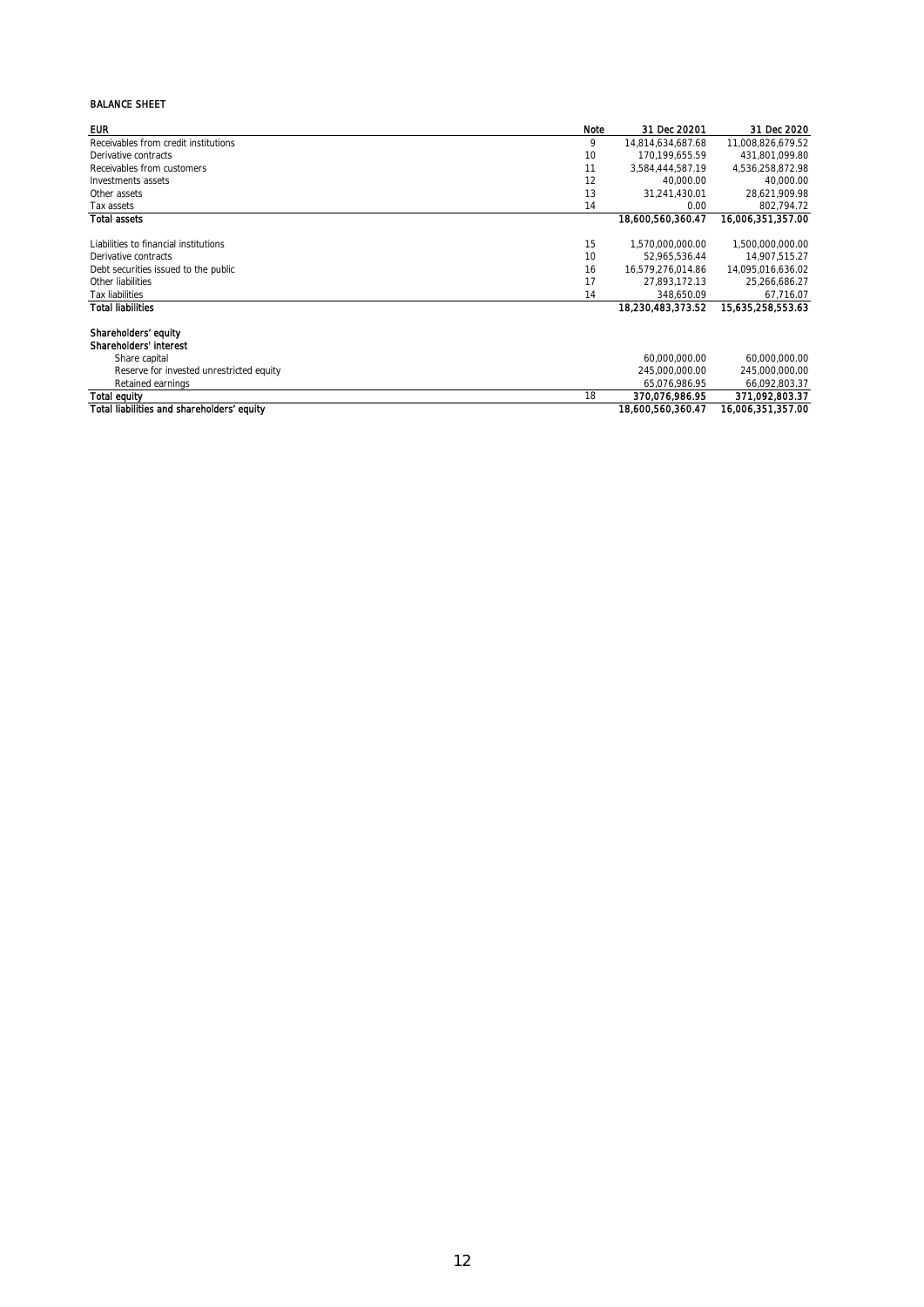BALANCE SHEET

| EUR | Note | 31 Dec 20201 | 31 Dec 2020 |
|---|---|---|---|
| Receivables from credit institutions | 9 | 14,814,634,687.68 | 11,008,826,679.52 |
| Derivative contracts | 10 | 170,199,655.59 | 431,801,099.80 |
| Receivables from customers | 11 | 3,584,444,587.19 | 4,536,258,872.98 |
| Investments assets | 12 | 40,000.00 | 40,000.00 |
| Other assets | 13 | 31,241,430.01 | 28,621,909.98 |
| Tax assets | 14 | 0.00 | 802,794.72 |
| **Total assets** | | **18,600,560,360.47** | **16,006,351,357.00** |
| | | | |
| Liabilities to financial institutions | 15 | 1,570,000,000.00 | 1,500,000,000.00 |
| Derivative contracts | 10 | 52,965,536.44 | 14,907,515.27 |
| Debt securities issued to the public | 16 | 16,579,276,014.86 | 14,095,016,636.02 |
| Other liabilities | 17 | 27,893,172.13 | 25,266,686.27 |
| Tax liabilities | 14 | 348,650.09 | 67,716.07 |
| **Total liabilities** | | **18,230,483,373.52** | **15,635,258,553.63** |
| | | | |
| **Shareholders' equity** | | | |
| **Shareholders' interest** | | | |
| Share capital | | 60,000,000.00 | 60,000,000.00 |
| Reserve for invested unrestricted equity | | 245,000,000.00 | 245,000,000.00 |
| Retained earnings | | 65,076,986.95 | 66,092,803.37 |
| **Total equity** | 18 | **370,076,986.95** | **371,092,803.37** |
| **Total liabilities and shareholders' equity** | | **18,600,560,360.47** | **16,006,351,357.00** |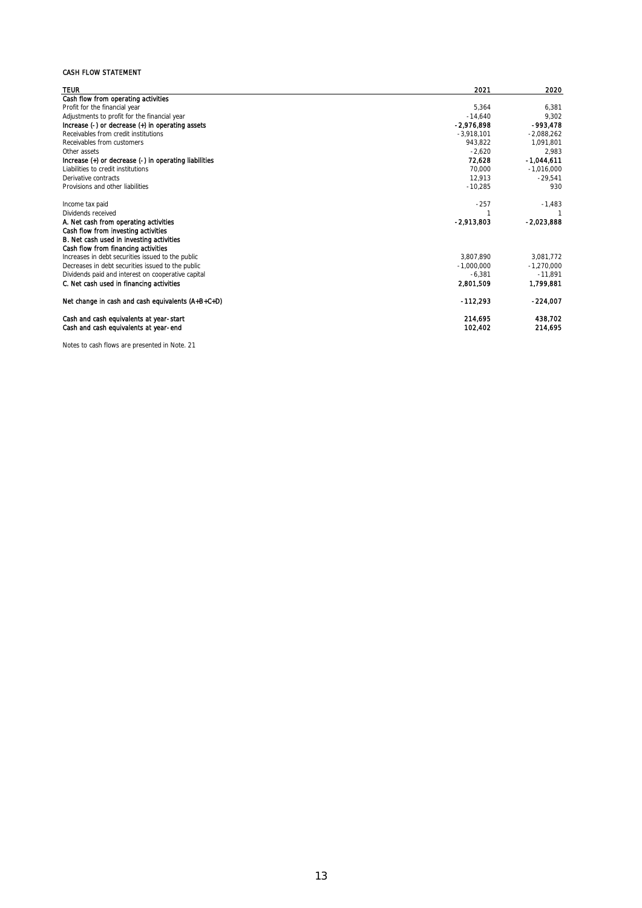CASH FLOW STATEMENT

| TEUR | 2021 | 2020 |
|---|---|---|
| **Cash flow from operating activities** | | |
| Profit for the financial year | 5,364 | 6,381 |
| Adjustments to profit for the financial year | -14,640 | 9,302 |
| **Increase (-) or decrease (+) in operating assets** | **-2,976,898** | **-993,478** |
| Receivables from credit institutions | -3,918,101 | -2,088,262 |
| Receivables from customers | 943,822 | 1,091,801 |
| Other assets | -2,620 | 2,983 |
| **Increase (+) or decrease (-) in operating liabilities** | **72,628** | **-1,044,611** |
| Liabilities to credit institutions | 70,000 | -1,016,000 |
| Derivative contracts | 12,913 | -29,541 |
| Provisions and other liabilities | -10,285 | 930 |
| | | |
| Income tax paid | -257 | -1,483 |
| Dividends received | 1 | 1 |
| **A. Net cash from operating activities** | **-2,913,803** | **-2,023,888** |
| **Cash flow from investing activities** | | |
| **B. Net cash used in investing activities** | | |
| **Cash flow from financing activities** | | |
| Increases in debt securities issued to the public | 3,807,890 | 3,081,772 |
| Decreases in debt securities issued to the public | -1,000,000 | -1,270,000 |
| Dividends paid and interest on cooperative capital | -6,381 | -11,891 |
| **C. Net cash used in financing activities** | **2,801,509** | **1,799,881** |
| | | |
| **Net change in cash and cash equivalents (A+B+C+D)** | **-112,293** | **-224,007** |
| | | |
| **Cash and cash equivalents at year-start** | **214,695** | **438,702** |
| **Cash and cash equivalents at year-end** | **102,402** | **214,695** |

Notes to cash flows are presented in Note. 21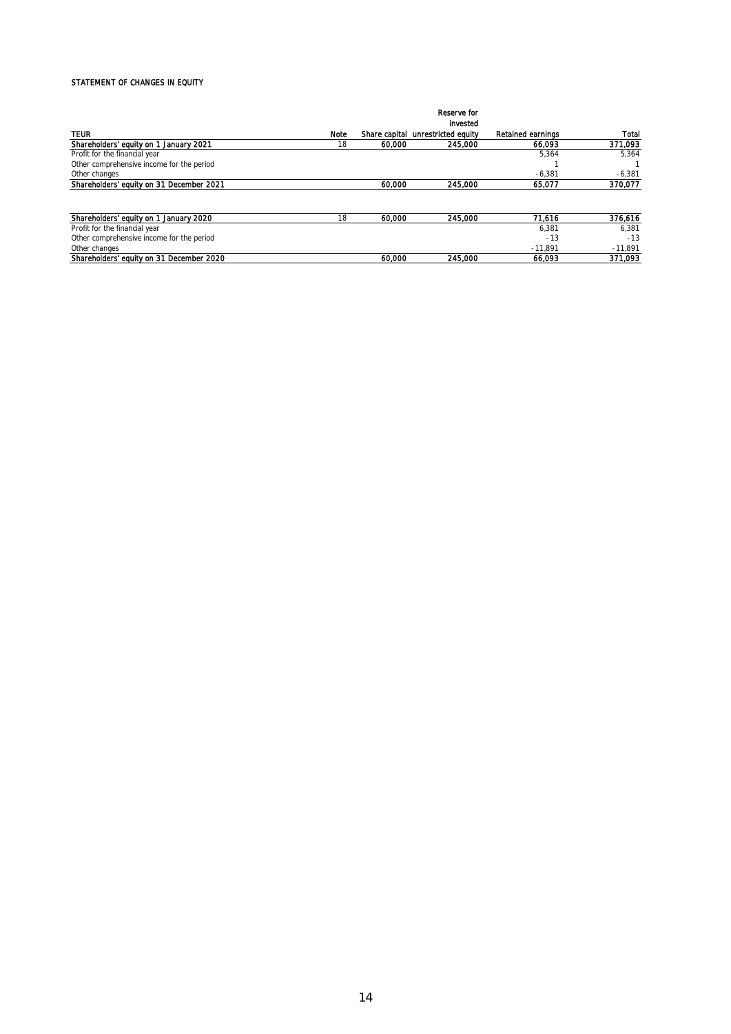STATEMENT OF CHANGES IN EQUITY

| TEUR | Note | Share capital | Reserve for invested unrestricted equity | Retained earnings | Total |
|---|---|---|---|---|---|
| **Shareholders' equity on 1 January 2021** | 18 | 60,000 | 245,000 | 66,093 | 371,093 |
| Profit for the financial year | | | | 5,364 | 5,364 |
| Other comprehensive income for the period | | | | 1 | 1 |
| Other changes | | | | -6,381 | -6,381 |
| **Shareholders' equity on 31 December 2021** | | 60,000 | 245,000 | 65,077 | 370,077 |
| | | | | | |
| **Shareholders' equity on 1 January 2020** | 18 | 60,000 | 245,000 | 71,616 | 376,616 |
| Profit for the financial year | | | | 6,381 | 6,381 |
| Other comprehensive income for the period | | | | -13 | -13 |
| Other changes | | | | -11,891 | -11,891 |
| **Shareholders' equity on 31 December 2020** | | 60,000 | 245,000 | 66,093 | 371,093 |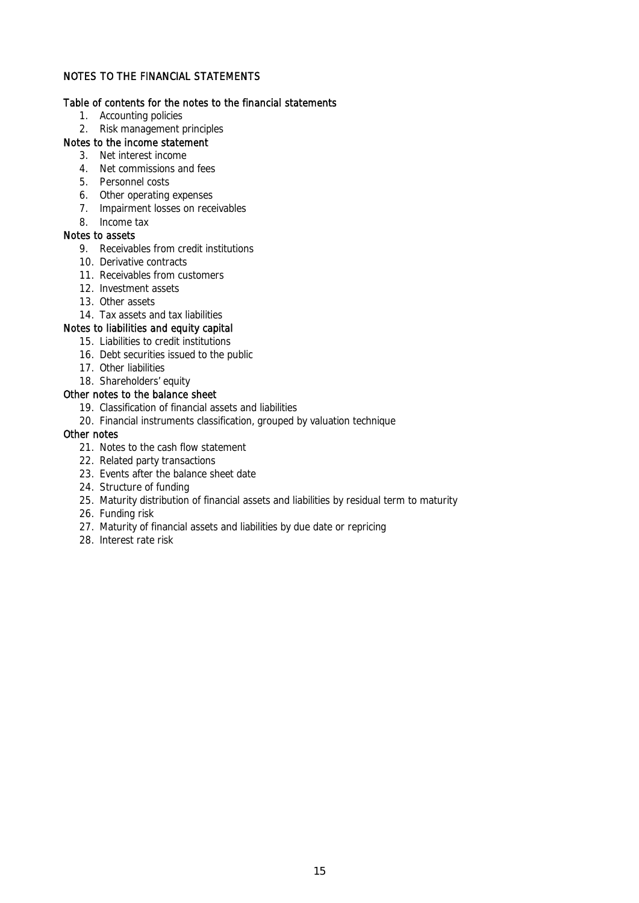# NOTES TO THE FINANCIAL STATEMENTS

## Table of contents for the notes to the financial statements

1. Accounting policies
2. Risk management principles

### Notes to the income statement

3. Net interest income
4. Net commissions and fees
5. Personnel costs
6. Other operating expenses
7. Impairment losses on receivables
8. Income tax

### Notes to assets

9. Receivables from credit institutions
10. Derivative contracts
11. Receivables from customers
12. Investment assets
13. Other assets
14. Tax assets and tax liabilities

### Notes to liabilities and equity capital

15. Liabilities to credit institutions
16. Debt securities issued to the public
17. Other liabilities
18. Shareholders' equity

### Other notes to the balance sheet

19. Classification of financial assets and liabilities
20. Financial instruments classification, grouped by valuation technique

### Other notes

21. Notes to the cash flow statement
22. Related party transactions
23. Events after the balance sheet date
24. Structure of funding
25. Maturity distribution of financial assets and liabilities by residual term to maturity
26. Funding risk
27. Maturity of financial assets and liabilities by due date or repricing
28. Interest rate risk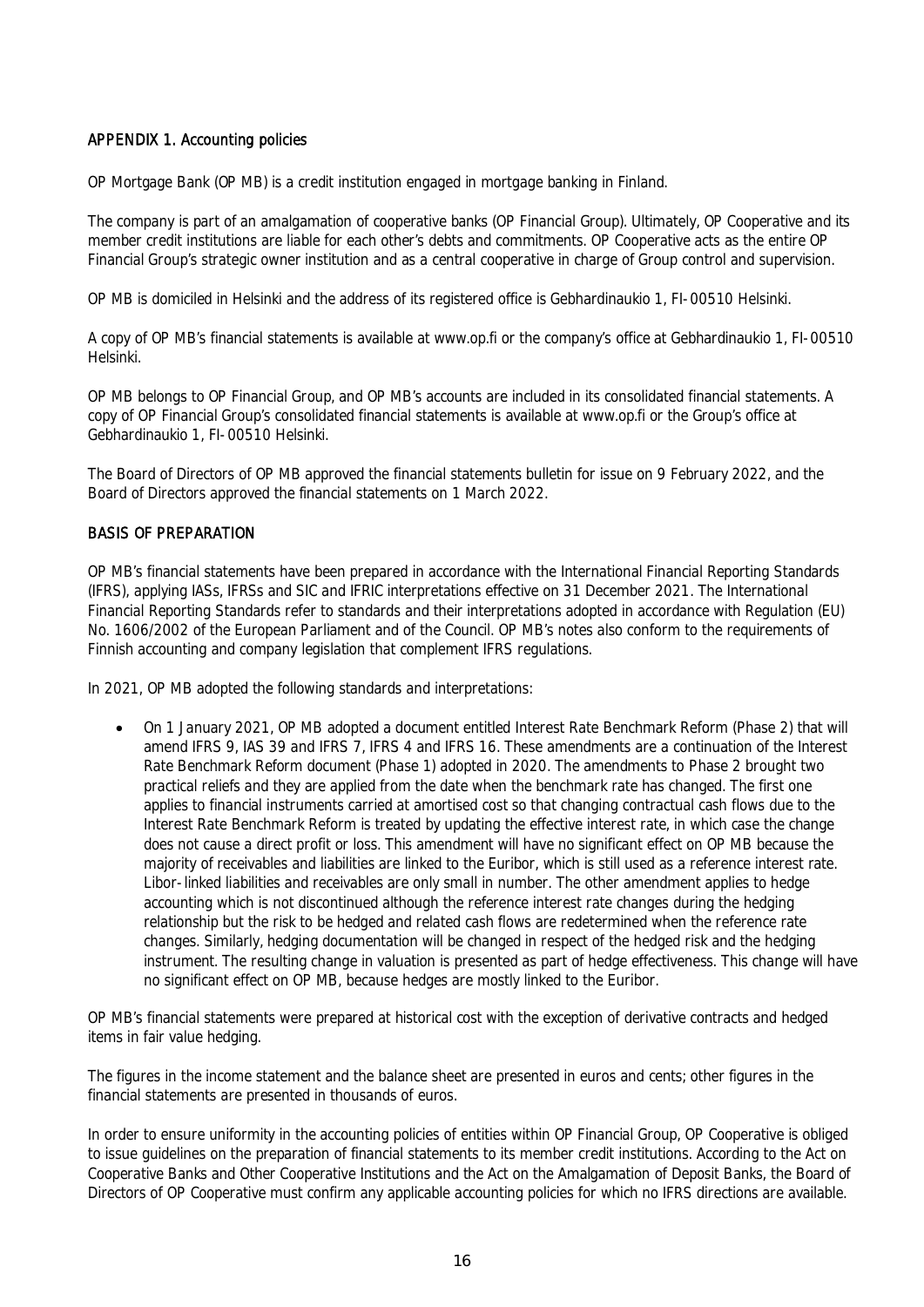## APPENDIX 1. Accounting policies

OP Mortgage Bank (OP MB) is a credit institution engaged in mortgage banking in Finland.

The company is part of an amalgamation of cooperative banks (OP Financial Group). Ultimately, OP Cooperative and its member credit institutions are liable for each other's debts and commitments. OP Cooperative acts as the entire OP Financial Group's strategic owner institution and as a central cooperative in charge of Group control and supervision.

OP MB is domiciled in Helsinki and the address of its registered office is Gebhardinaukio 1, FI-00510 Helsinki.

A copy of OP MB's financial statements is available at www.op.fi or the company's office at Gebhardinaukio 1, FI-00510 Helsinki.

OP MB belongs to OP Financial Group, and OP MB's accounts are included in its consolidated financial statements. A copy of OP Financial Group's consolidated financial statements is available at www.op.fi or the Group's office at Gebhardinaukio 1, FI-00510 Helsinki.

The Board of Directors of OP MB approved the financial statements bulletin for issue on 9 February 2022, and the Board of Directors approved the financial statements on 1 March 2022.

## BASIS OF PREPARATION

OP MB's financial statements have been prepared in accordance with the International Financial Reporting Standards (IFRS), applying IASs, IFRSs and SIC and IFRIC interpretations effective on 31 December 2021. The International Financial Reporting Standards refer to standards and their interpretations adopted in accordance with Regulation (EU) No. 1606/2002 of the European Parliament and of the Council. OP MB's notes also conform to the requirements of Finnish accounting and company legislation that complement IFRS regulations.

In 2021, OP MB adopted the following standards and interpretations:

- On 1 January 2021, OP MB adopted a document entitled Interest Rate Benchmark Reform (Phase 2) that will amend IFRS 9, IAS 39 and IFRS 7, IFRS 4 and IFRS 16. These amendments are a continuation of the Interest Rate Benchmark Reform document (Phase 1) adopted in 2020. The amendments to Phase 2 brought two practical reliefs and they are applied from the date when the benchmark rate has changed. The first one applies to financial instruments carried at amortised cost so that changing contractual cash flows due to the Interest Rate Benchmark Reform is treated by updating the effective interest rate, in which case the change does not cause a direct profit or loss. This amendment will have no significant effect on OP MB because the majority of receivables and liabilities are linked to the Euribor, which is still used as a reference interest rate. Libor-linked liabilities and receivables are only small in number. The other amendment applies to hedge accounting which is not discontinued although the reference interest rate changes during the hedging relationship but the risk to be hedged and related cash flows are redetermined when the reference rate changes. Similarly, hedging documentation will be changed in respect of the hedged risk and the hedging instrument. The resulting change in valuation is presented as part of hedge effectiveness. This change will have no significant effect on OP MB, because hedges are mostly linked to the Euribor.

OP MB's financial statements were prepared at historical cost with the exception of derivative contracts and hedged items in fair value hedging.

The figures in the income statement and the balance sheet are presented in euros and cents; other figures in the financial statements are presented in thousands of euros.

In order to ensure uniformity in the accounting policies of entities within OP Financial Group, OP Cooperative is obliged to issue guidelines on the preparation of financial statements to its member credit institutions. According to the Act on Cooperative Banks and Other Cooperative Institutions and the Act on the Amalgamation of Deposit Banks, the Board of Directors of OP Cooperative must confirm any applicable accounting policies for which no IFRS directions are available.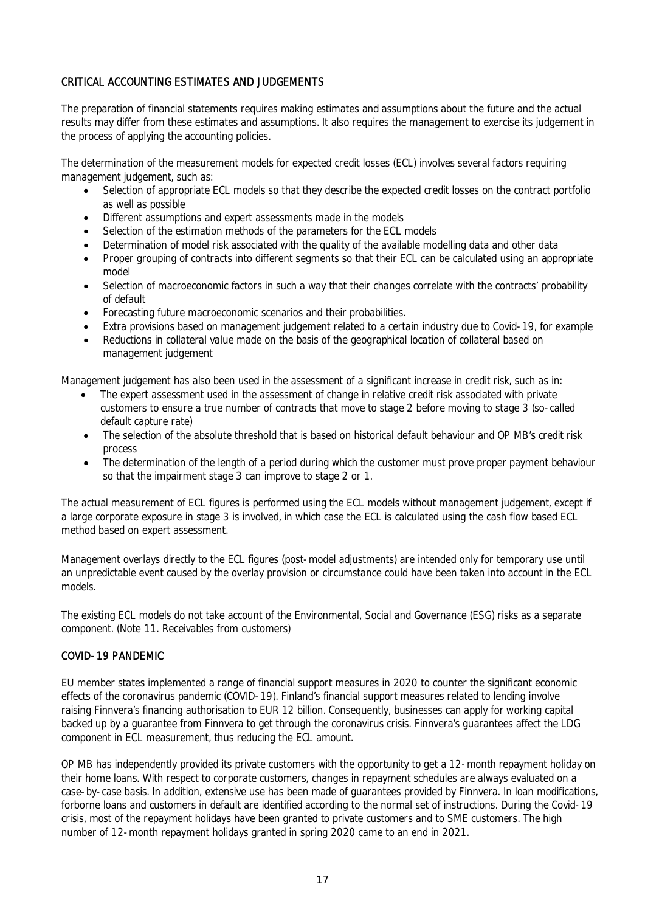## CRITICAL ACCOUNTING ESTIMATES AND JUDGEMENTS

The preparation of financial statements requires making estimates and assumptions about the future and the actual results may differ from these estimates and assumptions. It also requires the management to exercise its judgement in the process of applying the accounting policies.

The determination of the measurement models for expected credit losses (ECL) involves several factors requiring management judgement, such as:

- Selection of appropriate ECL models so that they describe the expected credit losses on the contract portfolio as well as possible
- Different assumptions and expert assessments made in the models
- Selection of the estimation methods of the parameters for the ECL models
- Determination of model risk associated with the quality of the available modelling data and other data
- Proper grouping of contracts into different segments so that their ECL can be calculated using an appropriate model
- Selection of macroeconomic factors in such a way that their changes correlate with the contracts' probability of default
- Forecasting future macroeconomic scenarios and their probabilities.
- Extra provisions based on management judgement related to a certain industry due to Covid-19, for example
- Reductions in collateral value made on the basis of the geographical location of collateral based on management judgement

Management judgement has also been used in the assessment of a significant increase in credit risk, such as in:

- The expert assessment used in the assessment of change in relative credit risk associated with private customers to ensure a true number of contracts that move to stage 2 before moving to stage 3 (so-called default capture rate)
- The selection of the absolute threshold that is based on historical default behaviour and OP MB's credit risk process
- The determination of the length of a period during which the customer must prove proper payment behaviour so that the impairment stage 3 can improve to stage 2 or 1.

The actual measurement of ECL figures is performed using the ECL models without management judgement, except if a large corporate exposure in stage 3 is involved, in which case the ECL is calculated using the cash flow based ECL method based on expert assessment.

Management overlays directly to the ECL figures (post-model adjustments) are intended only for temporary use until an unpredictable event caused by the overlay provision or circumstance could have been taken into account in the ECL models.

The existing ECL models do not take account of the Environmental, Social and Governance (ESG) risks as a separate component. (Note 11. Receivables from customers)

## COVID-19 PANDEMIC

EU member states implemented a range of financial support measures in 2020 to counter the significant economic effects of the coronavirus pandemic (COVID-19). Finland's financial support measures related to lending involve raising Finnvera's financing authorisation to EUR 12 billion. Consequently, businesses can apply for working capital backed up by a guarantee from Finnvera to get through the coronavirus crisis. Finnvera's guarantees affect the LDG component in ECL measurement, thus reducing the ECL amount.

OP MB has independently provided its private customers with the opportunity to get a 12-month repayment holiday on their home loans. With respect to corporate customers, changes in repayment schedules are always evaluated on a case-by-case basis. In addition, extensive use has been made of guarantees provided by Finnvera. In loan modifications, forborne loans and customers in default are identified according to the normal set of instructions. During the Covid-19 crisis, most of the repayment holidays have been granted to private customers and to SME customers. The high number of 12-month repayment holidays granted in spring 2020 came to an end in 2021.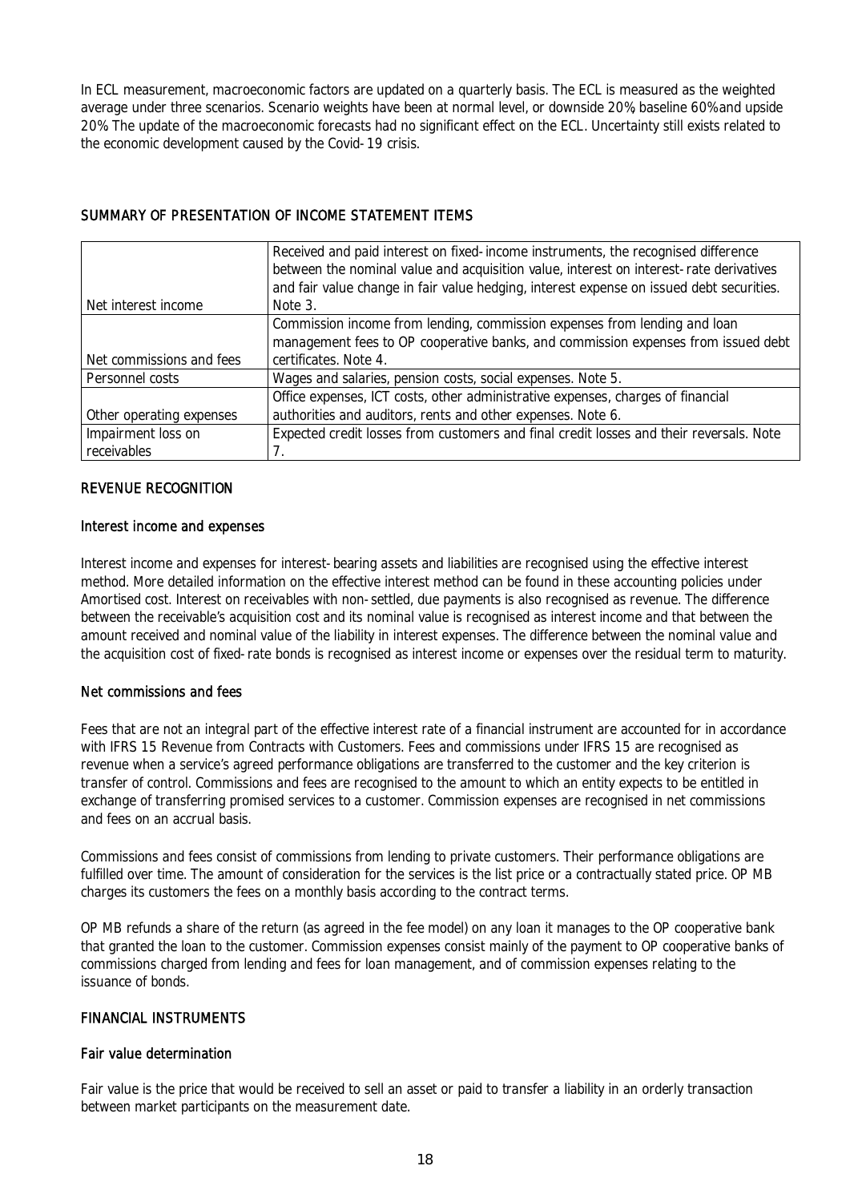In ECL measurement, macroeconomic factors are updated on a quarterly basis. The ECL is measured as the weighted average under three scenarios. Scenario weights have been at normal level, or downside 20%, baseline 60% and upside 20%. The update of the macroeconomic forecasts had no significant effect on the ECL. Uncertainty still exists related to the economic development caused by the Covid-19 crisis.

## SUMMARY OF PRESENTATION OF INCOME STATEMENT ITEMS

| | |
|---|---|
| Net interest income | Received and paid interest on fixed-income instruments, the recognised difference between the nominal value and acquisition value, interest on interest-rate derivatives and fair value change in fair value hedging, interest expense on issued debt securities. Note 3. |
| Net commissions and fees | Commission income from lending, commission expenses from lending and loan management fees to OP cooperative banks, and commission expenses from issued debt certificates. Note 4. |
| Personnel costs | Wages and salaries, pension costs, social expenses. Note 5. |
| Other operating expenses | Office expenses, ICT costs, other administrative expenses, charges of financial authorities and auditors, rents and other expenses. Note 6. |
| Impairment loss on receivables | Expected credit losses from customers and final credit losses and their reversals. Note 7. |

## REVENUE RECOGNITION

### Interest income and expenses

Interest income and expenses for interest-bearing assets and liabilities are recognised using the effective interest method. More detailed information on the effective interest method can be found in these accounting policies under Amortised cost. Interest on receivables with non-settled, due payments is also recognised as revenue. The difference between the receivable's acquisition cost and its nominal value is recognised as interest income and that between the amount received and nominal value of the liability in interest expenses. The difference between the nominal value and the acquisition cost of fixed-rate bonds is recognised as interest income or expenses over the residual term to maturity.

### Net commissions and fees

Fees that are not an integral part of the effective interest rate of a financial instrument are accounted for in accordance with IFRS 15 Revenue from Contracts with Customers. Fees and commissions under IFRS 15 are recognised as revenue when a service's agreed performance obligations are transferred to the customer and the key criterion is transfer of control. Commissions and fees are recognised to the amount to which an entity expects to be entitled in exchange of transferring promised services to a customer. Commission expenses are recognised in net commissions and fees on an accrual basis.

Commissions and fees consist of commissions from lending to private customers. Their performance obligations are fulfilled over time. The amount of consideration for the services is the list price or a contractually stated price. OP MB charges its customers the fees on a monthly basis according to the contract terms.

OP MB refunds a share of the return (as agreed in the fee model) on any loan it manages to the OP cooperative bank that granted the loan to the customer. Commission expenses consist mainly of the payment to OP cooperative banks of commissions charged from lending and fees for loan management, and of commission expenses relating to the issuance of bonds.

## FINANCIAL INSTRUMENTS

### Fair value determination

Fair value is the price that would be received to sell an asset or paid to transfer a liability in an orderly transaction between market participants on the measurement date.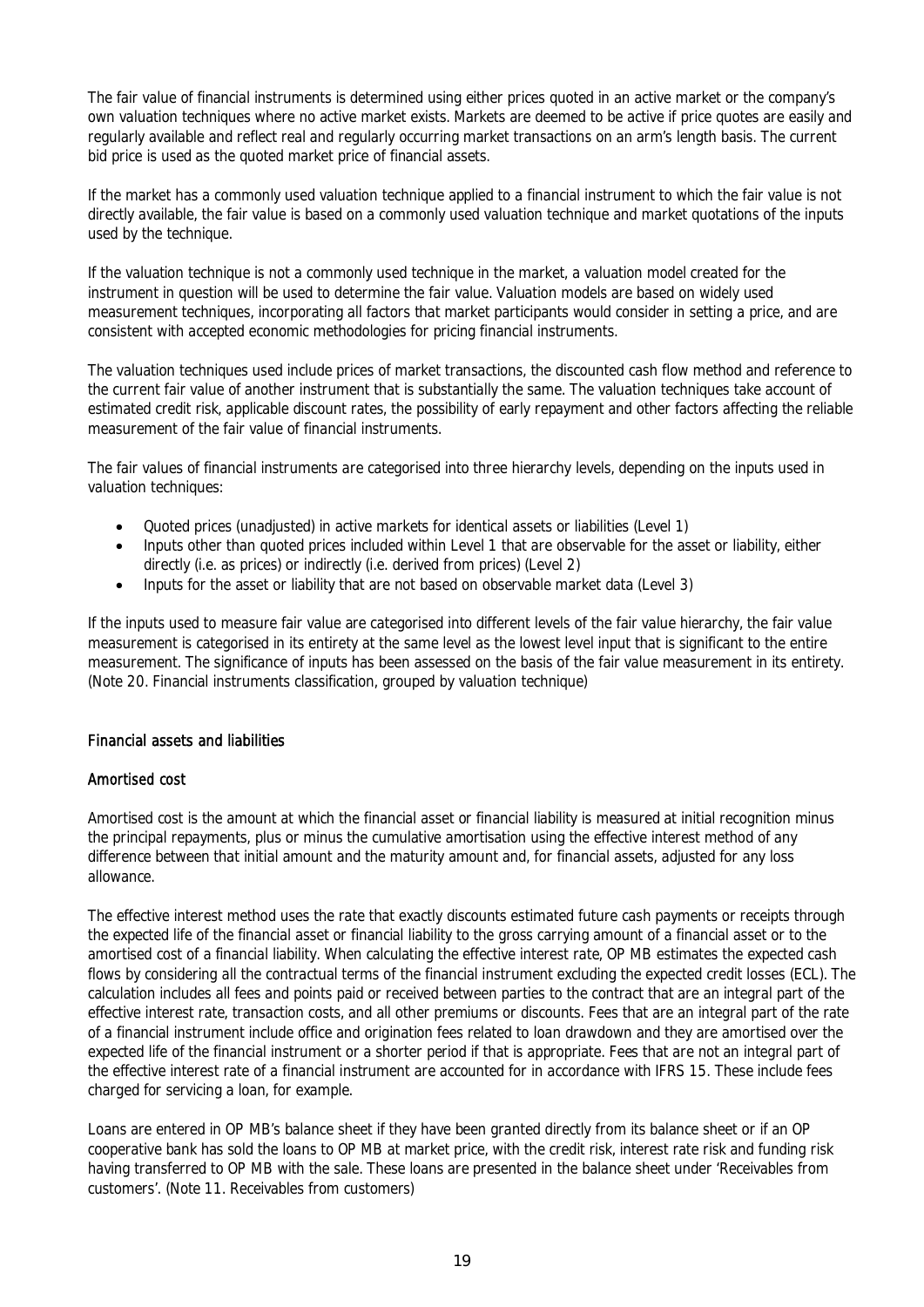The fair value of financial instruments is determined using either prices quoted in an active market or the company's own valuation techniques where no active market exists. Markets are deemed to be active if price quotes are easily and regularly available and reflect real and regularly occurring market transactions on an arm's length basis. The current bid price is used as the quoted market price of financial assets.

If the market has a commonly used valuation technique applied to a financial instrument to which the fair value is not directly available, the fair value is based on a commonly used valuation technique and market quotations of the inputs used by the technique.

If the valuation technique is not a commonly used technique in the market, a valuation model created for the instrument in question will be used to determine the fair value. Valuation models are based on widely used measurement techniques, incorporating all factors that market participants would consider in setting a price, and are consistent with accepted economic methodologies for pricing financial instruments.

The valuation techniques used include prices of market transactions, the discounted cash flow method and reference to the current fair value of another instrument that is substantially the same. The valuation techniques take account of estimated credit risk, applicable discount rates, the possibility of early repayment and other factors affecting the reliable measurement of the fair value of financial instruments.

The fair values of financial instruments are categorised into three hierarchy levels, depending on the inputs used in valuation techniques:

- Quoted prices (unadjusted) in active markets for identical assets or liabilities (Level 1)
- Inputs other than quoted prices included within Level 1 that are observable for the asset or liability, either directly (i.e. as prices) or indirectly (i.e. derived from prices) (Level 2)
- Inputs for the asset or liability that are not based on observable market data (Level 3)

If the inputs used to measure fair value are categorised into different levels of the fair value hierarchy, the fair value measurement is categorised in its entirety at the same level as the lowest level input that is significant to the entire measurement. The significance of inputs has been assessed on the basis of the fair value measurement in its entirety. (Note 20. Financial instruments classification, grouped by valuation technique)

## Financial assets and liabilities

### *Amortised cost*

Amortised cost is the amount at which the financial asset or financial liability is measured at initial recognition minus the principal repayments, plus or minus the cumulative amortisation using the effective interest method of any difference between that initial amount and the maturity amount and, for financial assets, adjusted for any loss allowance.

The effective interest method uses the rate that exactly discounts estimated future cash payments or receipts through the expected life of the financial asset or financial liability to the gross carrying amount of a financial asset or to the amortised cost of a financial liability. When calculating the effective interest rate, OP MB estimates the expected cash flows by considering all the contractual terms of the financial instrument excluding the expected credit losses (ECL). The calculation includes all fees and points paid or received between parties to the contract that are an integral part of the effective interest rate, transaction costs, and all other premiums or discounts. Fees that are an integral part of the rate of a financial instrument include office and origination fees related to loan drawdown and they are amortised over the expected life of the financial instrument or a shorter period if that is appropriate. Fees that are not an integral part of the effective interest rate of a financial instrument are accounted for in accordance with IFRS 15. These include fees charged for servicing a loan, for example.

Loans are entered in OP MB's balance sheet if they have been granted directly from its balance sheet or if an OP cooperative bank has sold the loans to OP MB at market price, with the credit risk, interest rate risk and funding risk having transferred to OP MB with the sale. These loans are presented in the balance sheet under 'Receivables from customers'. (Note 11. Receivables from customers)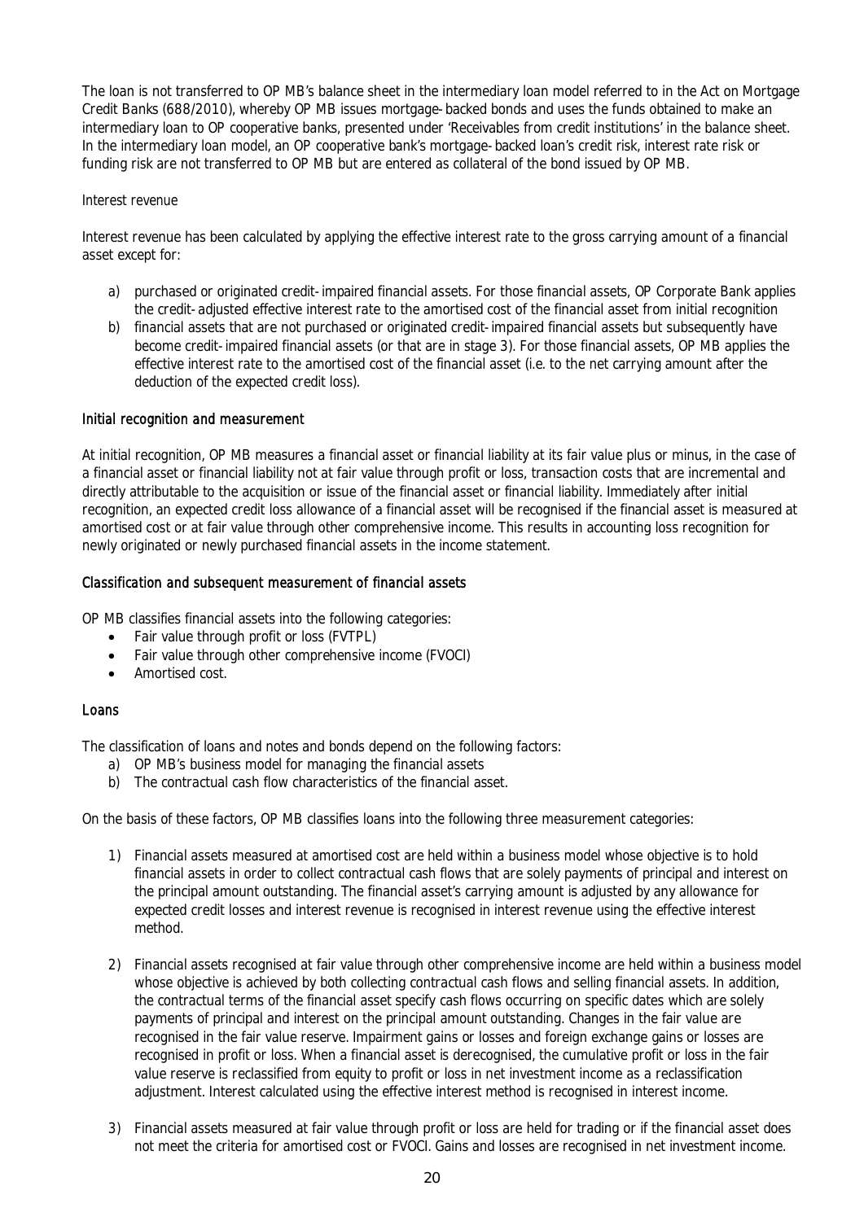The loan is not transferred to OP MB's balance sheet in the intermediary loan model referred to in the Act on Mortgage Credit Banks (688/2010), whereby OP MB issues mortgage-backed bonds and uses the funds obtained to make an intermediary loan to OP cooperative banks, presented under 'Receivables from credit institutions' in the balance sheet. In the intermediary loan model, an OP cooperative bank's mortgage-backed loan's credit risk, interest rate risk or funding risk are not transferred to OP MB but are entered as collateral of the bond issued by OP MB.

Interest revenue

Interest revenue has been calculated by applying the effective interest rate to the gross carrying amount of a financial asset except for:

a) purchased or originated credit-impaired financial assets. For those financial assets, OP Corporate Bank applies the credit-adjusted effective interest rate to the amortised cost of the financial asset from initial recognition
b) financial assets that are not purchased or originated credit-impaired financial assets but subsequently have become credit-impaired financial assets (or that are in stage 3). For those financial assets, OP MB applies the effective interest rate to the amortised cost of the financial asset (i.e. to the net carrying amount after the deduction of the expected credit loss).

*Initial recognition and measurement*

At initial recognition, OP MB measures a financial asset or financial liability at its fair value plus or minus, in the case of a financial asset or financial liability not at fair value through profit or loss, transaction costs that are incremental and directly attributable to the acquisition or issue of the financial asset or financial liability. Immediately after initial recognition, an expected credit loss allowance of a financial asset will be recognised if the financial asset is measured at amortised cost or at fair value through other comprehensive income. This results in accounting loss recognition for newly originated or newly purchased financial assets in the income statement.

*Classification and subsequent measurement of financial assets*

OP MB classifies financial assets into the following categories:

- Fair value through profit or loss (FVTPL)
- Fair value through other comprehensive income (FVOCI)
- Amortised cost.

*Loans*

The classification of loans and notes and bonds depend on the following factors:

a) OP MB's business model for managing the financial assets
b) The contractual cash flow characteristics of the financial asset.

On the basis of these factors, OP MB classifies loans into the following three measurement categories:

1) Financial assets measured at amortised cost are held within a business model whose objective is to hold financial assets in order to collect contractual cash flows that are solely payments of principal and interest on the principal amount outstanding. The financial asset's carrying amount is adjusted by any allowance for expected credit losses and interest revenue is recognised in interest revenue using the effective interest method.

2) Financial assets recognised at fair value through other comprehensive income are held within a business model whose objective is achieved by both collecting contractual cash flows and selling financial assets. In addition, the contractual terms of the financial asset specify cash flows occurring on specific dates which are solely payments of principal and interest on the principal amount outstanding. Changes in the fair value are recognised in the fair value reserve. Impairment gains or losses and foreign exchange gains or losses are recognised in profit or loss. When a financial asset is derecognised, the cumulative profit or loss in the fair value reserve is reclassified from equity to profit or loss in net investment income as a reclassification adjustment. Interest calculated using the effective interest method is recognised in interest income.

3) Financial assets measured at fair value through profit or loss are held for trading or if the financial asset does not meet the criteria for amortised cost or FVOCI. Gains and losses are recognised in net investment income.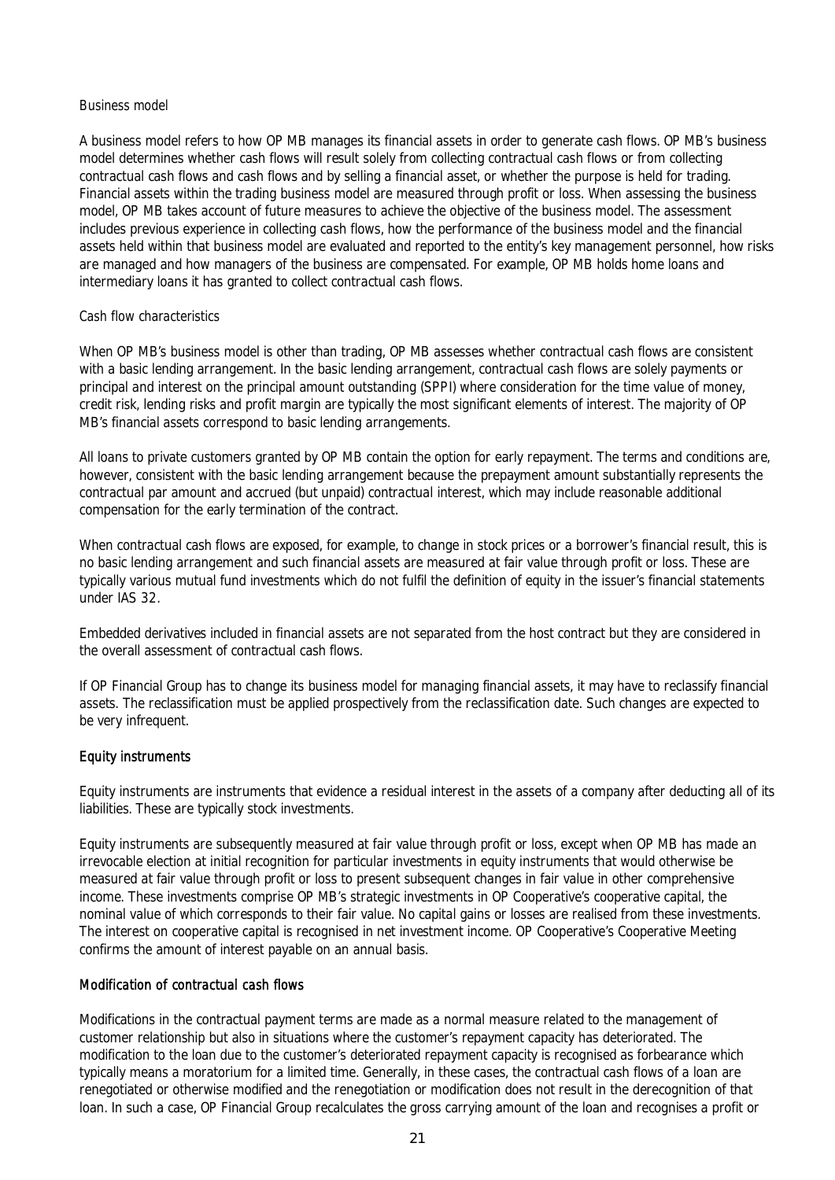*Business model*

A business model refers to how OP MB manages its financial assets in order to generate cash flows. OP MB's business model determines whether cash flows will result solely from collecting contractual cash flows or from collecting contractual cash flows and cash flows and by selling a financial asset, or whether the purpose is held for trading. Financial assets within the trading business model are measured through profit or loss. When assessing the business model, OP MB takes account of future measures to achieve the objective of the business model. The assessment includes previous experience in collecting cash flows, how the performance of the business model and the financial assets held within that business model are evaluated and reported to the entity's key management personnel, how risks are managed and how managers of the business are compensated. For example, OP MB holds home loans and intermediary loans it has granted to collect contractual cash flows.

*Cash flow characteristics*

When OP MB's business model is other than trading, OP MB assesses whether contractual cash flows are consistent with a basic lending arrangement. In the basic lending arrangement, contractual cash flows are solely payments or principal and interest on the principal amount outstanding (SPPI) where consideration for the time value of money, credit risk, lending risks and profit margin are typically the most significant elements of interest. The majority of OP MB's financial assets correspond to basic lending arrangements.

All loans to private customers granted by OP MB contain the option for early repayment. The terms and conditions are, however, consistent with the basic lending arrangement because the prepayment amount substantially represents the contractual par amount and accrued (but unpaid) contractual interest, which may include reasonable additional compensation for the early termination of the contract.

When contractual cash flows are exposed, for example, to change in stock prices or a borrower's financial result, this is no basic lending arrangement and such financial assets are measured at fair value through profit or loss. These are typically various mutual fund investments which do not fulfil the definition of equity in the issuer's financial statements under IAS 32.

Embedded derivatives included in financial assets are not separated from the host contract but they are considered in the overall assessment of contractual cash flows.

If OP Financial Group has to change its business model for managing financial assets, it may have to reclassify financial assets. The reclassification must be applied prospectively from the reclassification date. Such changes are expected to be very infrequent.

#### *Equity instruments*

Equity instruments are instruments that evidence a residual interest in the assets of a company after deducting all of its liabilities. These are typically stock investments.

Equity instruments are subsequently measured at fair value through profit or loss, except when OP MB has made an irrevocable election at initial recognition for particular investments in equity instruments that would otherwise be measured at fair value through profit or loss to present subsequent changes in fair value in other comprehensive income. These investments comprise OP MB's strategic investments in OP Cooperative's cooperative capital, the nominal value of which corresponds to their fair value. No capital gains or losses are realised from these investments. The interest on cooperative capital is recognised in net investment income. OP Cooperative's Cooperative Meeting confirms the amount of interest payable on an annual basis.

#### *Modification of contractual cash flows*

Modifications in the contractual payment terms are made as a normal measure related to the management of customer relationship but also in situations where the customer's repayment capacity has deteriorated. The modification to the loan due to the customer's deteriorated repayment capacity is recognised as forbearance which typically means a moratorium for a limited time. Generally, in these cases, the contractual cash flows of a loan are renegotiated or otherwise modified and the renegotiation or modification does not result in the derecognition of that loan. In such a case, OP Financial Group recalculates the gross carrying amount of the loan and recognises a profit or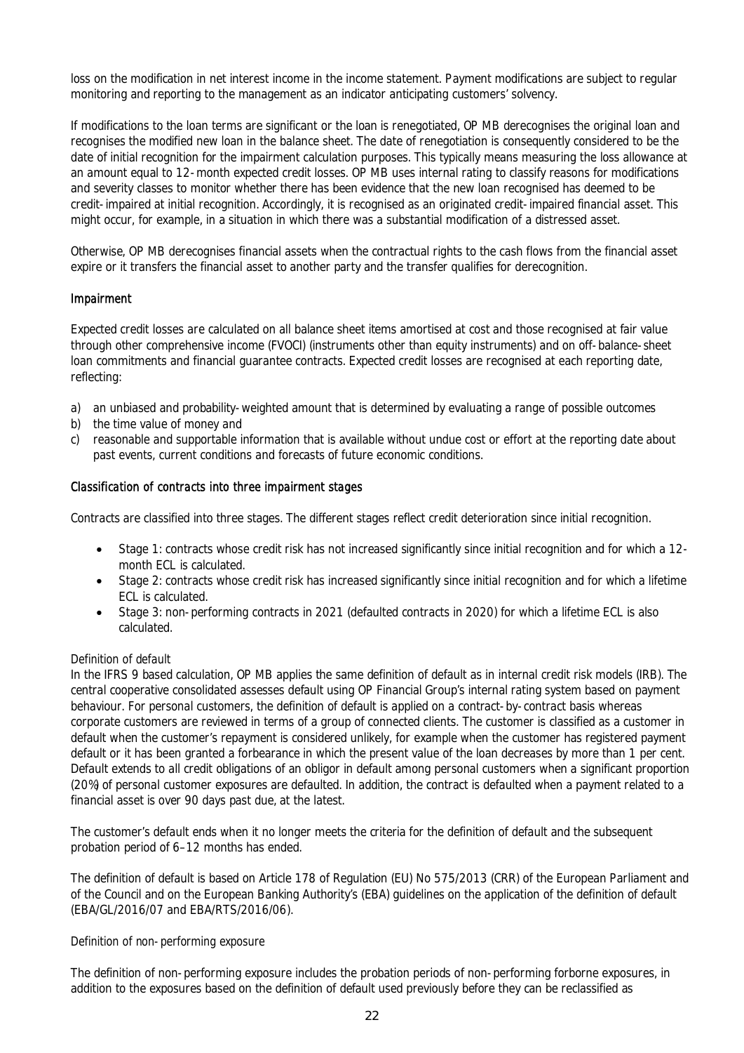loss on the modification in net interest income in the income statement. Payment modifications are subject to regular monitoring and reporting to the management as an indicator anticipating customers' solvency.

If modifications to the loan terms are significant or the loan is renegotiated, OP MB derecognises the original loan and recognises the modified new loan in the balance sheet. The date of renegotiation is consequently considered to be the date of initial recognition for the impairment calculation purposes. This typically means measuring the loss allowance at an amount equal to 12-month expected credit losses. OP MB uses internal rating to classify reasons for modifications and severity classes to monitor whether there has been evidence that the new loan recognised has deemed to be credit-impaired at initial recognition. Accordingly, it is recognised as an originated credit-impaired financial asset. This might occur, for example, in a situation in which there was a substantial modification of a distressed asset.

Otherwise, OP MB derecognises financial assets when the contractual rights to the cash flows from the financial asset expire or it transfers the financial asset to another party and the transfer qualifies for derecognition.

### Impairment

Expected credit losses are calculated on all balance sheet items amortised at cost and those recognised at fair value through other comprehensive income (FVOCI) (instruments other than equity instruments) and on off-balance-sheet loan commitments and financial guarantee contracts. Expected credit losses are recognised at each reporting date, reflecting:

a) an unbiased and probability-weighted amount that is determined by evaluating a range of possible outcomes
b) the time value of money and
c) reasonable and supportable information that is available without undue cost or effort at the reporting date about past events, current conditions and forecasts of future economic conditions.

### *Classification of contracts into three impairment stages*

Contracts are classified into three stages. The different stages reflect credit deterioration since initial recognition.

- Stage 1: contracts whose credit risk has not increased significantly since initial recognition and for which a 12-month ECL is calculated.
- Stage 2: contracts whose credit risk has increased significantly since initial recognition and for which a lifetime ECL is calculated.
- Stage 3: non-performing contracts in 2021 (defaulted contracts in 2020) for which a lifetime ECL is also calculated.

*Definition of default*

In the IFRS 9 based calculation, OP MB applies the same definition of default as in internal credit risk models (IRB). The central cooperative consolidated assesses default using OP Financial Group's internal rating system based on payment behaviour. For personal customers, the definition of default is applied on a contract-by-contract basis whereas corporate customers are reviewed in terms of a group of connected clients. The customer is classified as a customer in default when the customer's repayment is considered unlikely, for example when the customer has registered payment default or it has been granted a forbearance in which the present value of the loan decreases by more than 1 per cent. Default extends to all credit obligations of an obligor in default among personal customers when a significant proportion (20%) of personal customer exposures are defaulted. In addition, the contract is defaulted when a payment related to a financial asset is over 90 days past due, at the latest.

The customer's default ends when it no longer meets the criteria for the definition of default and the subsequent probation period of 6–12 months has ended.

The definition of default is based on Article 178 of Regulation (EU) No 575/2013 (CRR) of the European Parliament and of the Council and on the European Banking Authority's (EBA) guidelines on the application of the definition of default (EBA/GL/2016/07 and EBA/RTS/2016/06).

*Definition of non-performing exposure*

The definition of non-performing exposure includes the probation periods of non-performing forborne exposures, in addition to the exposures based on the definition of default used previously before they can be reclassified as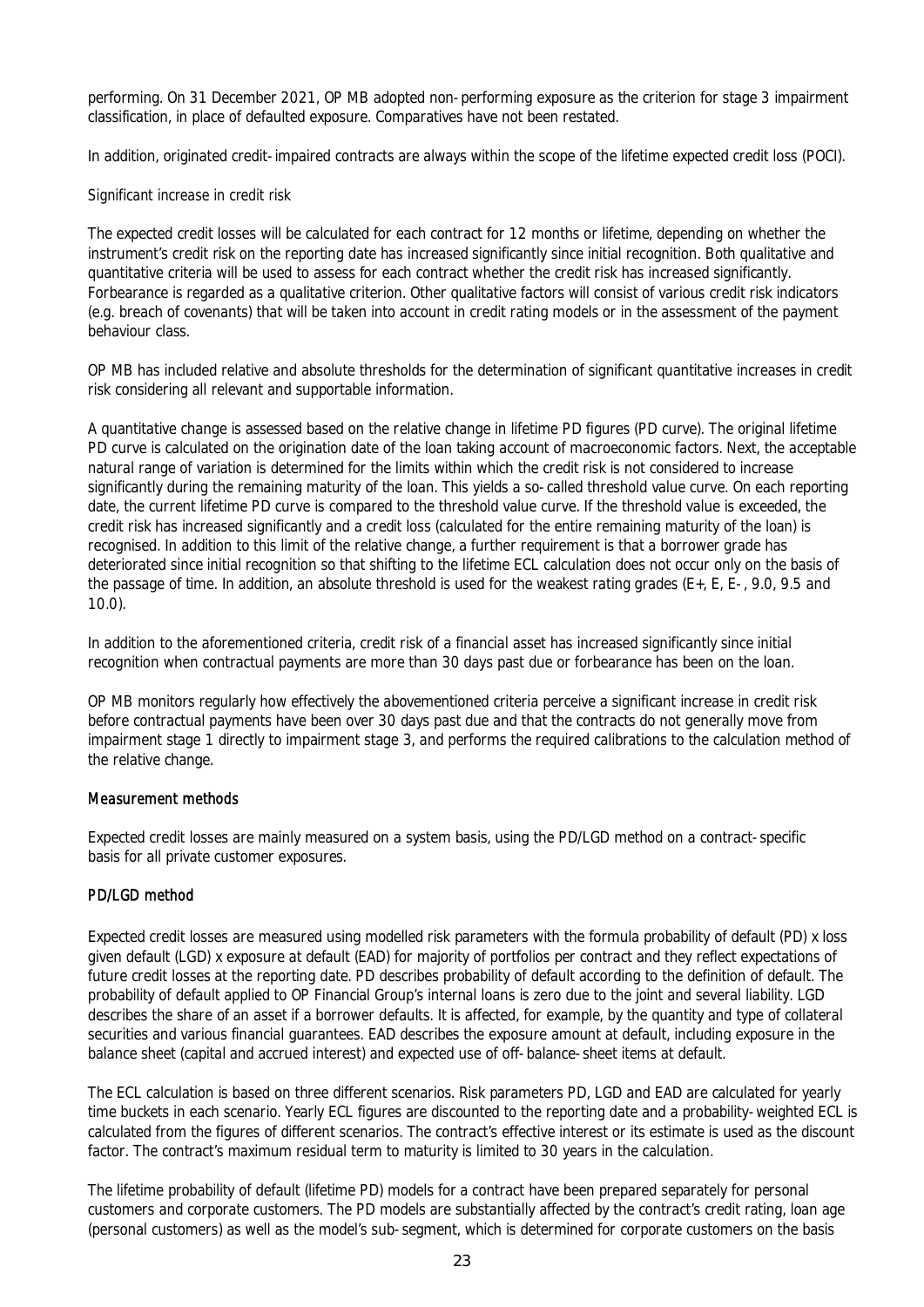performing. On 31 December 2021, OP MB adopted non-performing exposure as the criterion for stage 3 impairment classification, in place of defaulted exposure. Comparatives have not been restated.

In addition, originated credit-impaired contracts are always within the scope of the lifetime expected credit loss (POCI).

*Significant increase in credit risk*

The expected credit losses will be calculated for each contract for 12 months or lifetime, depending on whether the instrument's credit risk on the reporting date has increased significantly since initial recognition. Both qualitative and quantitative criteria will be used to assess for each contract whether the credit risk has increased significantly. Forbearance is regarded as a qualitative criterion. Other qualitative factors will consist of various credit risk indicators (e.g. breach of covenants) that will be taken into account in credit rating models or in the assessment of the payment behaviour class.

OP MB has included relative and absolute thresholds for the determination of significant quantitative increases in credit risk considering all relevant and supportable information.

A quantitative change is assessed based on the relative change in lifetime PD figures (PD curve). The original lifetime PD curve is calculated on the origination date of the loan taking account of macroeconomic factors. Next, the acceptable natural range of variation is determined for the limits within which the credit risk is not considered to increase significantly during the remaining maturity of the loan. This yields a so-called threshold value curve. On each reporting date, the current lifetime PD curve is compared to the threshold value curve. If the threshold value is exceeded, the credit risk has increased significantly and a credit loss (calculated for the entire remaining maturity of the loan) is recognised. In addition to this limit of the relative change, a further requirement is that a borrower grade has deteriorated since initial recognition so that shifting to the lifetime ECL calculation does not occur only on the basis of the passage of time. In addition, an absolute threshold is used for the weakest rating grades (E+, E, E-, 9.0, 9.5 and 10.0).

In addition to the aforementioned criteria, credit risk of a financial asset has increased significantly since initial recognition when contractual payments are more than 30 days past due or forbearance has been on the loan.

OP MB monitors regularly how effectively the abovementioned criteria perceive a significant increase in credit risk before contractual payments have been over 30 days past due and that the contracts do not generally move from impairment stage 1 directly to impairment stage 3, and performs the required calibrations to the calculation method of the relative change.

### Measurement methods

Expected credit losses are mainly measured on a system basis, using the PD/LGD method on a contract-specific basis for all private customer exposures.

### PD/LGD method

Expected credit losses are measured using modelled risk parameters with the formula probability of default (PD) x loss given default (LGD) x exposure at default (EAD) for majority of portfolios per contract and they reflect expectations of future credit losses at the reporting date. PD describes probability of default according to the definition of default. The probability of default applied to OP Financial Group's internal loans is zero due to the joint and several liability. LGD describes the share of an asset if a borrower defaults. It is affected, for example, by the quantity and type of collateral securities and various financial guarantees. EAD describes the exposure amount at default, including exposure in the balance sheet (capital and accrued interest) and expected use of off-balance-sheet items at default.

The ECL calculation is based on three different scenarios. Risk parameters PD, LGD and EAD are calculated for yearly time buckets in each scenario. Yearly ECL figures are discounted to the reporting date and a probability-weighted ECL is calculated from the figures of different scenarios. The contract's effective interest or its estimate is used as the discount factor. The contract's maximum residual term to maturity is limited to 30 years in the calculation.

The lifetime probability of default (lifetime PD) models for a contract have been prepared separately for personal customers and corporate customers. The PD models are substantially affected by the contract's credit rating, loan age (personal customers) as well as the model's sub-segment, which is determined for corporate customers on the basis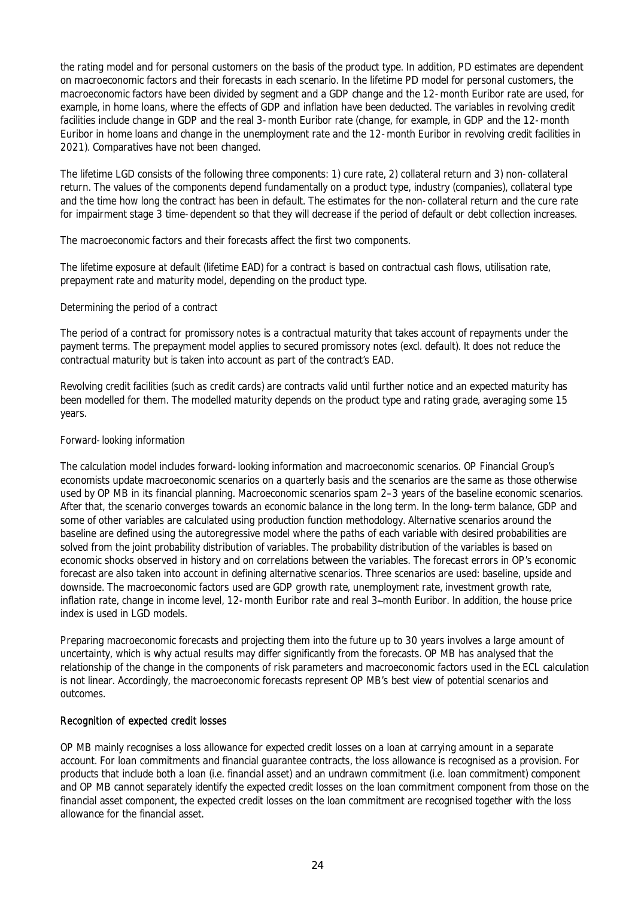the rating model and for personal customers on the basis of the product type. In addition, PD estimates are dependent on macroeconomic factors and their forecasts in each scenario. In the lifetime PD model for personal customers, the macroeconomic factors have been divided by segment and a GDP change and the 12-month Euribor rate are used, for example, in home loans, where the effects of GDP and inflation have been deducted. The variables in revolving credit facilities include change in GDP and the real 3-month Euribor rate (change, for example, in GDP and the 12-month Euribor in home loans and change in the unemployment rate and the 12-month Euribor in revolving credit facilities in 2021). Comparatives have not been changed.

The lifetime LGD consists of the following three components: 1) cure rate, 2) collateral return and 3) non-collateral return. The values of the components depend fundamentally on a product type, industry (companies), collateral type and the time how long the contract has been in default. The estimates for the non-collateral return and the cure rate for impairment stage 3 time-dependent so that they will decrease if the period of default or debt collection increases.

The macroeconomic factors and their forecasts affect the first two components.

The lifetime exposure at default (lifetime EAD) for a contract is based on contractual cash flows, utilisation rate, prepayment rate and maturity model, depending on the product type.

*Determining the period of a contract*

The period of a contract for promissory notes is a contractual maturity that takes account of repayments under the payment terms. The prepayment model applies to secured promissory notes (excl. default). It does not reduce the contractual maturity but is taken into account as part of the contract's EAD.

Revolving credit facilities (such as credit cards) are contracts valid until further notice and an expected maturity has been modelled for them. The modelled maturity depends on the product type and rating grade, averaging some 15 years.

*Forward-looking information*

The calculation model includes forward-looking information and macroeconomic scenarios. OP Financial Group's economists update macroeconomic scenarios on a quarterly basis and the scenarios are the same as those otherwise used by OP MB in its financial planning. Macroeconomic scenarios spam 2–3 years of the baseline economic scenarios. After that, the scenario converges towards an economic balance in the long term. In the long-term balance, GDP and some of other variables are calculated using production function methodology. Alternative scenarios around the baseline are defined using the autoregressive model where the paths of each variable with desired probabilities are solved from the joint probability distribution of variables. The probability distribution of the variables is based on economic shocks observed in history and on correlations between the variables. The forecast errors in OP's economic forecast are also taken into account in defining alternative scenarios. Three scenarios are used: baseline, upside and downside. The macroeconomic factors used are GDP growth rate, unemployment rate, investment growth rate, inflation rate, change in income level, 12-month Euribor rate and real 3–month Euribor. In addition, the house price index is used in LGD models.

Preparing macroeconomic forecasts and projecting them into the future up to 30 years involves a large amount of uncertainty, which is why actual results may differ significantly from the forecasts. OP MB has analysed that the relationship of the change in the components of risk parameters and macroeconomic factors used in the ECL calculation is not linear. Accordingly, the macroeconomic forecasts represent OP MB's best view of potential scenarios and outcomes.

## Recognition of expected credit losses

OP MB mainly recognises a loss allowance for expected credit losses on a loan at carrying amount in a separate account. For loan commitments and financial guarantee contracts, the loss allowance is recognised as a provision. For products that include both a loan (i.e. financial asset) and an undrawn commitment (i.e. loan commitment) component and OP MB cannot separately identify the expected credit losses on the loan commitment component from those on the financial asset component, the expected credit losses on the loan commitment are recognised together with the loss allowance for the financial asset.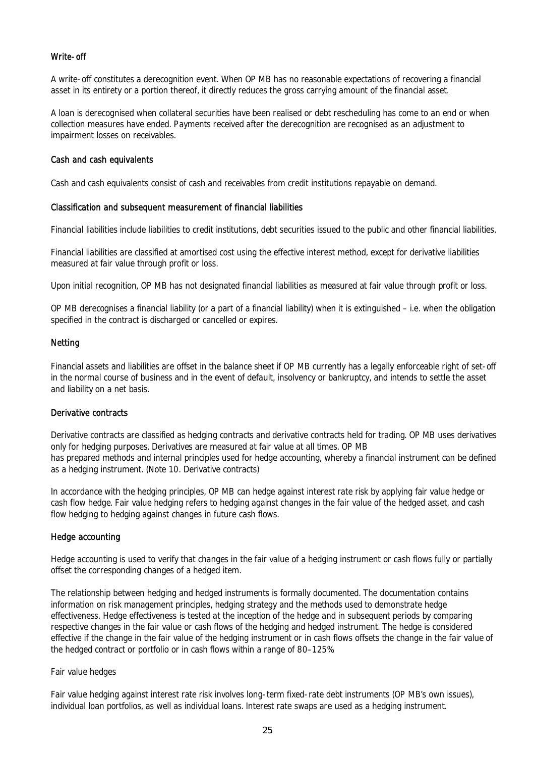### Write-off

A write-off constitutes a derecognition event. When OP MB has no reasonable expectations of recovering a financial asset in its entirety or a portion thereof, it directly reduces the gross carrying amount of the financial asset.

A loan is derecognised when collateral securities have been realised or debt rescheduling has come to an end or when collection measures have ended. Payments received after the derecognition are recognised as an adjustment to impairment losses on receivables.

### Cash and cash equivalents

Cash and cash equivalents consist of cash and receivables from credit institutions repayable on demand.

### Classification and subsequent measurement of financial liabilities

Financial liabilities include liabilities to credit institutions, debt securities issued to the public and other financial liabilities.

Financial liabilities are classified at amortised cost using the effective interest method, except for derivative liabilities measured at fair value through profit or loss.

Upon initial recognition, OP MB has not designated financial liabilities as measured at fair value through profit or loss.

OP MB derecognises a financial liability (or a part of a financial liability) when it is extinguished – i.e. when the obligation specified in the contract is discharged or cancelled or expires.

### Netting

Financial assets and liabilities are offset in the balance sheet if OP MB currently has a legally enforceable right of set-off in the normal course of business and in the event of default, insolvency or bankruptcy, and intends to settle the asset and liability on a net basis.

### Derivative contracts

Derivative contracts are classified as hedging contracts and derivative contracts held for trading. OP MB uses derivatives only for hedging purposes. Derivatives are measured at fair value at all times. OP MB has prepared methods and internal principles used for hedge accounting, whereby a financial instrument can be defined as a hedging instrument. (Note 10. Derivative contracts)

In accordance with the hedging principles, OP MB can hedge against interest rate risk by applying fair value hedge or cash flow hedge. Fair value hedging refers to hedging against changes in the fair value of the hedged asset, and cash flow hedging to hedging against changes in future cash flows.

### Hedge accounting

Hedge accounting is used to verify that changes in the fair value of a hedging instrument or cash flows fully or partially offset the corresponding changes of a hedged item.

The relationship between hedging and hedged instruments is formally documented. The documentation contains information on risk management principles, hedging strategy and the methods used to demonstrate hedge effectiveness. Hedge effectiveness is tested at the inception of the hedge and in subsequent periods by comparing respective changes in the fair value or cash flows of the hedging and hedged instrument. The hedge is considered effective if the change in the fair value of the hedging instrument or in cash flows offsets the change in the fair value of the hedged contract or portfolio or in cash flows within a range of 80–125%.

Fair value hedges

Fair value hedging against interest rate risk involves long-term fixed-rate debt instruments (OP MB's own issues), individual loan portfolios, as well as individual loans. Interest rate swaps are used as a hedging instrument.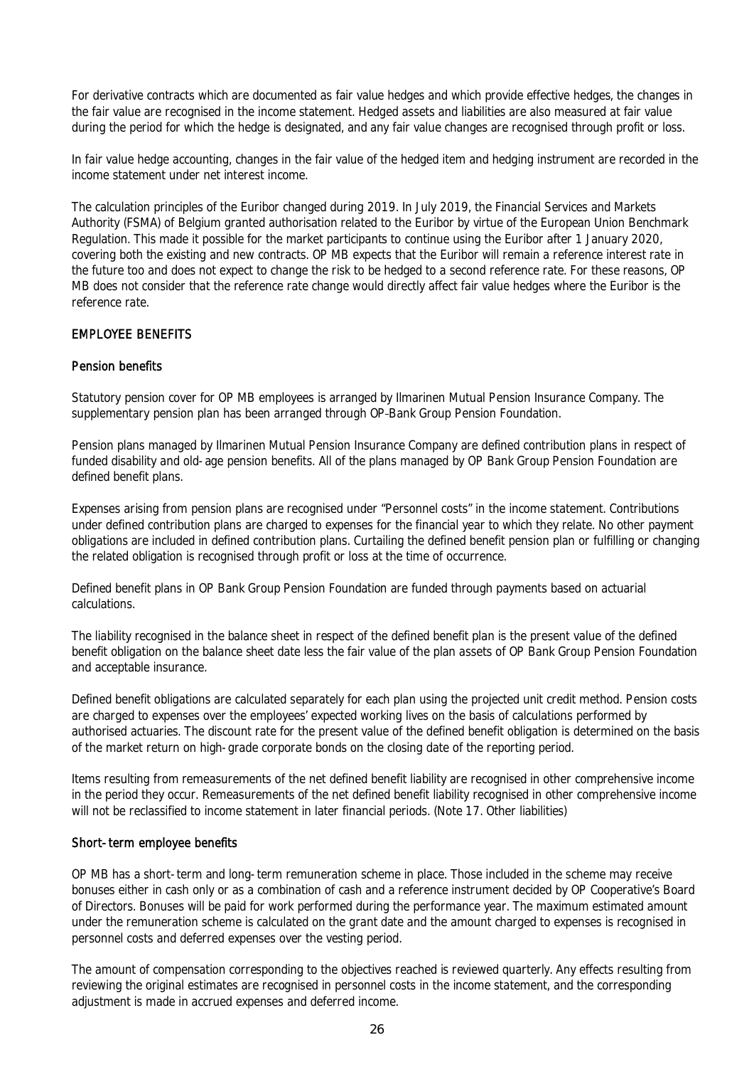For derivative contracts which are documented as fair value hedges and which provide effective hedges, the changes in the fair value are recognised in the income statement. Hedged assets and liabilities are also measured at fair value during the period for which the hedge is designated, and any fair value changes are recognised through profit or loss.

In fair value hedge accounting, changes in the fair value of the hedged item and hedging instrument are recorded in the income statement under net interest income.

The calculation principles of the Euribor changed during 2019. In July 2019, the Financial Services and Markets Authority (FSMA) of Belgium granted authorisation related to the Euribor by virtue of the European Union Benchmark Regulation. This made it possible for the market participants to continue using the Euribor after 1 January 2020, covering both the existing and new contracts. OP MB expects that the Euribor will remain a reference interest rate in the future too and does not expect to change the risk to be hedged to a second reference rate. For these reasons, OP MB does not consider that the reference rate change would directly affect fair value hedges where the Euribor is the reference rate.

## EMPLOYEE BENEFITS

### Pension benefits

Statutory pension cover for OP MB employees is arranged by Ilmarinen Mutual Pension Insurance Company. The supplementary pension plan has been arranged through OP-Bank Group Pension Foundation.

Pension plans managed by Ilmarinen Mutual Pension Insurance Company are defined contribution plans in respect of funded disability and old-age pension benefits. All of the plans managed by OP Bank Group Pension Foundation are defined benefit plans.

Expenses arising from pension plans are recognised under "Personnel costs" in the income statement. Contributions under defined contribution plans are charged to expenses for the financial year to which they relate. No other payment obligations are included in defined contribution plans. Curtailing the defined benefit pension plan or fulfilling or changing the related obligation is recognised through profit or loss at the time of occurrence.

Defined benefit plans in OP Bank Group Pension Foundation are funded through payments based on actuarial calculations.

The liability recognised in the balance sheet in respect of the defined benefit plan is the present value of the defined benefit obligation on the balance sheet date less the fair value of the plan assets of OP Bank Group Pension Foundation and acceptable insurance.

Defined benefit obligations are calculated separately for each plan using the projected unit credit method. Pension costs are charged to expenses over the employees' expected working lives on the basis of calculations performed by authorised actuaries. The discount rate for the present value of the defined benefit obligation is determined on the basis of the market return on high-grade corporate bonds on the closing date of the reporting period.

Items resulting from remeasurements of the net defined benefit liability are recognised in other comprehensive income in the period they occur. Remeasurements of the net defined benefit liability recognised in other comprehensive income will not be reclassified to income statement in later financial periods. (Note 17. Other liabilities)

### Short-term employee benefits

OP MB has a short-term and long-term remuneration scheme in place. Those included in the scheme may receive bonuses either in cash only or as a combination of cash and a reference instrument decided by OP Cooperative's Board of Directors. Bonuses will be paid for work performed during the performance year. The maximum estimated amount under the remuneration scheme is calculated on the grant date and the amount charged to expenses is recognised in personnel costs and deferred expenses over the vesting period.

The amount of compensation corresponding to the objectives reached is reviewed quarterly. Any effects resulting from reviewing the original estimates are recognised in personnel costs in the income statement, and the corresponding adjustment is made in accrued expenses and deferred income.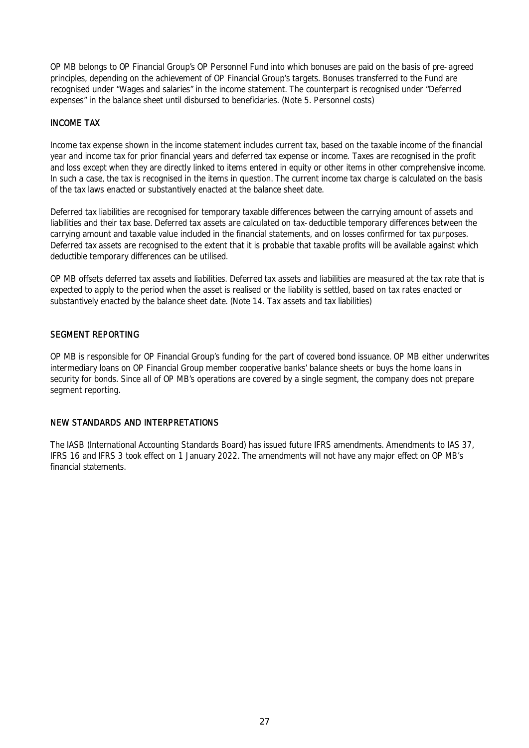OP MB belongs to OP Financial Group's OP Personnel Fund into which bonuses are paid on the basis of pre-agreed principles, depending on the achievement of OP Financial Group's targets. Bonuses transferred to the Fund are recognised under "Wages and salaries" in the income statement. The counterpart is recognised under "Deferred expenses" in the balance sheet until disbursed to beneficiaries. (Note 5. Personnel costs)

## INCOME TAX

Income tax expense shown in the income statement includes current tax, based on the taxable income of the financial year and income tax for prior financial years and deferred tax expense or income. Taxes are recognised in the profit and loss except when they are directly linked to items entered in equity or other items in other comprehensive income. In such a case, the tax is recognised in the items in question. The current income tax charge is calculated on the basis of the tax laws enacted or substantively enacted at the balance sheet date.

Deferred tax liabilities are recognised for temporary taxable differences between the carrying amount of assets and liabilities and their tax base. Deferred tax assets are calculated on tax-deductible temporary differences between the carrying amount and taxable value included in the financial statements, and on losses confirmed for tax purposes. Deferred tax assets are recognised to the extent that it is probable that taxable profits will be available against which deductible temporary differences can be utilised.

OP MB offsets deferred tax assets and liabilities. Deferred tax assets and liabilities are measured at the tax rate that is expected to apply to the period when the asset is realised or the liability is settled, based on tax rates enacted or substantively enacted by the balance sheet date. (Note 14. Tax assets and tax liabilities)

## SEGMENT REPORTING

OP MB is responsible for OP Financial Group's funding for the part of covered bond issuance. OP MB either underwrites intermediary loans on OP Financial Group member cooperative banks' balance sheets or buys the home loans in security for bonds. Since all of OP MB's operations are covered by a single segment, the company does not prepare segment reporting.

## NEW STANDARDS AND INTERPRETATIONS

The IASB (International Accounting Standards Board) has issued future IFRS amendments. Amendments to IAS 37, IFRS 16 and IFRS 3 took effect on 1 January 2022. The amendments will not have any major effect on OP MB's financial statements.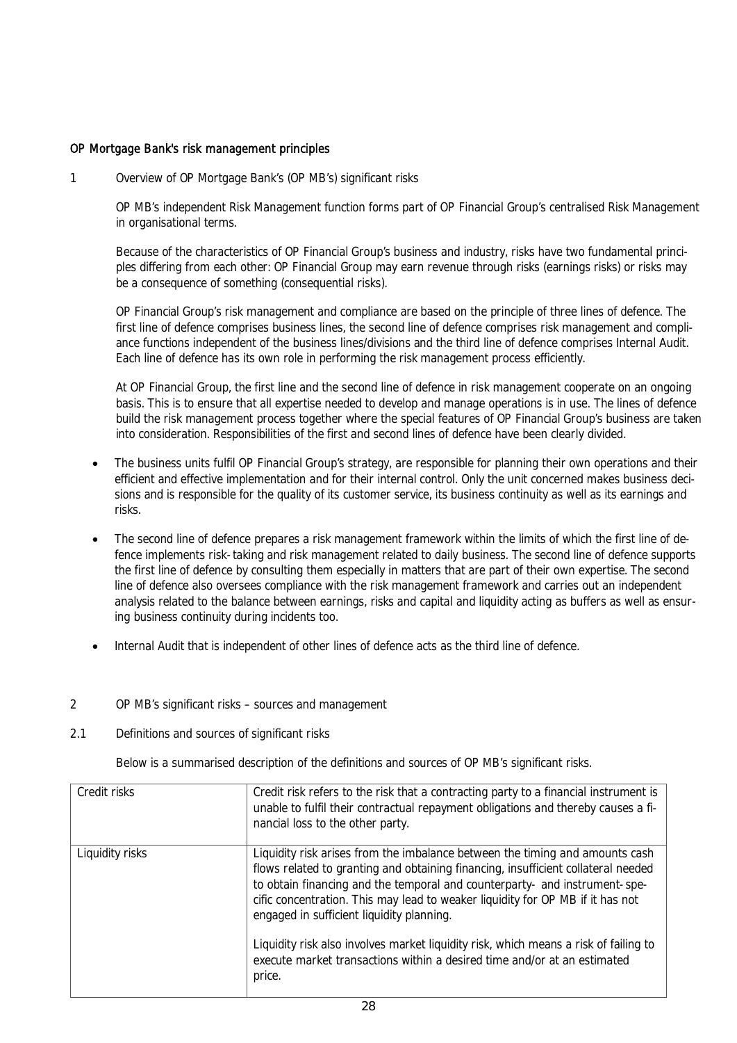## OP Mortgage Bank's risk management principles

### 1 Overview of OP Mortgage Bank's (OP MB's) significant risks

OP MB's independent Risk Management function forms part of OP Financial Group's centralised Risk Management in organisational terms.

Because of the characteristics of OP Financial Group's business and industry, risks have two fundamental principles differing from each other: OP Financial Group may earn revenue through risks (earnings risks) or risks may be a consequence of something (consequential risks).

OP Financial Group's risk management and compliance are based on the principle of three lines of defence. The first line of defence comprises business lines, the second line of defence comprises risk management and compliance functions independent of the business lines/divisions and the third line of defence comprises Internal Audit. Each line of defence has its own role in performing the risk management process efficiently.

At OP Financial Group, the first line and the second line of defence in risk management cooperate on an ongoing basis. This is to ensure that all expertise needed to develop and manage operations is in use. The lines of defence build the risk management process together where the special features of OP Financial Group's business are taken into consideration. Responsibilities of the first and second lines of defence have been clearly divided.

- The business units fulfil OP Financial Group's strategy, are responsible for planning their own operations and their efficient and effective implementation and for their internal control. Only the unit concerned makes business decisions and is responsible for the quality of its customer service, its business continuity as well as its earnings and risks.
- The second line of defence prepares a risk management framework within the limits of which the first line of defence implements risk-taking and risk management related to daily business. The second line of defence supports the first line of defence by consulting them especially in matters that are part of their own expertise. The second line of defence also oversees compliance with the risk management framework and carries out an independent analysis related to the balance between earnings, risks and capital and liquidity acting as buffers as well as ensuring business continuity during incidents too.
- Internal Audit that is independent of other lines of defence acts as the third line of defence.

### 2 OP MB's significant risks – sources and management

#### 2.1 Definitions and sources of significant risks

Below is a summarised description of the definitions and sources of OP MB's significant risks.

| | |
|---|---|
| Credit risks | Credit risk refers to the risk that a contracting party to a financial instrument is unable to fulfil their contractual repayment obligations and thereby causes a financial loss to the other party. |
| Liquidity risks | Liquidity risk arises from the imbalance between the timing and amounts cash flows related to granting and obtaining financing, insufficient collateral needed to obtain financing and the temporal and counterparty- and instrument-specific concentration. This may lead to weaker liquidity for OP MB if it has not engaged in sufficient liquidity planning.<br><br>Liquidity risk also involves market liquidity risk, which means a risk of failing to execute market transactions within a desired time and/or at an estimated price. |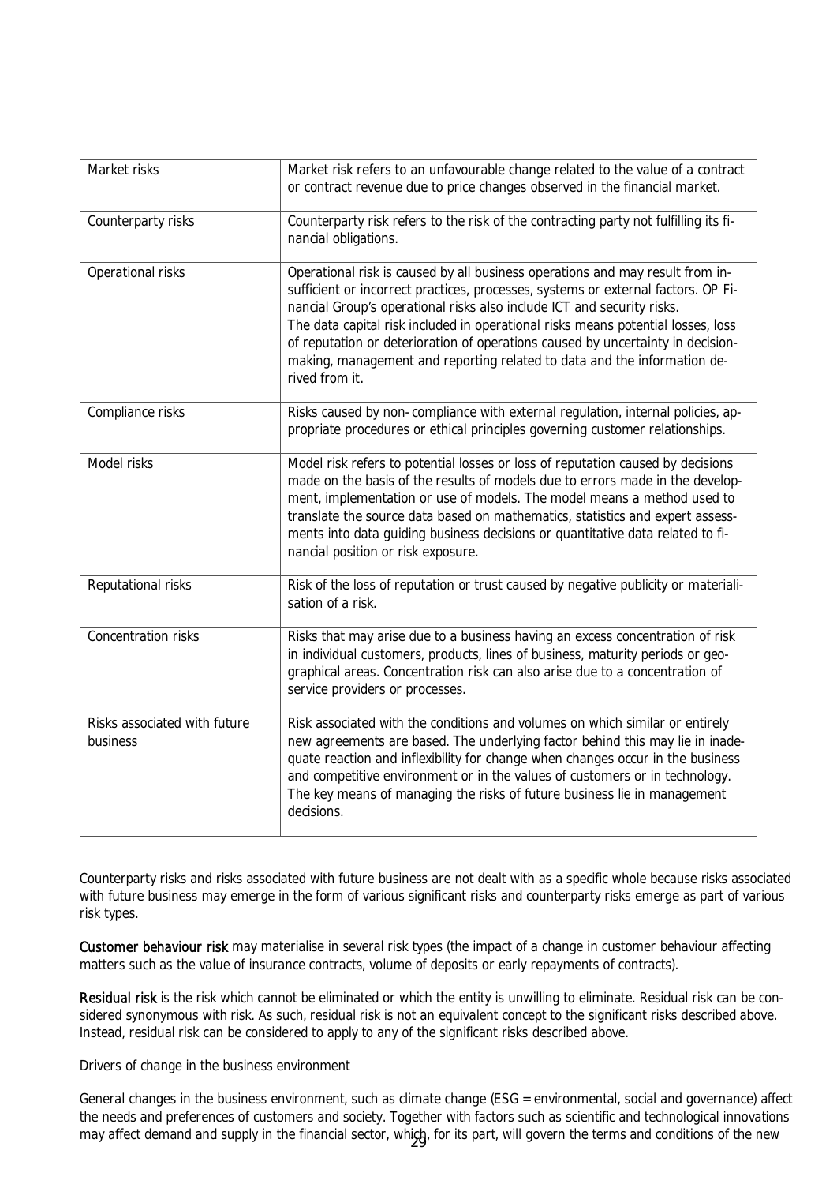| Market risks | Market risk refers to an unfavourable change related to the value of a contract or contract revenue due to price changes observed in the financial market. |
|---|---|
| Counterparty risks | Counterparty risk refers to the risk of the contracting party not fulfilling its financial obligations. |
| Operational risks | Operational risk is caused by all business operations and may result from insufficient or incorrect practices, processes, systems or external factors. OP Financial Group's operational risks also include ICT and security risks.<br>The data capital risk included in operational risks means potential losses, loss of reputation or deterioration of operations caused by uncertainty in decision-making, management and reporting related to data and the information derived from it. |
| Compliance risks | Risks caused by non-compliance with external regulation, internal policies, appropriate procedures or ethical principles governing customer relationships. |
| Model risks | Model risk refers to potential losses or loss of reputation caused by decisions made on the basis of the results of models due to errors made in the development, implementation or use of models. The model means a method used to translate the source data based on mathematics, statistics and expert assessments into data guiding business decisions or quantitative data related to financial position or risk exposure. |
| Reputational risks | Risk of the loss of reputation or trust caused by negative publicity or materialisation of a risk. |
| Concentration risks | Risks that may arise due to a business having an excess concentration of risk in individual customers, products, lines of business, maturity periods or geographical areas. Concentration risk can also arise due to a concentration of service providers or processes. |
| Risks associated with future business | Risk associated with the conditions and volumes on which similar or entirely new agreements are based. The underlying factor behind this may lie in inadequate reaction and inflexibility for change when changes occur in the business and competitive environment or in the values of customers or in technology. The key means of managing the risks of future business lie in management decisions. |

Counterparty risks and risks associated with future business are not dealt with as a specific whole because risks associated with future business may emerge in the form of various significant risks and counterparty risks emerge as part of various risk types.

**Customer behaviour risk** may materialise in several risk types (the impact of a change in customer behaviour affecting matters such as the value of insurance contracts, volume of deposits or early repayments of contracts).

**Residual risk** is the risk which cannot be eliminated or which the entity is unwilling to eliminate. Residual risk can be considered synonymous with risk. As such, residual risk is not an equivalent concept to the significant risks described above. Instead, residual risk can be considered to apply to any of the significant risks described above.

*Drivers of change in the business environment*

General changes in the business environment, such as climate change (ESG = environmental, social and governance) affect the needs and preferences of customers and society. Together with factors such as scientific and technological innovations may affect demand and supply in the financial sector, which, for its part, will govern the terms and conditions of the new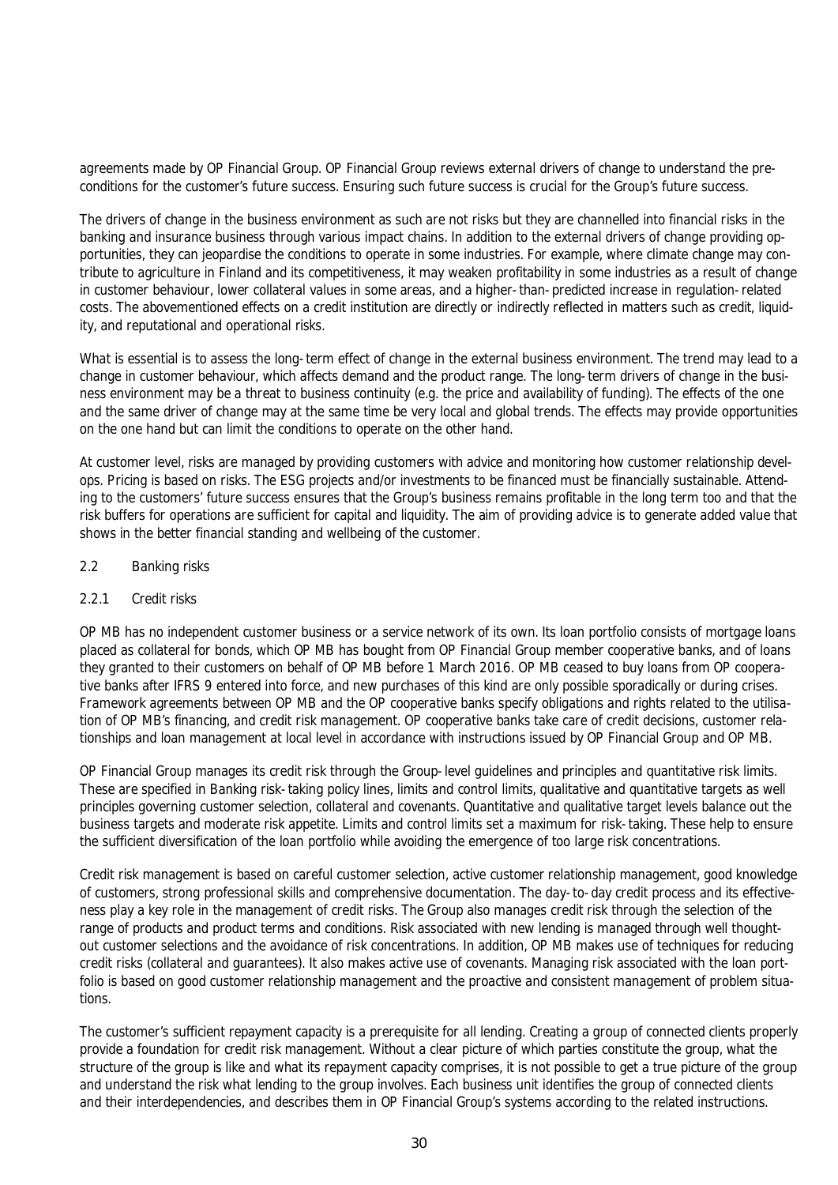agreements made by OP Financial Group. OP Financial Group reviews external drivers of change to understand the preconditions for the customer's future success. Ensuring such future success is crucial for the Group's future success.

The drivers of change in the business environment as such are not risks but they are channelled into financial risks in the banking and insurance business through various impact chains. In addition to the external drivers of change providing opportunities, they can jeopardise the conditions to operate in some industries. For example, where climate change may contribute to agriculture in Finland and its competitiveness, it may weaken profitability in some industries as a result of change in customer behaviour, lower collateral values in some areas, and a higher-than-predicted increase in regulation-related costs. The abovementioned effects on a credit institution are directly or indirectly reflected in matters such as credit, liquidity, and reputational and operational risks.

What is essential is to assess the long-term effect of change in the external business environment. The trend may lead to a change in customer behaviour, which affects demand and the product range. The long-term drivers of change in the business environment may be a threat to business continuity (e.g. the price and availability of funding). The effects of the one and the same driver of change may at the same time be very local and global trends. The effects may provide opportunities on the one hand but can limit the conditions to operate on the other hand.

At customer level, risks are managed by providing customers with advice and monitoring how customer relationship develops. Pricing is based on risks. The ESG projects and/or investments to be financed must be financially sustainable. Attending to the customers' future success ensures that the Group's business remains profitable in the long term too and that the risk buffers for operations are sufficient for capital and liquidity. The aim of providing advice is to generate added value that shows in the better financial standing and wellbeing of the customer.

## 2.2 Banking risks

### 2.2.1 Credit risks

OP MB has no independent customer business or a service network of its own. Its loan portfolio consists of mortgage loans placed as collateral for bonds, which OP MB has bought from OP Financial Group member cooperative banks, and of loans they granted to their customers on behalf of OP MB before 1 March 2016. OP MB ceased to buy loans from OP cooperative banks after IFRS 9 entered into force, and new purchases of this kind are only possible sporadically or during crises. Framework agreements between OP MB and the OP cooperative banks specify obligations and rights related to the utilisation of OP MB's financing, and credit risk management. OP cooperative banks take care of credit decisions, customer relationships and loan management at local level in accordance with instructions issued by OP Financial Group and OP MB.

OP Financial Group manages its credit risk through the Group-level guidelines and principles and quantitative risk limits. These are specified in Banking risk-taking policy lines, limits and control limits, qualitative and quantitative targets as well principles governing customer selection, collateral and covenants. Quantitative and qualitative target levels balance out the business targets and moderate risk appetite. Limits and control limits set a maximum for risk-taking. These help to ensure the sufficient diversification of the loan portfolio while avoiding the emergence of too large risk concentrations.

Credit risk management is based on careful customer selection, active customer relationship management, good knowledge of customers, strong professional skills and comprehensive documentation. The day-to-day credit process and its effectiveness play a key role in the management of credit risks. The Group also manages credit risk through the selection of the range of products and product terms and conditions. Risk associated with new lending is managed through well thought-out customer selections and the avoidance of risk concentrations. In addition, OP MB makes use of techniques for reducing credit risks (collateral and guarantees). It also makes active use of covenants. Managing risk associated with the loan portfolio is based on good customer relationship management and the proactive and consistent management of problem situations.

The customer's sufficient repayment capacity is a prerequisite for all lending. Creating a group of connected clients properly provide a foundation for credit risk management. Without a clear picture of which parties constitute the group, what the structure of the group is like and what its repayment capacity comprises, it is not possible to get a true picture of the group and understand the risk what lending to the group involves. Each business unit identifies the group of connected clients and their interdependencies, and describes them in OP Financial Group's systems according to the related instructions.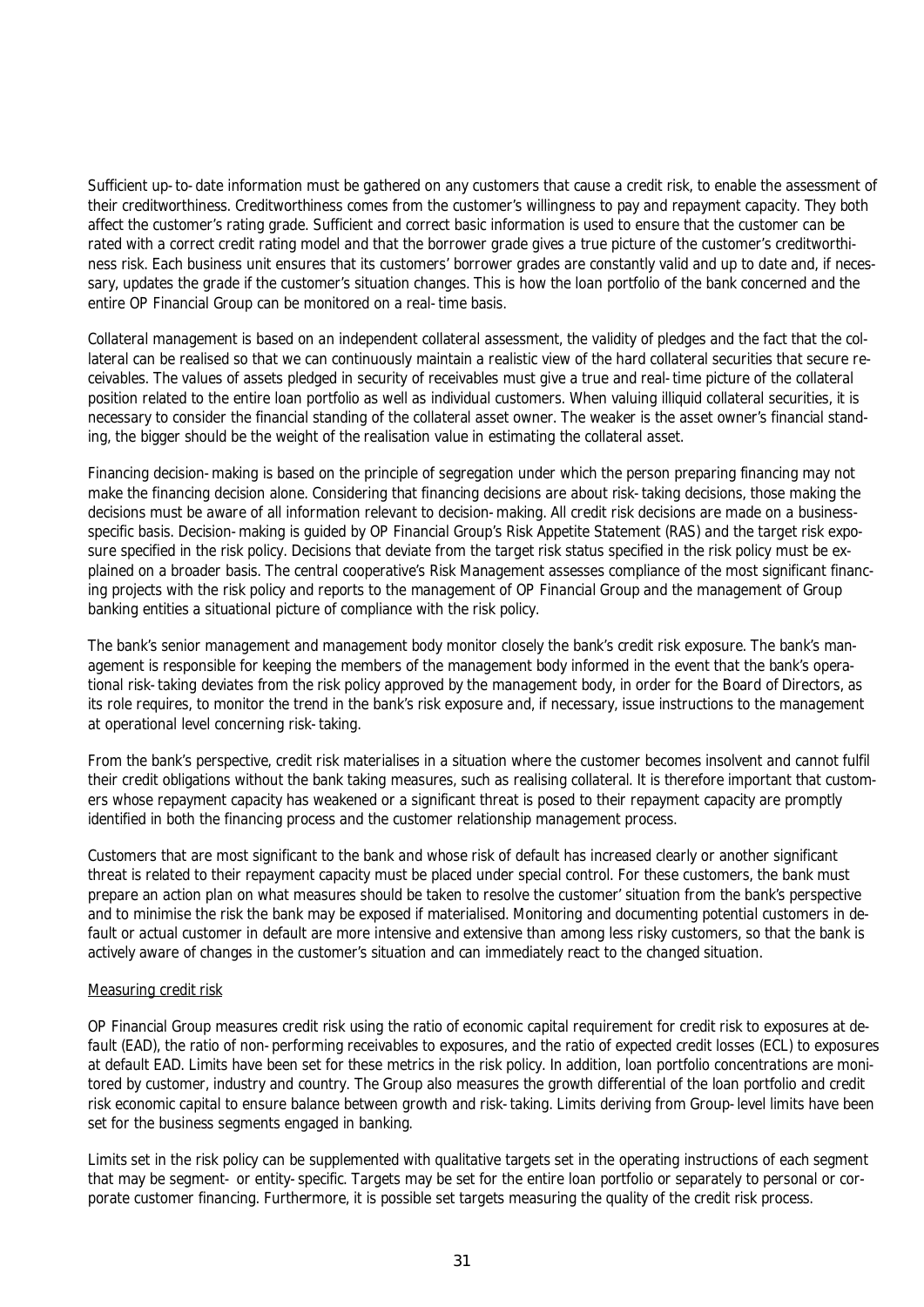Sufficient up-to-date information must be gathered on any customers that cause a credit risk, to enable the assessment of their creditworthiness. Creditworthiness comes from the customer's willingness to pay and repayment capacity. They both affect the customer's rating grade. Sufficient and correct basic information is used to ensure that the customer can be rated with a correct credit rating model and that the borrower grade gives a true picture of the customer's creditworthiness risk. Each business unit ensures that its customers' borrower grades are constantly valid and up to date and, if necessary, updates the grade if the customer's situation changes. This is how the loan portfolio of the bank concerned and the entire OP Financial Group can be monitored on a real-time basis.

Collateral management is based on an independent collateral assessment, the validity of pledges and the fact that the collateral can be realised so that we can continuously maintain a realistic view of the hard collateral securities that secure receivables. The values of assets pledged in security of receivables must give a true and real-time picture of the collateral position related to the entire loan portfolio as well as individual customers. When valuing illiquid collateral securities, it is necessary to consider the financial standing of the collateral asset owner. The weaker is the asset owner's financial standing, the bigger should be the weight of the realisation value in estimating the collateral asset.

Financing decision-making is based on the principle of segregation under which the person preparing financing may not make the financing decision alone. Considering that financing decisions are about risk-taking decisions, those making the decisions must be aware of all information relevant to decision-making. All credit risk decisions are made on a business-specific basis. Decision-making is guided by OP Financial Group's Risk Appetite Statement (RAS) and the target risk exposure specified in the risk policy. Decisions that deviate from the target risk status specified in the risk policy must be explained on a broader basis. The central cooperative's Risk Management assesses compliance of the most significant financing projects with the risk policy and reports to the management of OP Financial Group and the management of Group banking entities a situational picture of compliance with the risk policy.

The bank's senior management and management body monitor closely the bank's credit risk exposure. The bank's management is responsible for keeping the members of the management body informed in the event that the bank's operational risk-taking deviates from the risk policy approved by the management body, in order for the Board of Directors, as its role requires, to monitor the trend in the bank's risk exposure and, if necessary, issue instructions to the management at operational level concerning risk-taking.

From the bank's perspective, credit risk materialises in a situation where the customer becomes insolvent and cannot fulfil their credit obligations without the bank taking measures, such as realising collateral. It is therefore important that customers whose repayment capacity has weakened or a significant threat is posed to their repayment capacity are promptly identified in both the financing process and the customer relationship management process.

Customers that are most significant to the bank and whose risk of default has increased clearly or another significant threat is related to their repayment capacity must be placed under special control. For these customers, the bank must prepare an action plan on what measures should be taken to resolve the customer' situation from the bank's perspective and to minimise the risk the bank may be exposed if materialised. Monitoring and documenting potential customers in default or actual customer in default are more intensive and extensive than among less risky customers, so that the bank is actively aware of changes in the customer's situation and can immediately react to the changed situation.

Measuring credit risk

OP Financial Group measures credit risk using the ratio of economic capital requirement for credit risk to exposures at default (EAD), the ratio of non-performing receivables to exposures, and the ratio of expected credit losses (ECL) to exposures at default EAD. Limits have been set for these metrics in the risk policy. In addition, loan portfolio concentrations are monitored by customer, industry and country. The Group also measures the growth differential of the loan portfolio and credit risk economic capital to ensure balance between growth and risk-taking. Limits deriving from Group-level limits have been set for the business segments engaged in banking.

Limits set in the risk policy can be supplemented with qualitative targets set in the operating instructions of each segment that may be segment- or entity-specific. Targets may be set for the entire loan portfolio or separately to personal or corporate customer financing. Furthermore, it is possible set targets measuring the quality of the credit risk process.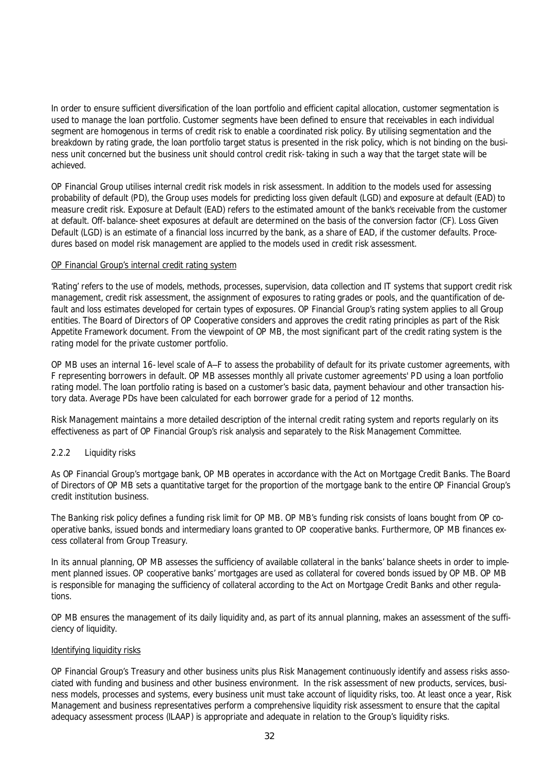In order to ensure sufficient diversification of the loan portfolio and efficient capital allocation, customer segmentation is used to manage the loan portfolio. Customer segments have been defined to ensure that receivables in each individual segment are homogenous in terms of credit risk to enable a coordinated risk policy. By utilising segmentation and the breakdown by rating grade, the loan portfolio target status is presented in the risk policy, which is not binding on the business unit concerned but the business unit should control credit risk-taking in such a way that the target state will be achieved.

OP Financial Group utilises internal credit risk models in risk assessment. In addition to the models used for assessing probability of default (PD), the Group uses models for predicting loss given default (LGD) and exposure at default (EAD) to measure credit risk. Exposure at Default (EAD) refers to the estimated amount of the bank's receivable from the customer at default. Off-balance-sheet exposures at default are determined on the basis of the conversion factor (CF). Loss Given Default (LGD) is an estimate of a financial loss incurred by the bank, as a share of EAD, if the customer defaults. Procedures based on model risk management are applied to the models used in credit risk assessment.

OP Financial Group's internal credit rating system

'Rating' refers to the use of models, methods, processes, supervision, data collection and IT systems that support credit risk management, credit risk assessment, the assignment of exposures to rating grades or pools, and the quantification of default and loss estimates developed for certain types of exposures. OP Financial Group's rating system applies to all Group entities. The Board of Directors of OP Cooperative considers and approves the credit rating principles as part of the Risk Appetite Framework document. From the viewpoint of OP MB, the most significant part of the credit rating system is the rating model for the private customer portfolio.

OP MB uses an internal 16-level scale of A–F to assess the probability of default for its private customer agreements, with F representing borrowers in default. OP MB assesses monthly all private customer agreements' PD using a loan portfolio rating model. The loan portfolio rating is based on a customer's basic data, payment behaviour and other transaction history data. Average PDs have been calculated for each borrower grade for a period of 12 months.

Risk Management maintains a more detailed description of the internal credit rating system and reports regularly on its effectiveness as part of OP Financial Group's risk analysis and separately to the Risk Management Committee.

### 2.2.2 Liquidity risks

As OP Financial Group's mortgage bank, OP MB operates in accordance with the Act on Mortgage Credit Banks. The Board of Directors of OP MB sets a quantitative target for the proportion of the mortgage bank to the entire OP Financial Group's credit institution business.

The Banking risk policy defines a funding risk limit for OP MB. OP MB's funding risk consists of loans bought from OP cooperative banks, issued bonds and intermediary loans granted to OP cooperative banks. Furthermore, OP MB finances excess collateral from Group Treasury.

In its annual planning, OP MB assesses the sufficiency of available collateral in the banks' balance sheets in order to implement planned issues. OP cooperative banks' mortgages are used as collateral for covered bonds issued by OP MB. OP MB is responsible for managing the sufficiency of collateral according to the Act on Mortgage Credit Banks and other regulations.

OP MB ensures the management of its daily liquidity and, as part of its annual planning, makes an assessment of the sufficiency of liquidity.

Identifying liquidity risks

OP Financial Group's Treasury and other business units plus Risk Management continuously identify and assess risks associated with funding and business and other business environment. In the risk assessment of new products, services, business models, processes and systems, every business unit must take account of liquidity risks, too. At least once a year, Risk Management and business representatives perform a comprehensive liquidity risk assessment to ensure that the capital adequacy assessment process (ILAAP) is appropriate and adequate in relation to the Group's liquidity risks.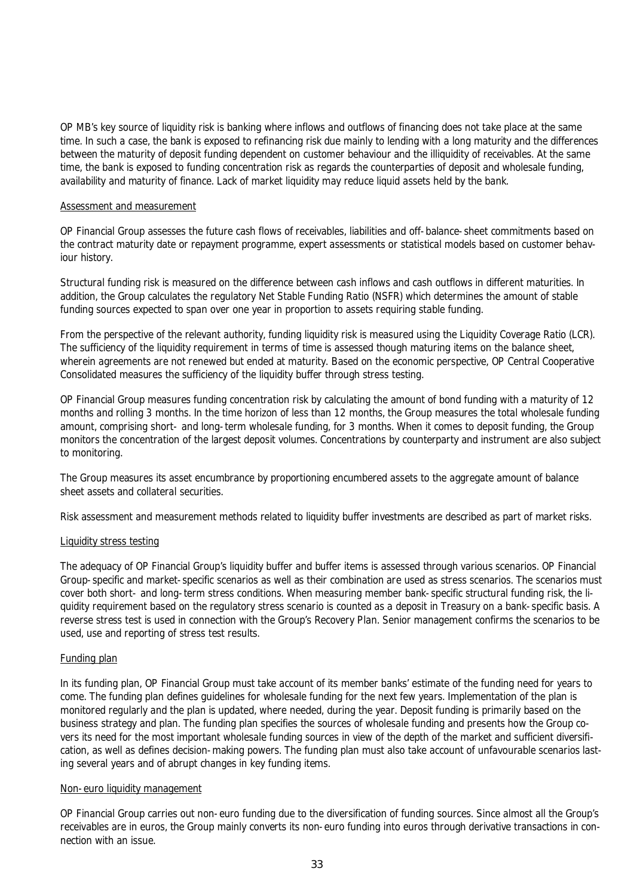OP MB's key source of liquidity risk is banking where inflows and outflows of financing does not take place at the same time. In such a case, the bank is exposed to refinancing risk due mainly to lending with a long maturity and the differences between the maturity of deposit funding dependent on customer behaviour and the illiquidity of receivables. At the same time, the bank is exposed to funding concentration risk as regards the counterparties of deposit and wholesale funding, availability and maturity of finance. Lack of market liquidity may reduce liquid assets held by the bank.

## Assessment and measurement

OP Financial Group assesses the future cash flows of receivables, liabilities and off-balance-sheet commitments based on the contract maturity date or repayment programme, expert assessments or statistical models based on customer behaviour history.

Structural funding risk is measured on the difference between cash inflows and cash outflows in different maturities. In addition, the Group calculates the regulatory Net Stable Funding Ratio (NSFR) which determines the amount of stable funding sources expected to span over one year in proportion to assets requiring stable funding.

From the perspective of the relevant authority, funding liquidity risk is measured using the Liquidity Coverage Ratio (LCR). The sufficiency of the liquidity requirement in terms of time is assessed though maturing items on the balance sheet, wherein agreements are not renewed but ended at maturity. Based on the economic perspective, OP Central Cooperative Consolidated measures the sufficiency of the liquidity buffer through stress testing.

OP Financial Group measures funding concentration risk by calculating the amount of bond funding with a maturity of 12 months and rolling 3 months. In the time horizon of less than 12 months, the Group measures the total wholesale funding amount, comprising short- and long-term wholesale funding, for 3 months. When it comes to deposit funding, the Group monitors the concentration of the largest deposit volumes. Concentrations by counterparty and instrument are also subject to monitoring.

The Group measures its asset encumbrance by proportioning encumbered assets to the aggregate amount of balance sheet assets and collateral securities.

Risk assessment and measurement methods related to liquidity buffer investments are described as part of market risks.

## Liquidity stress testing

The adequacy of OP Financial Group's liquidity buffer and buffer items is assessed through various scenarios. OP Financial Group-specific and market-specific scenarios as well as their combination are used as stress scenarios. The scenarios must cover both short- and long-term stress conditions. When measuring member bank-specific structural funding risk, the liquidity requirement based on the regulatory stress scenario is counted as a deposit in Treasury on a bank-specific basis. A reverse stress test is used in connection with the Group's Recovery Plan. Senior management confirms the scenarios to be used, use and reporting of stress test results.

## Funding plan

In its funding plan, OP Financial Group must take account of its member banks' estimate of the funding need for years to come. The funding plan defines guidelines for wholesale funding for the next few years. Implementation of the plan is monitored regularly and the plan is updated, where needed, during the year. Deposit funding is primarily based on the business strategy and plan. The funding plan specifies the sources of wholesale funding and presents how the Group covers its need for the most important wholesale funding sources in view of the depth of the market and sufficient diversification, as well as defines decision-making powers. The funding plan must also take account of unfavourable scenarios lasting several years and of abrupt changes in key funding items.

## Non-euro liquidity management

OP Financial Group carries out non-euro funding due to the diversification of funding sources. Since almost all the Group's receivables are in euros, the Group mainly converts its non-euro funding into euros through derivative transactions in connection with an issue.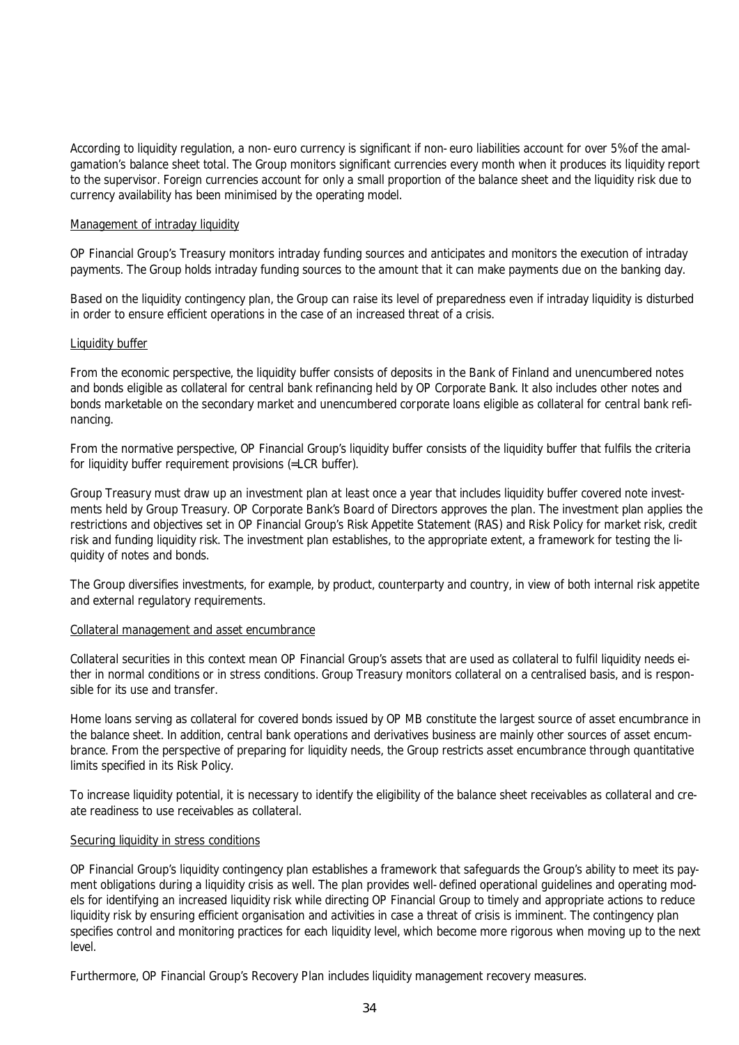According to liquidity regulation, a non-euro currency is significant if non-euro liabilities account for over 5% of the amalgamation's balance sheet total. The Group monitors significant currencies every month when it produces its liquidity report to the supervisor. Foreign currencies account for only a small proportion of the balance sheet and the liquidity risk due to currency availability has been minimised by the operating model.

### Management of intraday liquidity

OP Financial Group's Treasury monitors intraday funding sources and anticipates and monitors the execution of intraday payments. The Group holds intraday funding sources to the amount that it can make payments due on the banking day.

Based on the liquidity contingency plan, the Group can raise its level of preparedness even if intraday liquidity is disturbed in order to ensure efficient operations in the case of an increased threat of a crisis.

### Liquidity buffer

From the economic perspective, the liquidity buffer consists of deposits in the Bank of Finland and unencumbered notes and bonds eligible as collateral for central bank refinancing held by OP Corporate Bank. It also includes other notes and bonds marketable on the secondary market and unencumbered corporate loans eligible as collateral for central bank refinancing.

From the normative perspective, OP Financial Group's liquidity buffer consists of the liquidity buffer that fulfils the criteria for liquidity buffer requirement provisions (=LCR buffer).

Group Treasury must draw up an investment plan at least once a year that includes liquidity buffer covered note investments held by Group Treasury. OP Corporate Bank's Board of Directors approves the plan. The investment plan applies the restrictions and objectives set in OP Financial Group's Risk Appetite Statement (RAS) and Risk Policy for market risk, credit risk and funding liquidity risk. The investment plan establishes, to the appropriate extent, a framework for testing the liquidity of notes and bonds.

The Group diversifies investments, for example, by product, counterparty and country, in view of both internal risk appetite and external regulatory requirements.

### Collateral management and asset encumbrance

Collateral securities in this context mean OP Financial Group's assets that are used as collateral to fulfil liquidity needs either in normal conditions or in stress conditions. Group Treasury monitors collateral on a centralised basis, and is responsible for its use and transfer.

Home loans serving as collateral for covered bonds issued by OP MB constitute the largest source of asset encumbrance in the balance sheet. In addition, central bank operations and derivatives business are mainly other sources of asset encumbrance. From the perspective of preparing for liquidity needs, the Group restricts asset encumbrance through quantitative limits specified in its Risk Policy.

To increase liquidity potential, it is necessary to identify the eligibility of the balance sheet receivables as collateral and create readiness to use receivables as collateral.

### Securing liquidity in stress conditions

OP Financial Group's liquidity contingency plan establishes a framework that safeguards the Group's ability to meet its payment obligations during a liquidity crisis as well. The plan provides well-defined operational guidelines and operating models for identifying an increased liquidity risk while directing OP Financial Group to timely and appropriate actions to reduce liquidity risk by ensuring efficient organisation and activities in case a threat of crisis is imminent. The contingency plan specifies control and monitoring practices for each liquidity level, which become more rigorous when moving up to the next level.

Furthermore, OP Financial Group's Recovery Plan includes liquidity management recovery measures.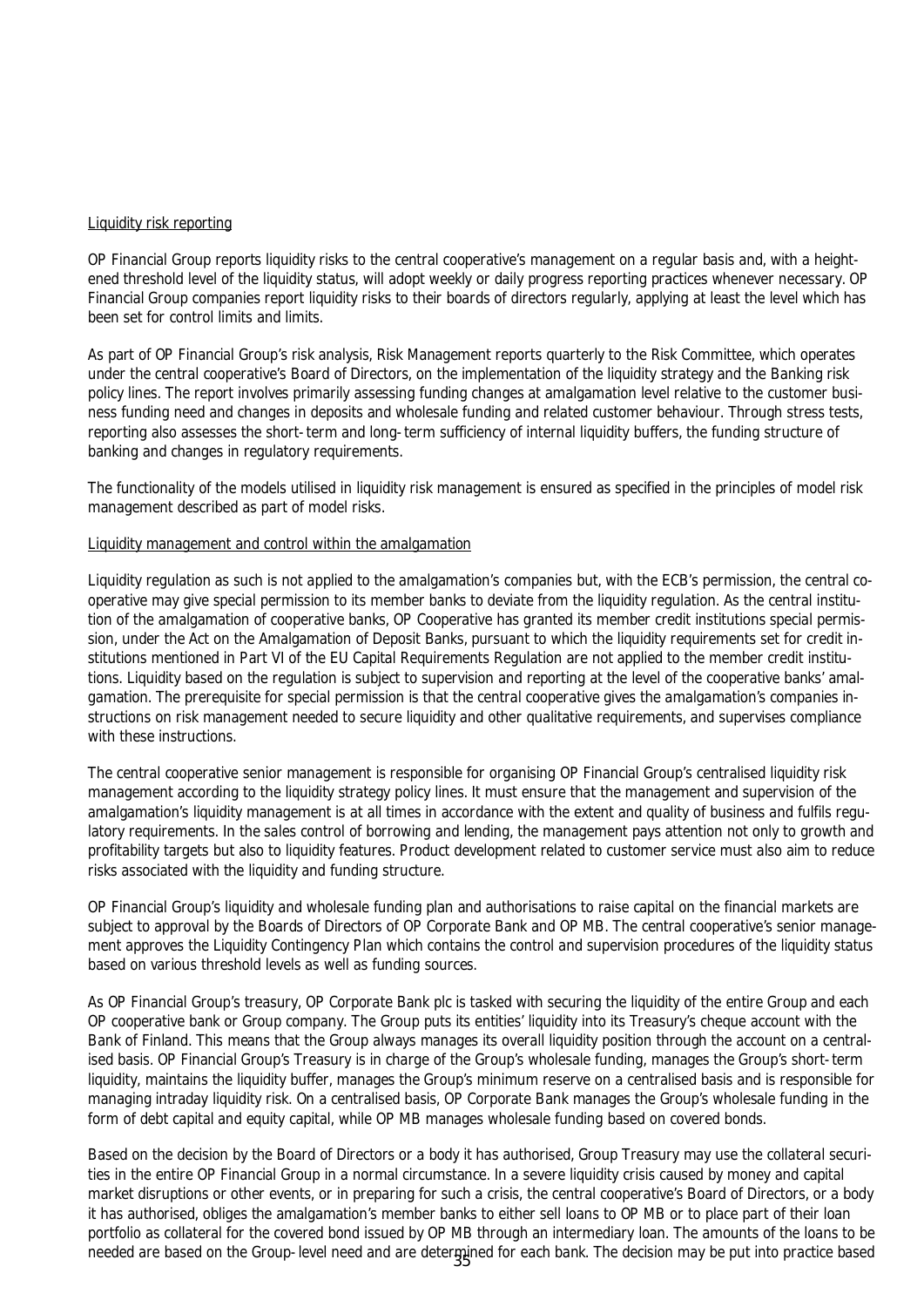Liquidity risk reporting

OP Financial Group reports liquidity risks to the central cooperative's management on a regular basis and, with a heightened threshold level of the liquidity status, will adopt weekly or daily progress reporting practices whenever necessary. OP Financial Group companies report liquidity risks to their boards of directors regularly, applying at least the level which has been set for control limits and limits.

As part of OP Financial Group's risk analysis, Risk Management reports quarterly to the Risk Committee, which operates under the central cooperative's Board of Directors, on the implementation of the liquidity strategy and the Banking risk policy lines. The report involves primarily assessing funding changes at amalgamation level relative to the customer business funding need and changes in deposits and wholesale funding and related customer behaviour. Through stress tests, reporting also assesses the short-term and long-term sufficiency of internal liquidity buffers, the funding structure of banking and changes in regulatory requirements.

The functionality of the models utilised in liquidity risk management is ensured as specified in the principles of model risk management described as part of model risks.

Liquidity management and control within the amalgamation

Liquidity regulation as such is not applied to the amalgamation's companies but, with the ECB's permission, the central cooperative may give special permission to its member banks to deviate from the liquidity regulation. As the central institution of the amalgamation of cooperative banks, OP Cooperative has granted its member credit institutions special permission, under the Act on the Amalgamation of Deposit Banks, pursuant to which the liquidity requirements set for credit institutions mentioned in Part VI of the EU Capital Requirements Regulation are not applied to the member credit institutions. Liquidity based on the regulation is subject to supervision and reporting at the level of the cooperative banks' amalgamation. The prerequisite for special permission is that the central cooperative gives the amalgamation's companies instructions on risk management needed to secure liquidity and other qualitative requirements, and supervises compliance with these instructions.

The central cooperative senior management is responsible for organising OP Financial Group's centralised liquidity risk management according to the liquidity strategy policy lines. It must ensure that the management and supervision of the amalgamation's liquidity management is at all times in accordance with the extent and quality of business and fulfils regulatory requirements. In the sales control of borrowing and lending, the management pays attention not only to growth and profitability targets but also to liquidity features. Product development related to customer service must also aim to reduce risks associated with the liquidity and funding structure.

OP Financial Group's liquidity and wholesale funding plan and authorisations to raise capital on the financial markets are subject to approval by the Boards of Directors of OP Corporate Bank and OP MB. The central cooperative's senior management approves the Liquidity Contingency Plan which contains the control and supervision procedures of the liquidity status based on various threshold levels as well as funding sources.

As OP Financial Group's treasury, OP Corporate Bank plc is tasked with securing the liquidity of the entire Group and each OP cooperative bank or Group company. The Group puts its entities' liquidity into its Treasury's cheque account with the Bank of Finland. This means that the Group always manages its overall liquidity position through the account on a centralised basis. OP Financial Group's Treasury is in charge of the Group's wholesale funding, manages the Group's short-term liquidity, maintains the liquidity buffer, manages the Group's minimum reserve on a centralised basis and is responsible for managing intraday liquidity risk. On a centralised basis, OP Corporate Bank manages the Group's wholesale funding in the form of debt capital and equity capital, while OP MB manages wholesale funding based on covered bonds.

Based on the decision by the Board of Directors or a body it has authorised, Group Treasury may use the collateral securities in the entire OP Financial Group in a normal circumstance. In a severe liquidity crisis caused by money and capital market disruptions or other events, or in preparing for such a crisis, the central cooperative's Board of Directors, or a body it has authorised, obliges the amalgamation's member banks to either sell loans to OP MB or to place part of their loan portfolio as collateral for the covered bond issued by OP MB through an intermediary loan. The amounts of the loans to be needed are based on the Group-level need and are determined for each bank. The decision may be put into practice based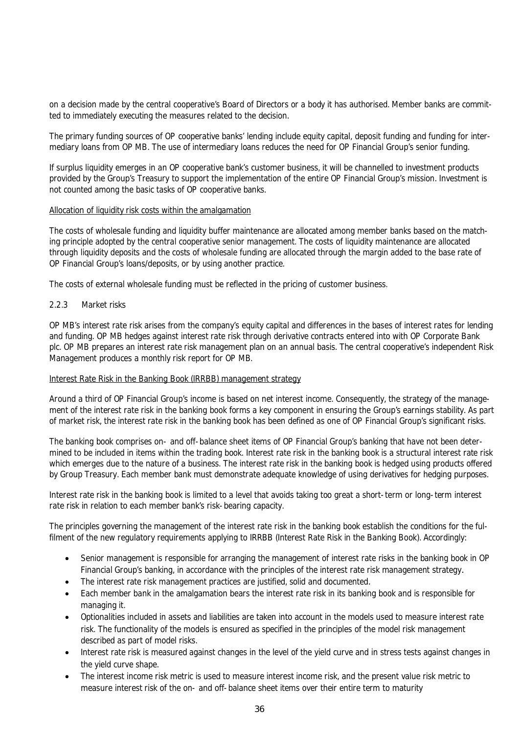on a decision made by the central cooperative's Board of Directors or a body it has authorised. Member banks are committed to immediately executing the measures related to the decision.

The primary funding sources of OP cooperative banks' lending include equity capital, deposit funding and funding for intermediary loans from OP MB. The use of intermediary loans reduces the need for OP Financial Group's senior funding.

If surplus liquidity emerges in an OP cooperative bank's customer business, it will be channelled to investment products provided by the Group's Treasury to support the implementation of the entire OP Financial Group's mission. Investment is not counted among the basic tasks of OP cooperative banks.

Allocation of liquidity risk costs within the amalgamation

The costs of wholesale funding and liquidity buffer maintenance are allocated among member banks based on the matching principle adopted by the central cooperative senior management. The costs of liquidity maintenance are allocated through liquidity deposits and the costs of wholesale funding are allocated through the margin added to the base rate of OP Financial Group's loans/deposits, or by using another practice.

The costs of external wholesale funding must be reflected in the pricing of customer business.

### 2.2.3 Market risks

OP MB's interest rate risk arises from the company's equity capital and differences in the bases of interest rates for lending and funding. OP MB hedges against interest rate risk through derivative contracts entered into with OP Corporate Bank plc. OP MB prepares an interest rate risk management plan on an annual basis. The central cooperative's independent Risk Management produces a monthly risk report for OP MB.

Interest Rate Risk in the Banking Book (IRRBB) management strategy

Around a third of OP Financial Group's income is based on net interest income. Consequently, the strategy of the management of the interest rate risk in the banking book forms a key component in ensuring the Group's earnings stability. As part of market risk, the interest rate risk in the banking book has been defined as one of OP Financial Group's significant risks.

The banking book comprises on- and off-balance sheet items of OP Financial Group's banking that have not been determined to be included in items within the trading book. Interest rate risk in the banking book is a structural interest rate risk which emerges due to the nature of a business. The interest rate risk in the banking book is hedged using products offered by Group Treasury. Each member bank must demonstrate adequate knowledge of using derivatives for hedging purposes.

Interest rate risk in the banking book is limited to a level that avoids taking too great a short-term or long-term interest rate risk in relation to each member bank's risk-bearing capacity.

The principles governing the management of the interest rate risk in the banking book establish the conditions for the fulfilment of the new regulatory requirements applying to IRRBB (Interest Rate Risk in the Banking Book). Accordingly:

- Senior management is responsible for arranging the management of interest rate risks in the banking book in OP Financial Group's banking, in accordance with the principles of the interest rate risk management strategy.
- The interest rate risk management practices are justified, solid and documented.
- Each member bank in the amalgamation bears the interest rate risk in its banking book and is responsible for managing it.
- Optionalities included in assets and liabilities are taken into account in the models used to measure interest rate risk. The functionality of the models is ensured as specified in the principles of the model risk management described as part of model risks.
- Interest rate risk is measured against changes in the level of the yield curve and in stress tests against changes in the yield curve shape.
- The interest income risk metric is used to measure interest income risk, and the present value risk metric to measure interest risk of the on- and off-balance sheet items over their entire term to maturity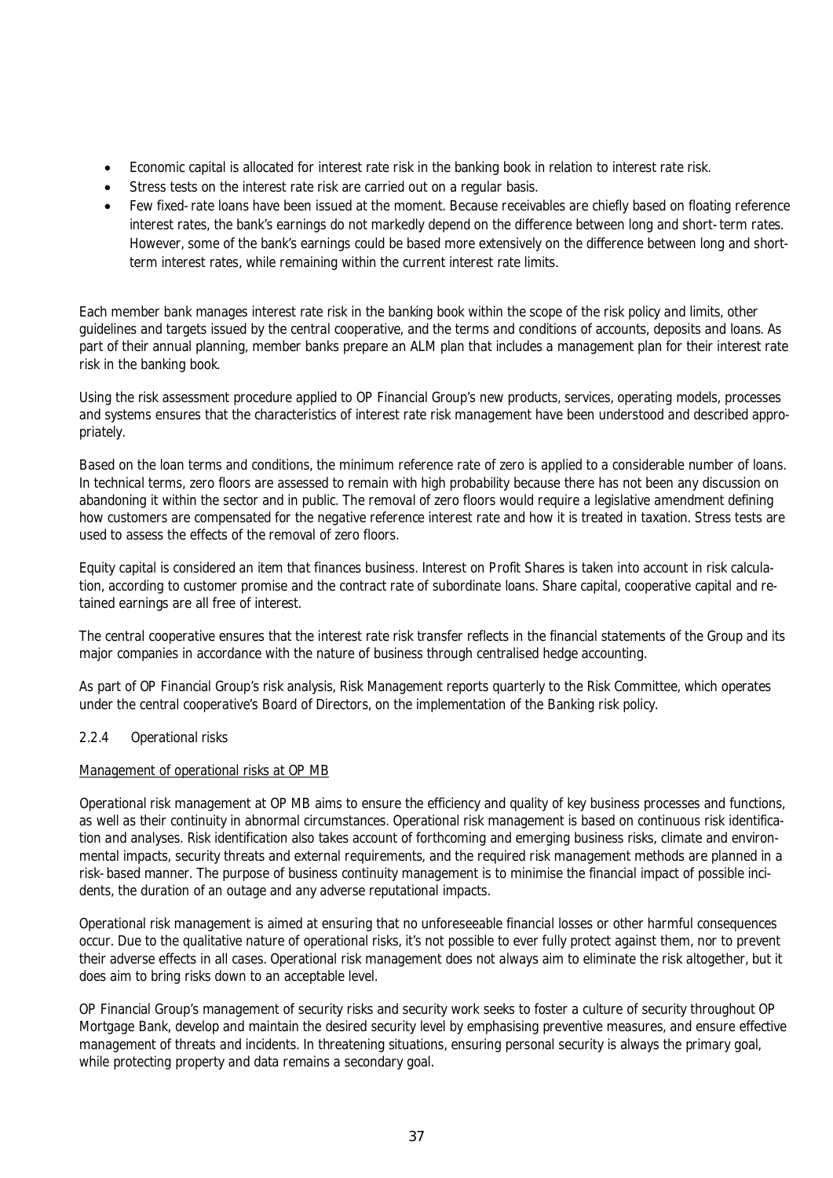- Economic capital is allocated for interest rate risk in the banking book in relation to interest rate risk.
- Stress tests on the interest rate risk are carried out on a regular basis.
- Few fixed-rate loans have been issued at the moment. Because receivables are chiefly based on floating reference interest rates, the bank's earnings do not markedly depend on the difference between long and short-term rates. However, some of the bank's earnings could be based more extensively on the difference between long and short-term interest rates, while remaining within the current interest rate limits.

Each member bank manages interest rate risk in the banking book within the scope of the risk policy and limits, other guidelines and targets issued by the central cooperative, and the terms and conditions of accounts, deposits and loans. As part of their annual planning, member banks prepare an ALM plan that includes a management plan for their interest rate risk in the banking book.

Using the risk assessment procedure applied to OP Financial Group's new products, services, operating models, processes and systems ensures that the characteristics of interest rate risk management have been understood and described appropriately.

Based on the loan terms and conditions, the minimum reference rate of zero is applied to a considerable number of loans. In technical terms, zero floors are assessed to remain with high probability because there has not been any discussion on abandoning it within the sector and in public. The removal of zero floors would require a legislative amendment defining how customers are compensated for the negative reference interest rate and how it is treated in taxation. Stress tests are used to assess the effects of the removal of zero floors.

Equity capital is considered an item that finances business. Interest on Profit Shares is taken into account in risk calculation, according to customer promise and the contract rate of subordinate loans. Share capital, cooperative capital and retained earnings are all free of interest.

The central cooperative ensures that the interest rate risk transfer reflects in the financial statements of the Group and its major companies in accordance with the nature of business through centralised hedge accounting.

As part of OP Financial Group's risk analysis, Risk Management reports quarterly to the Risk Committee, which operates under the central cooperative's Board of Directors, on the implementation of the Banking risk policy.

### 2.2.4 Operational risks

Management of operational risks at OP MB

Operational risk management at OP MB aims to ensure the efficiency and quality of key business processes and functions, as well as their continuity in abnormal circumstances. Operational risk management is based on continuous risk identification and analyses. Risk identification also takes account of forthcoming and emerging business risks, climate and environmental impacts, security threats and external requirements, and the required risk management methods are planned in a risk-based manner. The purpose of business continuity management is to minimise the financial impact of possible incidents, the duration of an outage and any adverse reputational impacts.

Operational risk management is aimed at ensuring that no unforeseeable financial losses or other harmful consequences occur. Due to the qualitative nature of operational risks, it's not possible to ever fully protect against them, nor to prevent their adverse effects in all cases. Operational risk management does not always aim to eliminate the risk altogether, but it does aim to bring risks down to an acceptable level.

OP Financial Group's management of security risks and security work seeks to foster a culture of security throughout OP Mortgage Bank, develop and maintain the desired security level by emphasising preventive measures, and ensure effective management of threats and incidents. In threatening situations, ensuring personal security is always the primary goal, while protecting property and data remains a secondary goal.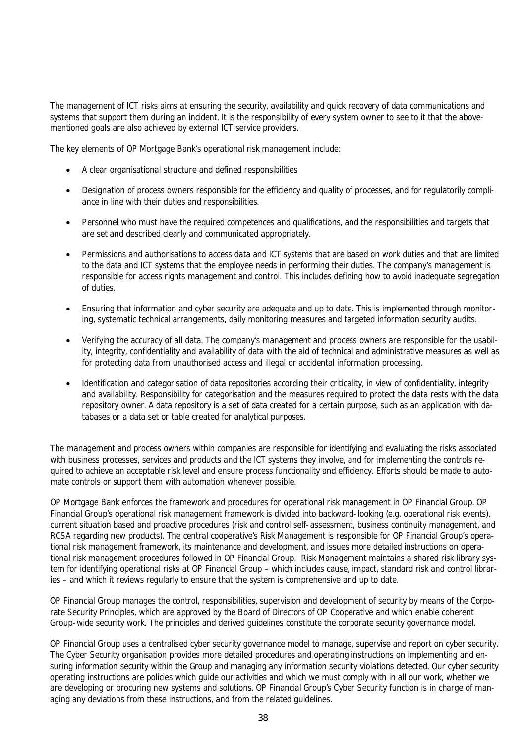The management of ICT risks aims at ensuring the security, availability and quick recovery of data communications and systems that support them during an incident. It is the responsibility of every system owner to see to it that the above-mentioned goals are also achieved by external ICT service providers.

The key elements of OP Mortgage Bank's operational risk management include:

- A clear organisational structure and defined responsibilities
- Designation of process owners responsible for the efficiency and quality of processes, and for regulatorily compliance in line with their duties and responsibilities.
- Personnel who must have the required competences and qualifications, and the responsibilities and targets that are set and described clearly and communicated appropriately.
- Permissions and authorisations to access data and ICT systems that are based on work duties and that are limited to the data and ICT systems that the employee needs in performing their duties. The company's management is responsible for access rights management and control. This includes defining how to avoid inadequate segregation of duties.
- Ensuring that information and cyber security are adequate and up to date. This is implemented through monitoring, systematic technical arrangements, daily monitoring measures and targeted information security audits.
- Verifying the accuracy of all data. The company's management and process owners are responsible for the usability, integrity, confidentiality and availability of data with the aid of technical and administrative measures as well as for protecting data from unauthorised access and illegal or accidental information processing.
- Identification and categorisation of data repositories according their criticality, in view of confidentiality, integrity and availability. Responsibility for categorisation and the measures required to protect the data rests with the data repository owner. A data repository is a set of data created for a certain purpose, such as an application with databases or a data set or table created for analytical purposes.

The management and process owners within companies are responsible for identifying and evaluating the risks associated with business processes, services and products and the ICT systems they involve, and for implementing the controls required to achieve an acceptable risk level and ensure process functionality and efficiency. Efforts should be made to automate controls or support them with automation whenever possible.

OP Mortgage Bank enforces the framework and procedures for operational risk management in OP Financial Group. OP Financial Group's operational risk management framework is divided into backward-looking (e.g. operational risk events), current situation based and proactive procedures (risk and control self-assessment, business continuity management, and RCSA regarding new products). The central cooperative's Risk Management is responsible for OP Financial Group's operational risk management framework, its maintenance and development, and issues more detailed instructions on operational risk management procedures followed in OP Financial Group. Risk Management maintains a shared risk library system for identifying operational risks at OP Financial Group – which includes cause, impact, standard risk and control libraries – and which it reviews regularly to ensure that the system is comprehensive and up to date.

OP Financial Group manages the control, responsibilities, supervision and development of security by means of the Corporate Security Principles, which are approved by the Board of Directors of OP Cooperative and which enable coherent Group-wide security work. The principles and derived guidelines constitute the corporate security governance model.

OP Financial Group uses a centralised cyber security governance model to manage, supervise and report on cyber security. The Cyber Security organisation provides more detailed procedures and operating instructions on implementing and ensuring information security within the Group and managing any information security violations detected. Our cyber security operating instructions are policies which guide our activities and which we must comply with in all our work, whether we are developing or procuring new systems and solutions. OP Financial Group's Cyber Security function is in charge of managing any deviations from these instructions, and from the related guidelines.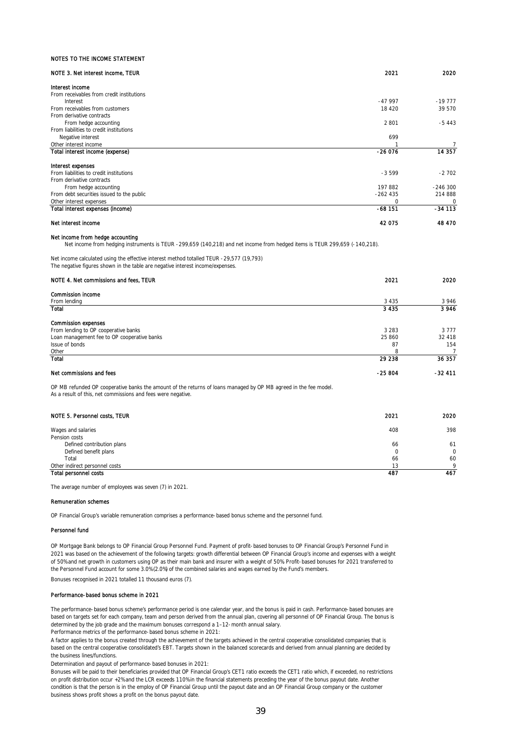NOTES TO THE INCOME STATEMENT

| NOTE 3. Net interest income, TEUR | 2021 | 2020 |
|---|---|---|
| **Interest income** | | |
| From receivables from credit institutions | | |
| Interest | -47 997 | -19 777 |
| From receivables from customers | 18 420 | 39 570 |
| From derivative contracts | | |
| From hedge accounting | 2 801 | -5 443 |
| From liabilities to credit institutions | | |
| Negative interest | 699 | |
| Other interest income | 1 | 7 |
| **Total interest income (expense)** | **-26 076** | **14 357** |
| | | |
| **Interest expenses** | | |
| From liabilities to credit institutions | -3 599 | -2 702 |
| From derivative contracts | | |
| From hedge accounting | 197 882 | -246 300 |
| From debt securities issued to the public | -262 435 | 214 888 |
| Other interest expenses | 0 | 0 |
| **Total interest expenses (income)** | **-68 151** | **-34 113** |
| | | |
| **Net interest income** | **42 075** | **48 470** |

**Net income from hedge accounting**

Net income from hedging instruments is TEUR -299,659 (140,218) and net income from hedged items is TEUR 299,659 (-140,218).

Net income calculated using the effective interest method totalled TEUR -29,577 (19,793)
The negative figures shown in the table are negative interest income/expenses.

| NOTE 4. Net commissions and fees, TEUR | 2021 | 2020 |
|---|---|---|
| **Commission income** | | |
| From lending | 3 435 | 3 946 |
| **Total** | **3 435** | **3 946** |
| | | |
| **Commission expenses** | | |
| From lending to OP cooperative banks | 3 283 | 3 777 |
| Loan management fee to OP cooperative banks | 25 860 | 32 418 |
| Issue of bonds | 87 | 154 |
| Other | 8 | 7 |
| **Total** | **29 238** | **36 357** |
| | | |
| **Net commissions and fees** | **-25 804** | **-32 411** |

OP MB refunded OP cooperative banks the amount of the returns of loans managed by OP MB agreed in the fee model.
As a result of this, net commissions and fees were negative.

| NOTE 5. Personnel costs, TEUR | 2021 | 2020 |
|---|---|---|
| Wages and salaries | 408 | 398 |
| Pension costs | | |
| Defined contribution plans | 66 | 61 |
| Defined benefit plans | 0 | 0 |
| Total | 66 | 60 |
| Other indirect personnel costs | 13 | 9 |
| **Total personnel costs** | **487** | **467** |

The average number of employees was seven (7) in 2021.

**Remuneration schemes**

OP Financial Group's variable remuneration comprises a performance-based bonus scheme and the personnel fund.

**Personnel fund**

OP Mortgage Bank belongs to OP Financial Group Personnel Fund. Payment of profit-based bonuses to OP Financial Group's Personnel Fund in 2021 was based on the achievement of the following targets: growth differential between OP Financial Group's income and expenses with a weight of 50% and net growth in customers using OP as their main bank and insurer with a weight of 50% Profit-based bonuses for 2021 transferred to the Personnel Fund account for some 3.0% (2.0%) of the combined salaries and wages earned by the Fund's members.

Bonuses recognised in 2021 totalled 11 thousand euros (7).

**Performance-based bonus scheme in 2021**

The performance-based bonus scheme's performance period is one calendar year, and the bonus is paid in cash. Performance-based bonuses are based on targets set for each company, team and person derived from the annual plan, covering all personnel of OP Financial Group. The bonus is determined by the job grade and the maximum bonuses correspond a 1–12-month annual salary.
Performance metrics of the performance-based bonus scheme in 2021:
A factor applies to the bonus created through the achievement of the targets achieved in the central cooperative consolidated companies that is based on the central cooperative consolidated's EBT. Targets shown in the balanced scorecards and derived from annual planning are decided by the business lines/functions.
Determination and payout of performance-based bonuses in 2021:
Bonuses will be paid to their beneficiaries provided that OP Financial Group's CET1 ratio exceeds the CET1 ratio which, if exceeded, no restrictions on profit distribution occur +2% and the LCR exceeds 110% in the financial statements preceding the year of the bonus payout date. Another condition is that the person is in the employ of OP Financial Group until the payout date and an OP Financial Group company or the customer business shows profit shows a profit on the bonus payout date.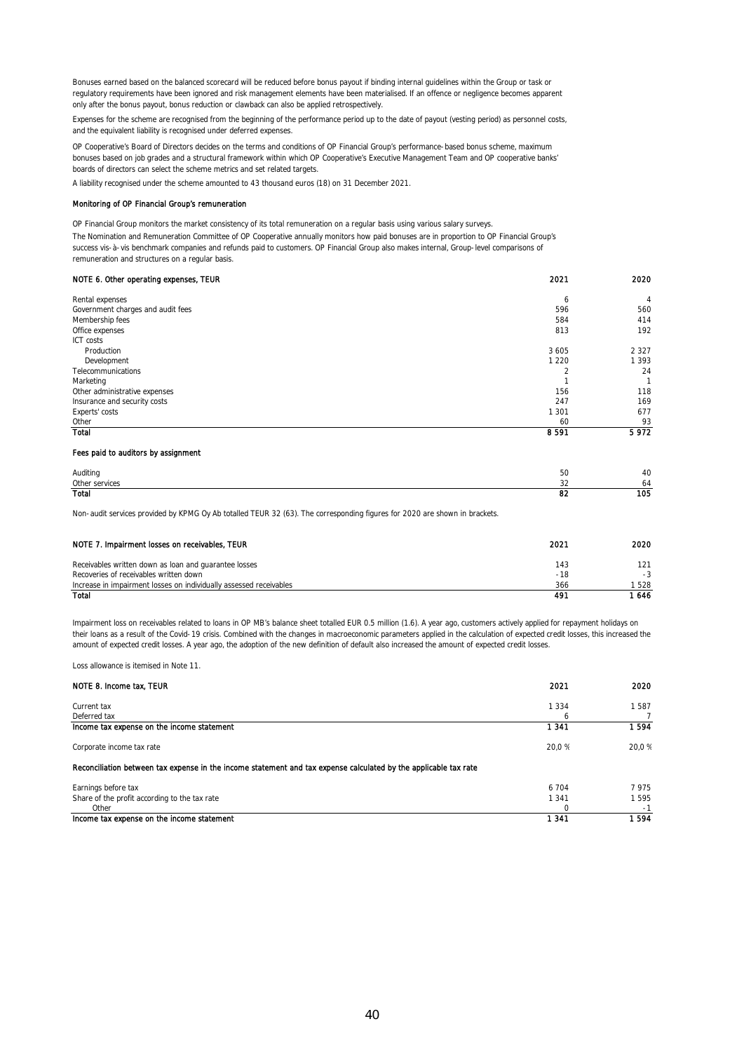Bonuses earned based on the balanced scorecard will be reduced before bonus payout if binding internal guidelines within the Group or task or regulatory requirements have been ignored and risk management elements have been materialised. If an offence or negligence becomes apparent only after the bonus payout, bonus reduction or clawback can also be applied retrospectively.

Expenses for the scheme are recognised from the beginning of the performance period up to the date of payout (vesting period) as personnel costs, and the equivalent liability is recognised under deferred expenses.

OP Cooperative's Board of Directors decides on the terms and conditions of OP Financial Group's performance-based bonus scheme, maximum bonuses based on job grades and a structural framework within which OP Cooperative's Executive Management Team and OP cooperative banks' boards of directors can select the scheme metrics and set related targets.

A liability recognised under the scheme amounted to 43 thousand euros (18) on 31 December 2021.

**Monitoring of OP Financial Group's remuneration**

OP Financial Group monitors the market consistency of its total remuneration on a regular basis using various salary surveys.

The Nomination and Remuneration Committee of OP Cooperative annually monitors how paid bonuses are in proportion to OP Financial Group's success vis-à-vis benchmark companies and refunds paid to customers. OP Financial Group also makes internal, Group-level comparisons of remuneration and structures on a regular basis.

| NOTE 6. Other operating expenses, TEUR | 2021 | 2020 |
|---|---|---|
| Rental expenses | 6 | 4 |
| Government charges and audit fees | 596 | 560 |
| Membership fees | 584 | 414 |
| Office expenses | 813 | 192 |
| ICT costs | | |
| Production | 3 605 | 2 327 |
| Development | 1 220 | 1 393 |
| Telecommunications | 2 | 24 |
| Marketing | 1 | 1 |
| Other administrative expenses | 156 | 118 |
| Insurance and security costs | 247 | 169 |
| Experts' costs | 1 301 | 677 |
| Other | 60 | 93 |
| **Total** | **8 591** | **5 972** |

**Fees paid to auditors by assignment**

| | | |
|---|---|---|
| Auditing | 50 | 40 |
| Other services | 32 | 64 |
| **Total** | **82** | **105** |

Non-audit services provided by KPMG Oy Ab totalled TEUR 32 (63). The corresponding figures for 2020 are shown in brackets.

| NOTE 7. Impairment losses on receivables, TEUR | 2021 | 2020 |
|---|---|---|
| Receivables written down as loan and guarantee losses | 143 | 121 |
| Recoveries of receivables written down | -18 | -3 |
| Increase in impairment losses on individually assessed receivables | 366 | 1 528 |
| **Total** | **491** | **1 646** |

Impairment loss on receivables related to loans in OP MB's balance sheet totalled EUR 0.5 million (1.6). A year ago, customers actively applied for repayment holidays on their loans as a result of the Covid-19 crisis. Combined with the changes in macroeconomic parameters applied in the calculation of expected credit losses, this increased the amount of expected credit losses. A year ago, the adoption of the new definition of default also increased the amount of expected credit losses.

Loss allowance is itemised in Note 11.

| NOTE 8. Income tax, TEUR | 2021 | 2020 |
|---|---|---|
| Current tax | 1 334 | 1 587 |
| Deferred tax | 6 | 7 |
| **Income tax expense on the income statement** | **1 341** | **1 594** |
| Corporate income tax rate | 20,0 % | 20,0 % |
| **Reconciliation between tax expense in the income statement and tax expense calculated by the applicable tax rate** | | |
| Earnings before tax | 6 704 | 7 975 |
| Share of the profit according to the tax rate | 1 341 | 1 595 |
| Other | 0 | -1 |
| **Income tax expense on the income statement** | **1 341** | **1 594** |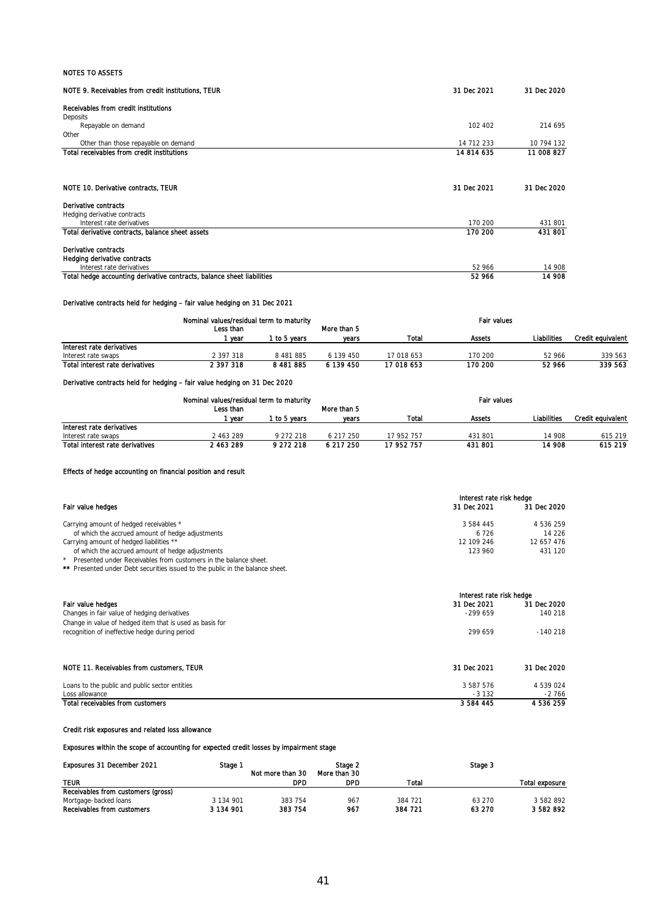NOTES TO ASSETS

## NOTE 9. Receivables from credit institutions, TEUR

| | 31 Dec 2021 | 31 Dec 2020 |
|---|---|---|
| **Receivables from credit institutions** | | |
| Deposits | | |
| Repayable on demand | 102 402 | 214 695 |
| Other | | |
| Other than those repayable on demand | 14 712 233 | 10 794 132 |
| **Total receivables from credit institutions** | **14 814 635** | **11 008 827** |

## NOTE 10. Derivative contracts, TEUR

| | 31 Dec 2021 | 31 Dec 2020 |
|---|---|---|
| **Derivative contracts** | | |
| Hedging derivative contracts | | |
| Interest rate derivatives | 170 200 | 431 801 |
| **Total derivative contracts, balance sheet assets** | **170 200** | **431 801** |
| | | |
| **Derivative contracts** | | |
| **Hedging derivative contracts** | | |
| Interest rate derivatives | 52 966 | 14 908 |
| **Total hedge accounting derivative contracts, balance sheet liabilities** | **52 966** | **14 908** |

**Derivative contracts held for hedging – fair value hedging on 31 Dec 2021**

| | Nominal values/residual term to maturity | | | | Fair values | | |
|---|---|---|---|---|---|---|---|
| | Less than 1 year | 1 to 5 years | More than 5 years | Total | Assets | Liabilities | Credit equivalent |
| **Interest rate derivatives** | | | | | | | |
| Interest rate swaps | 2 397 318 | 8 481 885 | 6 139 450 | 17 018 653 | 170 200 | 52 966 | 339 563 |
| **Total interest rate derivatives** | **2 397 318** | **8 481 885** | **6 139 450** | **17 018 653** | **170 200** | **52 966** | **339 563** |

**Derivative contracts held for hedging – fair value hedging on 31 Dec 2020**

| | Nominal values/residual term to maturity | | | | Fair values | | |
|---|---|---|---|---|---|---|---|
| | Less than 1 year | 1 to 5 years | More than 5 years | Total | Assets | Liabilities | Credit equivalent |
| **Interest rate derivatives** | | | | | | | |
| Interest rate swaps | 2 463 289 | 9 272 218 | 6 217 250 | 17 952 757 | 431 801 | 14 908 | 615 219 |
| **Total interest rate derivatives** | **2 463 289** | **9 272 218** | **6 217 250** | **17 952 757** | **431 801** | **14 908** | **615 219** |

**Effects of hedge accounting on financial position and result**

| | Interest rate risk hedge | |
|---|---|---|
| **Fair value hedges** | **31 Dec 2021** | **31 Dec 2020** |
| Carrying amount of hedged receivables * | 3 584 445 | 4 536 259 |
| of which the accrued amount of hedge adjustments | 6 726 | 14 226 |
| Carrying amount of hedged liabilities ** | 12 109 246 | 12 657 476 |
| of which the accrued amount of hedge adjustments | 123 960 | 431 120 |

\* Presented under Receivables from customers in the balance sheet.
** Presented under Debt securities issued to the public in the balance sheet.

| | Interest rate risk hedge | |
|---|---|---|
| **Fair value hedges** | **31 Dec 2021** | **31 Dec 2020** |
| Changes in fair value of hedging derivatives | -299 659 | 140 218 |
| Change in value of hedged item that is used as basis for recognition of ineffective hedge during period | 299 659 | -140 218 |

## NOTE 11. Receivables from customers, TEUR

| | 31 Dec 2021 | 31 Dec 2020 |
|---|---|---|
| Loans to the public and public sector entities | 3 587 576 | 4 539 024 |
| Loss allowance | -3 132 | -2 766 |
| **Total receivables from customers** | **3 584 445** | **4 536 259** |

**Credit risk exposures and related loss allowance**

**Exposures within the scope of accounting for expected credit losses by impairment stage**

| Exposures 31 December 2021 | Stage 1 | Stage 2 | | | Stage 3 | |
|---|---|---|---|---|---|---|
| TEUR | | Not more than 30 DPD | More than 30 DPD | Total | | Total exposure |
| **Receivables from customers (gross)** | | | | | | |
| Mortgage- backed loans | 3 134 901 | 383 754 | 967 | 384 721 | 63 270 | 3 582 892 |
| **Receivables from customers** | **3 134 901** | **383 754** | **967** | **384 721** | **63 270** | **3 582 892** |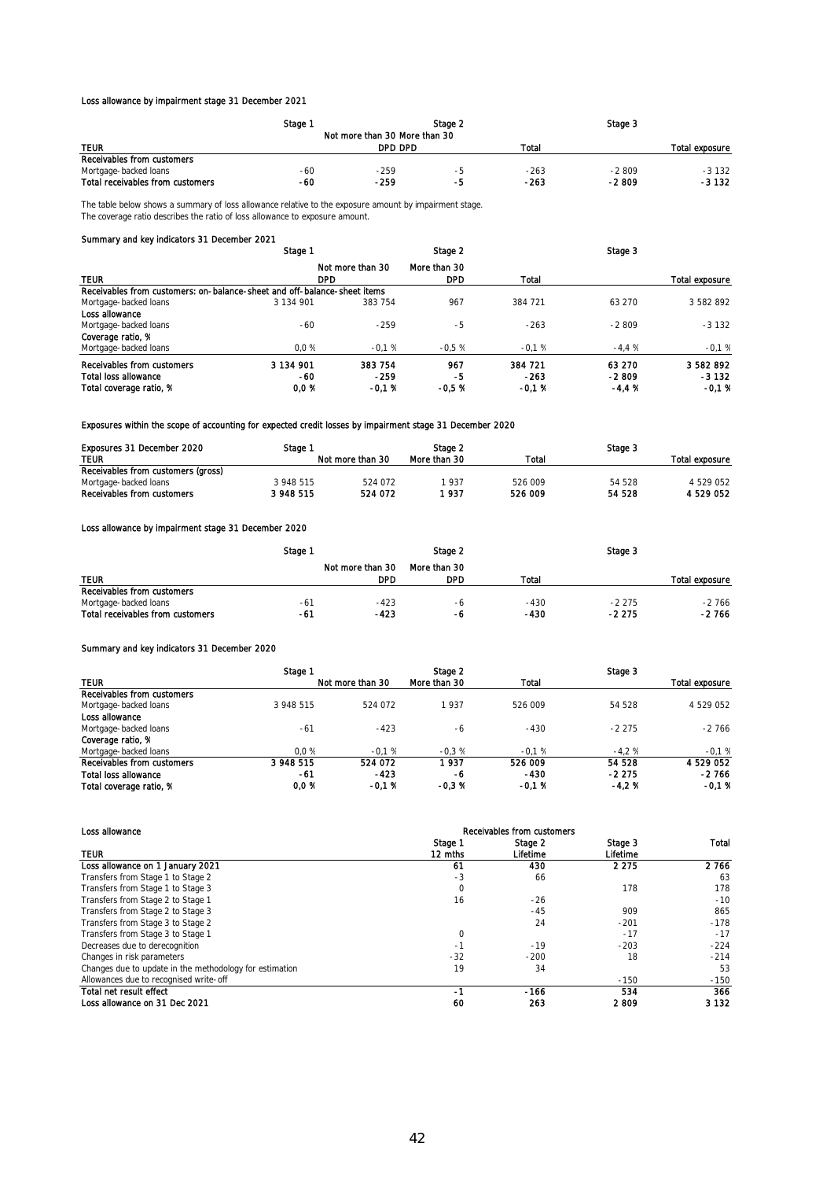### Loss allowance by impairment stage 31 December 2021

| TEUR | Stage 1 | Stage 2 Not more than 30 DPD | Stage 2 More than 30 DPD | Stage 2 Total | Stage 3 | Total exposure |
|---|---|---|---|---|---|---|
| **Receivables from customers** | | | | | | |
| Mortgage-backed loans | -60 | -259 | -5 | -263 | -2 809 | -3 132 |
| **Total receivables from customers** | **-60** | **-259** | **-5** | **-263** | **-2 809** | **-3 132** |

The table below shows a summary of loss allowance relative to the exposure amount by impairment stage.
The coverage ratio describes the ratio of loss allowance to exposure amount.

### Summary and key indicators 31 December 2021

| TEUR | Stage 1 | Stage 2 Not more than 30 DPD | Stage 2 More than 30 DPD | Stage 2 Total | Stage 3 | Total exposure |
|---|---|---|---|---|---|---|
| **Receivables from customers: on-balance-sheet and off-balance-sheet items** | | | | | | |
| Mortgage-backed loans | 3 134 901 | 383 754 | 967 | 384 721 | 63 270 | 3 582 892 |
| **Loss allowance** | | | | | | |
| Mortgage-backed loans | -60 | -259 | -5 | -263 | -2 809 | -3 132 |
| **Coverage ratio, %** | | | | | | |
| Mortgage-backed loans | 0,0 % | -0,1 % | -0,5 % | -0,1 % | -4,4 % | -0,1 % |
| **Receivables from customers** | **3 134 901** | **383 754** | **967** | **384 721** | **63 270** | **3 582 892** |
| **Total loss allowance** | **-60** | **-259** | **-5** | **-263** | **-2 809** | **-3 132** |
| **Total coverage ratio, %** | **0,0 %** | **-0,1 %** | **-0,5 %** | **-0,1 %** | **-4,4 %** | **-0,1 %** |

### Exposures within the scope of accounting for expected credit losses by impairment stage 31 December 2020

| Exposures 31 December 2020 TEUR | Stage 1 | Stage 2 Not more than 30 | Stage 2 More than 30 | Stage 2 Total | Stage 3 | Total exposure |
|---|---|---|---|---|---|---|
| **Receivables from customers (gross)** | | | | | | |
| Mortgage-backed loans | 3 948 515 | 524 072 | 1 937 | 526 009 | 54 528 | 4 529 052 |
| **Receivables from customers** | **3 948 515** | **524 072** | **1 937** | **526 009** | **54 528** | **4 529 052** |

### Loss allowance by impairment stage 31 December 2020

| TEUR | Stage 1 | Stage 2 Not more than 30 DPD | Stage 2 More than 30 DPD | Stage 2 Total | Stage 3 | Total exposure |
|---|---|---|---|---|---|---|
| **Receivables from customers** | | | | | | |
| Mortgage-backed loans | -61 | -423 | -6 | -430 | -2 275 | -2 766 |
| **Total receivables from customers** | **-61** | **-423** | **-6** | **-430** | **-2 275** | **-2 766** |

### Summary and key indicators 31 December 2020

| TEUR | Stage 1 | Stage 2 Not more than 30 | Stage 2 More than 30 | Stage 2 Total | Stage 3 | Total exposure |
|---|---|---|---|---|---|---|
| **Receivables from customers** | | | | | | |
| Mortgage-backed loans | 3 948 515 | 524 072 | 1 937 | 526 009 | 54 528 | 4 529 052 |
| **Loss allowance** | | | | | | |
| Mortgage-backed loans | -61 | -423 | -6 | -430 | -2 275 | -2 766 |
| **Coverage ratio, %** | | | | | | |
| Mortgage-backed loans | 0,0 % | -0,1 % | -0,3 % | -0,1 % | -4,2 % | -0,1 % |
| **Receivables from customers** | **3 948 515** | **524 072** | **1 937** | **526 009** | **54 528** | **4 529 052** |
| **Total loss allowance** | **-61** | **-423** | **-6** | **-430** | **-2 275** | **-2 766** |
| **Total coverage ratio, %** | **0,0 %** | **-0,1 %** | **-0,3 %** | **-0,1 %** | **-4,2 %** | **-0,1 %** |

### Loss allowance

| TEUR | Receivables from customers Stage 1 12 mths | Stage 2 Lifetime | Stage 3 Lifetime | Total |
|---|---|---|---|---|
| **Loss allowance on 1 January 2021** | **61** | **430** | **2 275** | **2 766** |
| Transfers from Stage 1 to Stage 2 | -3 | 66 | | 63 |
| Transfers from Stage 1 to Stage 3 | 0 | | 178 | 178 |
| Transfers from Stage 2 to Stage 1 | 16 | -26 | | -10 |
| Transfers from Stage 2 to Stage 3 | | -45 | 909 | 865 |
| Transfers from Stage 3 to Stage 2 | | 24 | -201 | -178 |
| Transfers from Stage 3 to Stage 1 | 0 | | -17 | -17 |
| Decreases due to derecognition | -1 | -19 | -203 | -224 |
| Changes in risk parameters | -32 | -200 | 18 | -214 |
| Changes due to update in the methodology for estimation | 19 | 34 | | 53 |
| Allowances due to recognised write-off | | | -150 | -150 |
| **Total net result effect** | **-1** | **-166** | **534** | **366** |
| **Loss allowance on 31 Dec 2021** | **60** | **263** | **2 809** | **3 132** |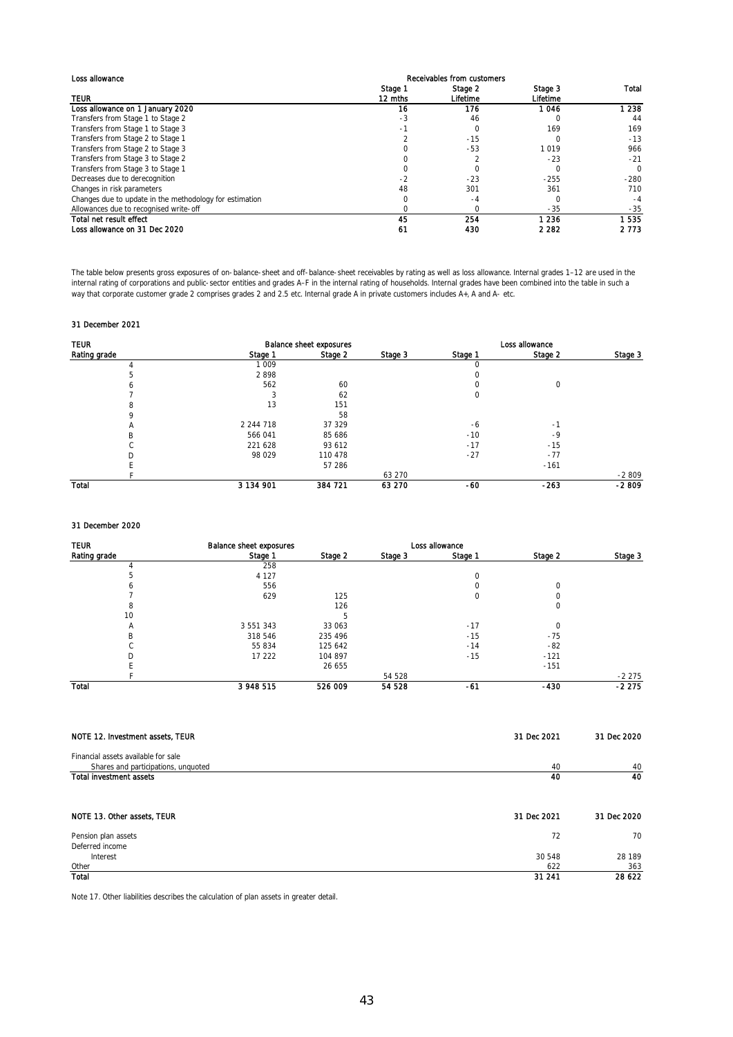| Loss allowance | Receivables from customers | | | |
|---|---|---|---|---|
| TEUR | Stage 1<br>12 mths | Stage 2<br>Lifetime | Stage 3<br>Lifetime | Total |
| **Loss allowance on 1 January 2020** | **16** | **176** | **1 046** | **1 238** |
| Transfers from Stage 1 to Stage 2 | -3 | 46 | 0 | 44 |
| Transfers from Stage 1 to Stage 3 | -1 | 0 | 169 | 169 |
| Transfers from Stage 2 to Stage 1 | 2 | -15 | 0 | -13 |
| Transfers from Stage 2 to Stage 3 | 0 | -53 | 1 019 | 966 |
| Transfers from Stage 3 to Stage 2 | 0 | 2 | -23 | -21 |
| Transfers from Stage 3 to Stage 1 | 0 | 0 | 0 | 0 |
| Decreases due to derecognition | -2 | -23 | -255 | -280 |
| Changes in risk parameters | 48 | 301 | 361 | 710 |
| Changes due to update in the methodology for estimation | 0 | -4 | 0 | -4 |
| Allowances due to recognised write-off | 0 | 0 | -35 | -35 |
| **Total net result effect** | **45** | **254** | **1 236** | **1 535** |
| **Loss allowance on 31 Dec 2020** | **61** | **430** | **2 282** | **2 773** |

The table below presents gross exposures of on-balance-sheet and off-balance-sheet receivables by rating as well as loss allowance. Internal grades 1–12 are used in the internal rating of corporations and public-sector entities and grades A–F in the internal rating of households. Internal grades have been combined into the table in such a way that corporate customer grade 2 comprises grades 2 and 2.5 etc. Internal grade A in private customers includes A+, A and A- etc.

**31 December 2021**

| TEUR | Balance sheet exposures | | | Loss allowance | | |
|---|---|---|---|---|---|---|
| Rating grade | Stage 1 | Stage 2 | Stage 3 | Stage 1 | Stage 2 | Stage 3 |
| 4 | 1 009 | | | 0 | | |
| 5 | 2 898 | | | 0 | | |
| 6 | 562 | 60 | | 0 | 0 | |
| 7 | 3 | 62 | | 0 | | |
| 8 | 13 | 151 | | | | |
| 9 | | 58 | | | | |
| A | 2 244 718 | 37 329 | | -6 | -1 | |
| B | 566 041 | 85 686 | | -10 | -9 | |
| C | 221 628 | 93 612 | | -17 | -15 | |
| D | 98 029 | 110 478 | | -27 | -77 | |
| E | | 57 286 | | | -161 | |
| F | | | 63 270 | | | -2 809 |
| **Total** | **3 134 901** | **384 721** | **63 270** | **-60** | **-263** | **-2 809** |

**31 December 2020**

| TEUR | Balance sheet exposures | | | Loss allowance | | |
|---|---|---|---|---|---|---|
| Rating grade | Stage 1 | Stage 2 | Stage 3 | Stage 1 | Stage 2 | Stage 3 |
| 4 | 258 | | | | | |
| 5 | 4 127 | | | 0 | | |
| 6 | 556 | | | 0 | 0 | |
| 7 | 629 | 125 | | 0 | 0 | |
| 8 | | 126 | | | 0 | |
| 10 | | 5 | | | | |
| A | 3 551 343 | 33 063 | | -17 | 0 | |
| B | 318 546 | 235 496 | | -15 | -75 | |
| C | 55 834 | 125 642 | | -14 | -82 | |
| D | 17 222 | 104 897 | | -15 | -121 | |
| E | | 26 655 | | | -151 | |
| F | | | 54 528 | | | -2 275 |
| **Total** | **3 948 515** | **526 009** | **54 528** | **-61** | **-430** | **-2 275** |

| NOTE 12. Investment assets, TEUR | 31 Dec 2021 | 31 Dec 2020 |
|---|---|---|
| Financial assets available for sale | | |
| Shares and participations, unquoted | 40 | 40 |
| **Total investment assets** | **40** | **40** |

| NOTE 13. Other assets, TEUR | 31 Dec 2021 | 31 Dec 2020 |
|---|---|---|
| Pension plan assets | 72 | 70 |
| Deferred income | | |
| Interest | 30 548 | 28 189 |
| Other | 622 | 363 |
| **Total** | **31 241** | **28 622** |

Note 17. Other liabilities describes the calculation of plan assets in greater detail.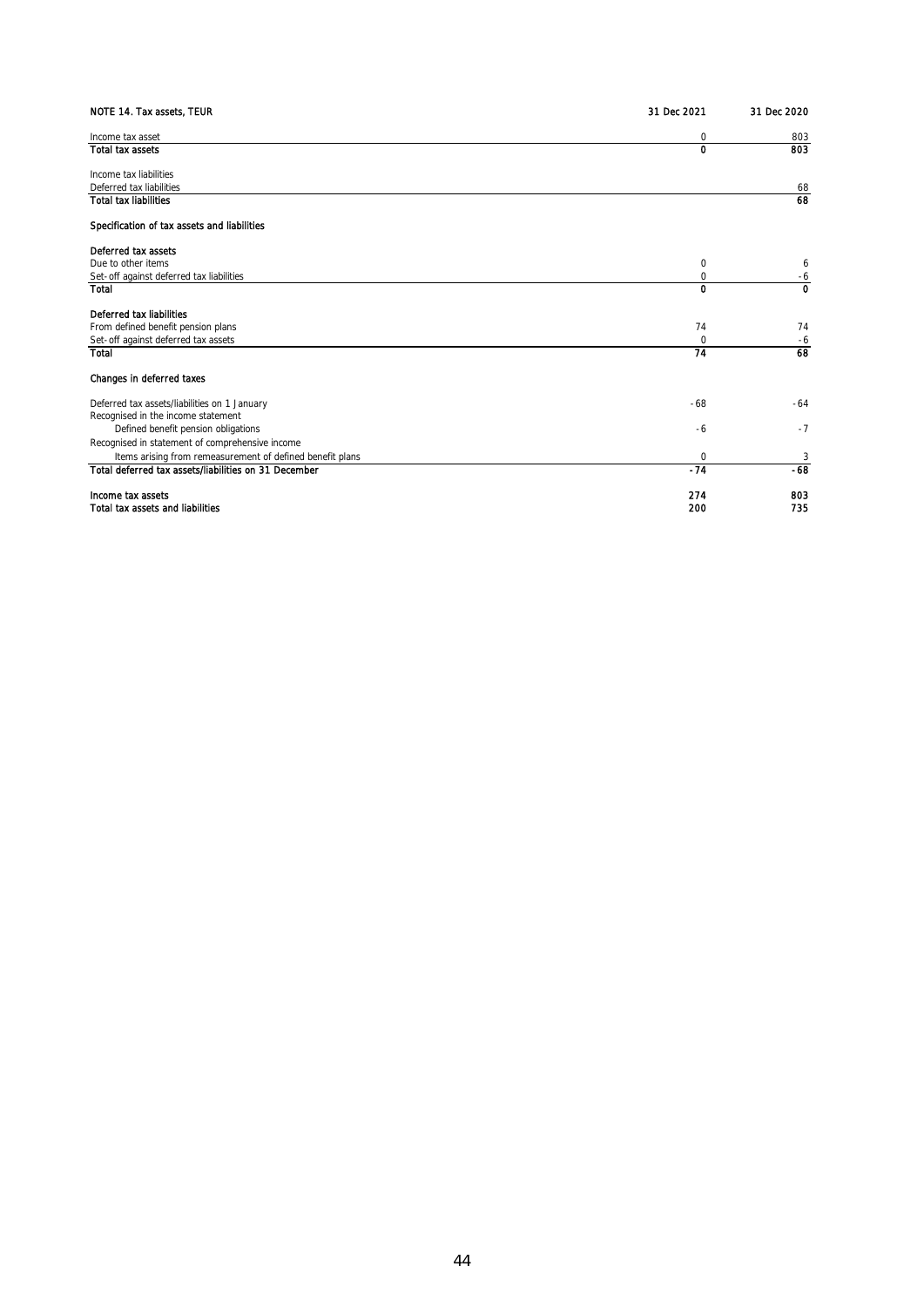| NOTE 14. Tax assets, TEUR | 31 Dec 2021 | 31 Dec 2020 |
|---|---|---|
| Income tax asset | 0 | 803 |
| **Total tax assets** | **0** | **803** |
| | | |
| Income tax liabilities | | |
| Deferred tax liabilities | | 68 |
| **Total tax liabilities** | | **68** |
| | | |
| **Specification of tax assets and liabilities** | | |
| | | |
| **Deferred tax assets** | | |
| Due to other items | 0 | 6 |
| Set-off against deferred tax liabilities | 0 | -6 |
| **Total** | **0** | **0** |
| | | |
| **Deferred tax liabilities** | | |
| From defined benefit pension plans | 74 | 74 |
| Set-off against deferred tax assets | 0 | -6 |
| **Total** | **74** | **68** |
| | | |
| **Changes in deferred taxes** | | |
| | | |
| Deferred tax assets/liabilities on 1 January | -68 | -64 |
| Recognised in the income statement | | |
| Defined benefit pension obligations | -6 | -7 |
| Recognised in statement of comprehensive income | | |
| Items arising from remeasurement of defined benefit plans | 0 | 3 |
| **Total deferred tax assets/liabilities on 31 December** | **-74** | **-68** |
| | | |
| **Income tax assets** | **274** | **803** |
| **Total tax assets and liabilities** | **200** | **735** |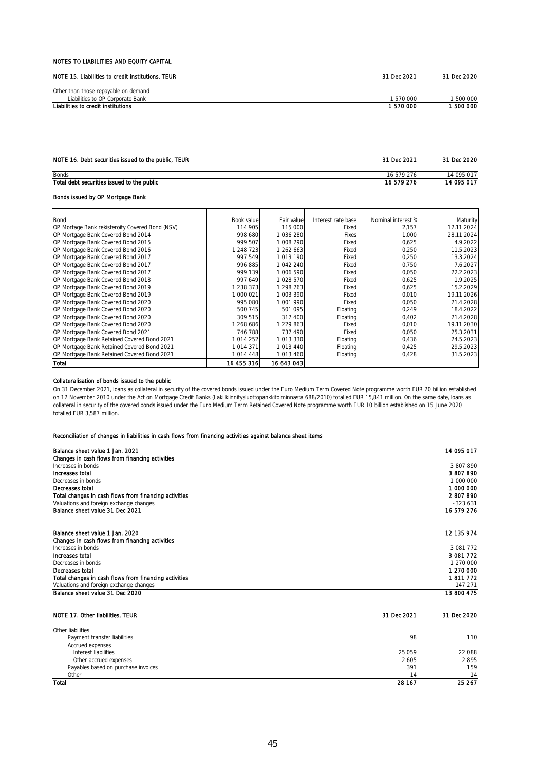NOTES TO LIABILITIES AND EQUITY CAPITAL

| NOTE 15. Liabilities to credit institutions, TEUR | 31 Dec 2021 | 31 Dec 2020 |
|---|---|---|
| Other than those repayable on demand | | |
| Liabilities to OP Corporate Bank | 1 570 000 | 1 500 000 |
| **Liabilities to credit institutions** | **1 570 000** | **1 500 000** |

| NOTE 16. Debt securities issued to the public, TEUR | 31 Dec 2021 | 31 Dec 2020 |
|---|---|---|
| Bonds | 16 579 276 | 14 095 017 |
| **Total debt securities issued to the public** | **16 579 276** | **14 095 017** |

**Bonds issued by OP Mortgage Bank**

| Bond | Book value | Fair value | Interest rate base | Nominal interest % | Maturity |
|---|---|---|---|---|---|
| OP Mortage Bank rekisteröity Covered Bond (NSV) | 114 905 | 115 000 | Fixed | 2,157 | 12.11.2024 |
| OP Mortgage Bank Covered Bond 2014 | 998 680 | 1 036 280 | Fixes | 1,000 | 28.11.2024 |
| OP Mortgage Bank Covered Bond 2015 | 999 507 | 1 008 290 | Fixed | 0,625 | 4.9.2022 |
| OP Mortgage Bank Covered Bond 2016 | 1 248 723 | 1 262 663 | Fixed | 0,250 | 11.5.2023 |
| OP Mortgage Bank Covered Bond 2017 | 997 549 | 1 013 190 | Fixed | 0,250 | 13.3.2024 |
| OP Mortgage Bank Covered Bond 2017 | 996 885 | 1 042 240 | Fixed | 0,750 | 7.6.2027 |
| OP Mortgage Bank Covered Bond 2017 | 999 139 | 1 006 590 | Fixed | 0,050 | 22.2.2023 |
| OP Mortgage Bank Covered Bond 2018 | 997 649 | 1 028 570 | Fixed | 0,625 | 1.9.2025 |
| OP Mortgage Bank Covered Bond 2019 | 1 238 373 | 1 298 763 | Fixed | 0,625 | 15.2.2029 |
| OP Mortgage Bank Covered Bond 2019 | 1 000 021 | 1 003 390 | Fixed | 0,010 | 19.11.2026 |
| OP Mortgage Bank Covered Bond 2020 | 995 080 | 1 001 990 | Fixed | 0,050 | 21.4.2028 |
| OP Mortgage Bank Covered Bond 2020 | 500 745 | 501 095 | Floating | 0,249 | 18.4.2022 |
| OP Mortgage Bank Covered Bond 2020 | 309 515 | 317 400 | Floating | 0,402 | 21.4.2028 |
| OP Mortgage Bank Covered Bond 2020 | 1 268 686 | 1 229 863 | Fixed | 0,010 | 19.11.2030 |
| OP Mortgage Bank Covered Bond 2021 | 746 788 | 737 490 | Fixed | 0,050 | 25.3.2031 |
| OP Mortgage Bank Retained Covered Bond 2021 | 1 014 252 | 1 013 330 | Floating | 0,436 | 24.5.2023 |
| OP Mortgage Bank Retained Covered Bond 2021 | 1 014 371 | 1 013 440 | Floating | 0,425 | 29.5.2023 |
| OP Mortgage Bank Retained Covered Bond 2021 | 1 014 448 | 1 013 460 | Floating | 0,428 | 31.5.2023 |
| **Total** | **16 455 316** | **16 643 043** | | | |

**Collateralisation of bonds issued to the public**

On 31 December 2021, loans as collateral in security of the covered bonds issued under the Euro Medium Term Covered Note programme worth EUR 20 billion established on 12 November 2010 under the Act on Mortgage Credit Banks (Laki kiinnitysluottopankkitoiminnasta 688/2010) totalled EUR 15,841 million. On the same date, loans as collateral in security of the covered bonds issued under the Euro Medium Term Retained Covered Note programme worth EUR 10 billion established on 15 June 2020 totalled EUR 3,587 million.

**Reconciliation of changes in liabilities in cash flows from financing activities against balance sheet items**

| | |
|---|---|
| **Balance sheet value 1 Jan. 2021** | **14 095 017** |
| **Changes in cash flows from financing activities** | |
| Increases in bonds | 3 807 890 |
| **Increases total** | **3 807 890** |
| Decreases in bonds | 1 000 000 |
| **Decreases total** | **1 000 000** |
| **Total changes in cash flows from financing activities** | **2 807 890** |
| Valuations and foreign exchange changes | -323 631 |
| **Balance sheet value 31 Dec 2021** | **16 579 276** |
| | |
| **Balance sheet value 1 Jan. 2020** | **12 135 974** |
| **Changes in cash flows from financing activities** | |
| Increases in bonds | 3 081 772 |
| **Increases total** | **3 081 772** |
| Decreases in bonds | 1 270 000 |
| **Decreases total** | **1 270 000** |
| **Total changes in cash flows from financing activities** | **1 811 772** |
| Valuations and foreign exchange changes | 147 271 |
| **Balance sheet value 31 Dec 2020** | **13 800 475** |

| NOTE 17. Other liabilities, TEUR | 31 Dec 2021 | 31 Dec 2020 |
|---|---|---|
| Other liabilities | | |
| Payment transfer liabilities | 98 | 110 |
| Accrued expenses | | |
| Interest liabilities | 25 059 | 22 088 |
| Other accrued expenses | 2 605 | 2 895 |
| Payables based on purchase invoices | 391 | 159 |
| Other | 14 | 14 |
| **Total** | **28 167** | **25 267** |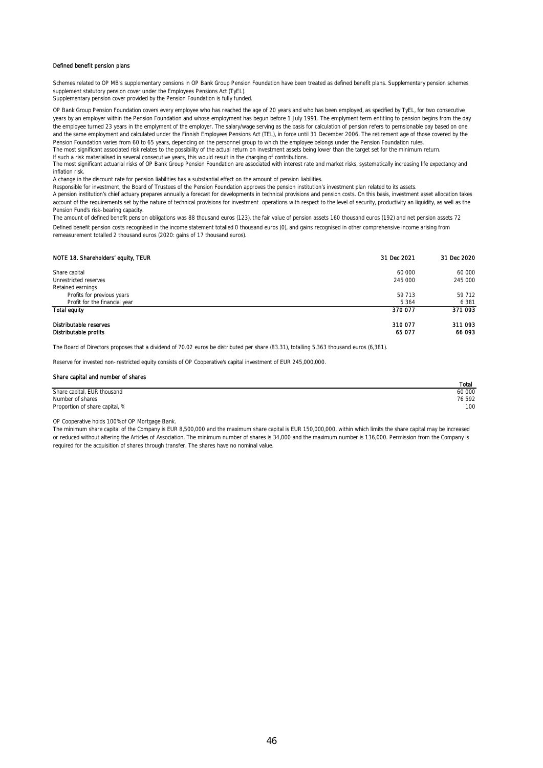#### Defined benefit pension plans

Schemes related to OP MB's supplementary pensions in OP Bank Group Pension Foundation have been treated as defined benefit plans. Supplementary pension schemes supplement statutory pension cover under the Employees Pensions Act (TyEL).
Supplementary pension cover provided by the Pension Foundation is fully funded.

OP Bank Group Pension Foundation covers every employee who has reached the age of 20 years and who has been employed, as specified by TyEL, for two consecutive years by an employer within the Pension Foundation and whose employment has begun before 1 July 1991. The emplyment term entitling to pension begins from the day the employee turned 23 years in the emplyment of the employer. The salary/wage serving as the basis for calculation of pension refers to pernsionable pay based on one and the same employment and calculated under the Finnish Employees Pensions Act (TEL), in force until 31 December 2006. The retirement age of those covered by the Pension Foundation varies from 60 to 65 years, depending on the personnel group to which the employee belongs under the Pension Foundation rules.
The most significant associated risk relates to the possibility of the actual return on investment assets being lower than the target set for the minimum return.
If such a risk materialised in several consecutive years, this would result in the charging of contributions.
The most significant actuarial risks of OP Bank Group Pension Foundation are associated with interest rate and market risks, systematically increasing life expectancy and inflation risk.
A change in the discount rate for pension liabilities has a substantial effect on the amount of pension liabilities.
Responsible for investment, the Board of Trustees of the Pension Foundation approves the pension institution's investment plan related to its assets.
A pension institution's chief actuary prepares annually a forecast for developments in technical provisions and pension costs. On this basis, investment asset allocation takes account of the requirements set by the nature of technical provisions for investment operations with respect to the level of security, productivity an liquidity, as well as the Pension Fund's risk-bearing capacity.
The amount of defined benefit pension obligations was 88 thousand euros (123), the fair value of pension assets 160 thousand euros (192) and net pension assets 72
Defined benefit pension costs recognised in the income statement totalled 0 thousand euros (0), and gains recognised in other comprehensive income arising from remeasurement totalled 2 thousand euros (2020: gains of 17 thousand euros).

| NOTE 18. Shareholders' equity, TEUR | 31 Dec 2021 | 31 Dec 2020 |
|---|---|---|
| Share capital | 60 000 | 60 000 |
| Unrestricted reserves | 245 000 | 245 000 |
| Retained earnings | | |
| Profits for previous years | 59 713 | 59 712 |
| Profit for the financial year | 5 364 | 6 381 |
| **Total equity** | **370 077** | **371 093** |
| **Distributable reserves** | **310 077** | **311 093** |
| **Distributable profits** | **65 077** | **66 093** |

The Board of Directors proposes that a dividend of 70.02 euros be distributed per share (83.31), totalling 5,363 thousand euros (6,381).

Reserve for invested non-restricted equity consists of OP Cooperative's capital investment of EUR 245,000,000.

#### Share capital and number of shares

| | Total |
|---|---|
| Share capital, EUR thousand | 60 000 |
| Number of shares | 76 592 |
| Proportion of share capital, % | 100 |

OP Cooperative holds 100% of OP Mortgage Bank.
The minimum share capital of the Company is EUR 8,500,000 and the maximum share capital is EUR 150,000,000, within which limits the share capital may be increased or reduced without altering the Articles of Association. The minimum number of shares is 34,000 and the maximum number is 136,000. Permission from the Company is required for the acquisition of shares through transfer. The shares have no nominal value.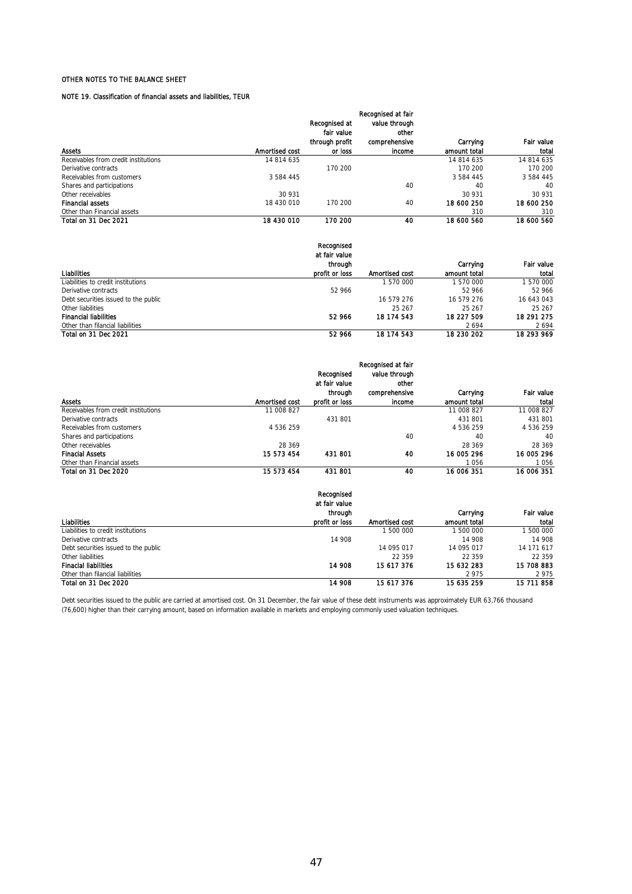OTHER NOTES TO THE BALANCE SHEET

NOTE 19. Classification of financial assets and liabilities, TEUR

| Assets | Amortised cost | Recognised at fair value through profit or loss | Recognised at fair value through other comprehensive income | Carrying amount total | Fair value total |
|---|---|---|---|---|---|
| Receivables from credit institutions | 14 814 635 | | | 14 814 635 | 14 814 635 |
| Derivative contracts | | 170 200 | | 170 200 | 170 200 |
| Receivables from customers | 3 584 445 | | | 3 584 445 | 3 584 445 |
| Shares and participations | | | 40 | 40 | 40 |
| Other receivables | 30 931 | | | 30 931 | 30 931 |
| **Financial assets** | **18 430 010** | **170 200** | **40** | **18 600 250** | **18 600 250** |
| Other than Financial assets | | | | 310 | 310 |
| **Total on 31 Dec 2021** | **18 430 010** | **170 200** | **40** | **18 600 560** | **18 600 560** |

| Liabilities | Recognised at fair value through profit or loss | Amortised cost | Carrying amount total | Fair value total |
|---|---|---|---|---|
| Liabilities to credit institutions | | 1 570 000 | 1 570 000 | 1 570 000 |
| Derivative contracts | 52 966 | | 52 966 | 52 966 |
| Debt securities issued to the public | | 16 579 276 | 16 579 276 | 16 643 043 |
| Other liabilities | | 25 267 | 25 267 | 25 267 |
| **Financial liabilities** | **52 966** | **18 174 543** | **18 227 509** | **18 291 275** |
| Other than filancial liabilities | | | 2 694 | 2 694 |
| **Total on 31 Dec 2021** | **52 966** | **18 174 543** | **18 230 202** | **18 293 969** |

| Assets | Amortised cost | Recognised at fair value through profit or loss | Recognised at fair value through other comprehensive income | Carrying amount total | Fair value total |
|---|---|---|---|---|---|
| Receivables from credit institutions | 11 008 827 | | | 11 008 827 | 11 008 827 |
| Derivative contracts | | 431 801 | | 431 801 | 431 801 |
| Receivables from customers | 4 536 259 | | | 4 536 259 | 4 536 259 |
| Shares and participations | | | 40 | 40 | 40 |
| Other receivables | 28 369 | | | 28 369 | 28 369 |
| **Finacial Assets** | **15 573 454** | **431 801** | **40** | **16 005 296** | **16 005 296** |
| Other than Financial assets | | | | 1 056 | 1 056 |
| **Total on 31 Dec 2020** | **15 573 454** | **431 801** | **40** | **16 006 351** | **16 006 351** |

| Liabilities | Recognised at fair value through profit or loss | Amortised cost | Carrying amount total | Fair value total |
|---|---|---|---|---|
| Liabilities to credit institutions | | 1 500 000 | 1 500 000 | 1 500 000 |
| Derivative contracts | 14 908 | | 14 908 | 14 908 |
| Debt securities issued to the public | | 14 095 017 | 14 095 017 | 14 171 617 |
| Other liabilities | | 22 359 | 22 359 | 22 359 |
| **Finacial liabilities** | **14 908** | **15 617 376** | **15 632 283** | **15 708 883** |
| Other than filancial liabilities | | | 2 975 | 2 975 |
| **Total on 31 Dec 2020** | **14 908** | **15 617 376** | **15 635 259** | **15 711 858** |

Debt securities issued to the public are carried at amortised cost. On 31 December, the fair value of these debt instruments was approximately EUR 63,766 thousand (76,600) higher than their carrying amount, based on information available in markets and employing commonly used valuation techniques.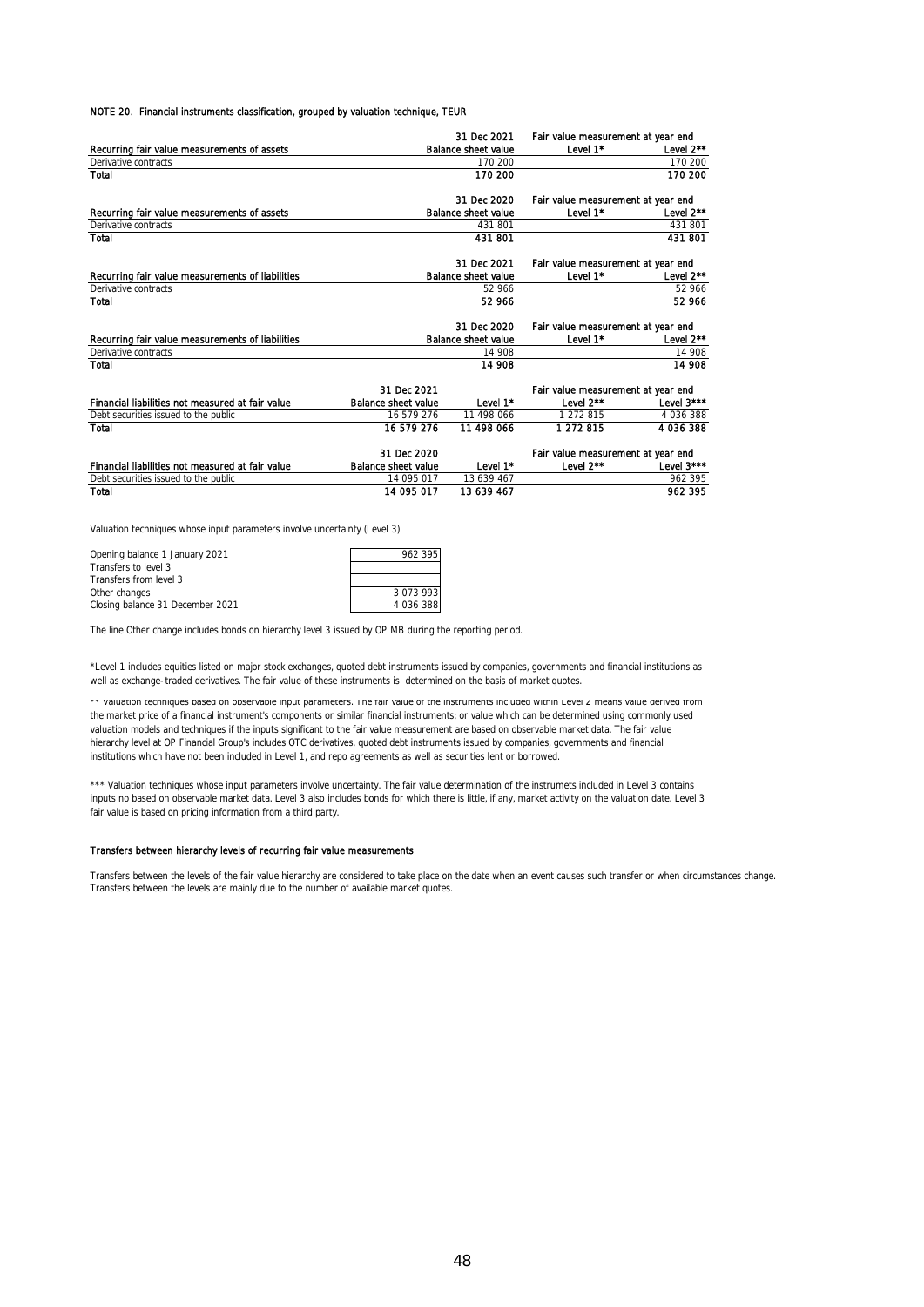NOTE 20. Financial instruments classification, grouped by valuation technique, TEUR

| Recurring fair value measurements of assets | 31 Dec 2021 Balance sheet value | Fair value measurement at year end Level 1* | Level 2** |
|---|---|---|---|
| Derivative contracts | 170 200 | | 170 200 |
| **Total** | **170 200** | | **170 200** |

| Recurring fair value measurements of assets | 31 Dec 2020 Balance sheet value | Fair value measurement at year end Level 1* | Level 2** |
|---|---|---|---|
| Derivative contracts | 431 801 | | 431 801 |
| **Total** | **431 801** | | **431 801** |

| Recurring fair value measurements of liabilities | 31 Dec 2021 Balance sheet value | Fair value measurement at year end Level 1* | Level 2** |
|---|---|---|---|
| Derivative contracts | 52 966 | | 52 966 |
| **Total** | **52 966** | | **52 966** |

| Recurring fair value measurements of liabilities | 31 Dec 2020 Balance sheet value | Fair value measurement at year end Level 1* | Level 2** |
|---|---|---|---|
| Derivative contracts | 14 908 | | 14 908 |
| **Total** | **14 908** | | **14 908** |

| Financial liabilities not measured at fair value | 31 Dec 2021 Balance sheet value | Level 1* | Fair value measurement at year end Level 2** | Level 3*** |
|---|---|---|---|---|
| Debt securities issued to the public | 16 579 276 | 11 498 066 | 1 272 815 | 4 036 388 |
| **Total** | **16 579 276** | **11 498 066** | **1 272 815** | **4 036 388** |

| Financial liabilities not measured at fair value | 31 Dec 2020 Balance sheet value | Level 1* | Fair value measurement at year end Level 2** | Level 3*** |
|---|---|---|---|---|
| Debt securities issued to the public | 14 095 017 | 13 639 467 | | 962 395 |
| **Total** | **14 095 017** | **13 639 467** | | **962 395** |

Valuation techniques whose input parameters involve uncertainty (Level 3)

| | |
|---|---|
| Opening balance 1 January 2021 | 962 395 |
| Transfers to level 3 | |
| Transfers from level 3 | |
| Other changes | 3 073 993 |
| Closing balance 31 December 2021 | 4 036 388 |

The line Other change includes bonds on hierarchy level 3 issued by OP MB during the reporting period.

*Level 1 includes equities listed on major stock exchanges, quoted debt instruments issued by companies, governments and financial institutions as well as exchange-traded derivatives. The fair value of these instruments is determined on the basis of market quotes.

** Valuation techniques based on observable input parameters. The fair value of the instruments included within Level 2 means value derived from the market price of a financial instrument's components or similar financial instruments; or value which can be determined using commonly used valuation models and techniques if the inputs significant to the fair value measurement are based on observable market data. The fair value hierarchy level at OP Financial Group's includes OTC derivatives, quoted debt instruments issued by companies, governments and financial institutions which have not been included in Level 1, and repo agreements as well as securities lent or borrowed.

*** Valuation techniques whose input parameters involve uncertainty. The fair value determination of the instrumets included in Level 3 contains inputs no based on observable market data. Level 3 also includes bonds for which there is little, if any, market activity on the valuation date. Level 3 fair value is based on pricing information from a third party.

**Transfers between hierarchy levels of recurring fair value measurements**

Transfers between the levels of the fair value hierarchy are considered to take place on the date when an event causes such transfer or when circumstances change. Transfers between the levels are mainly due to the number of available market quotes.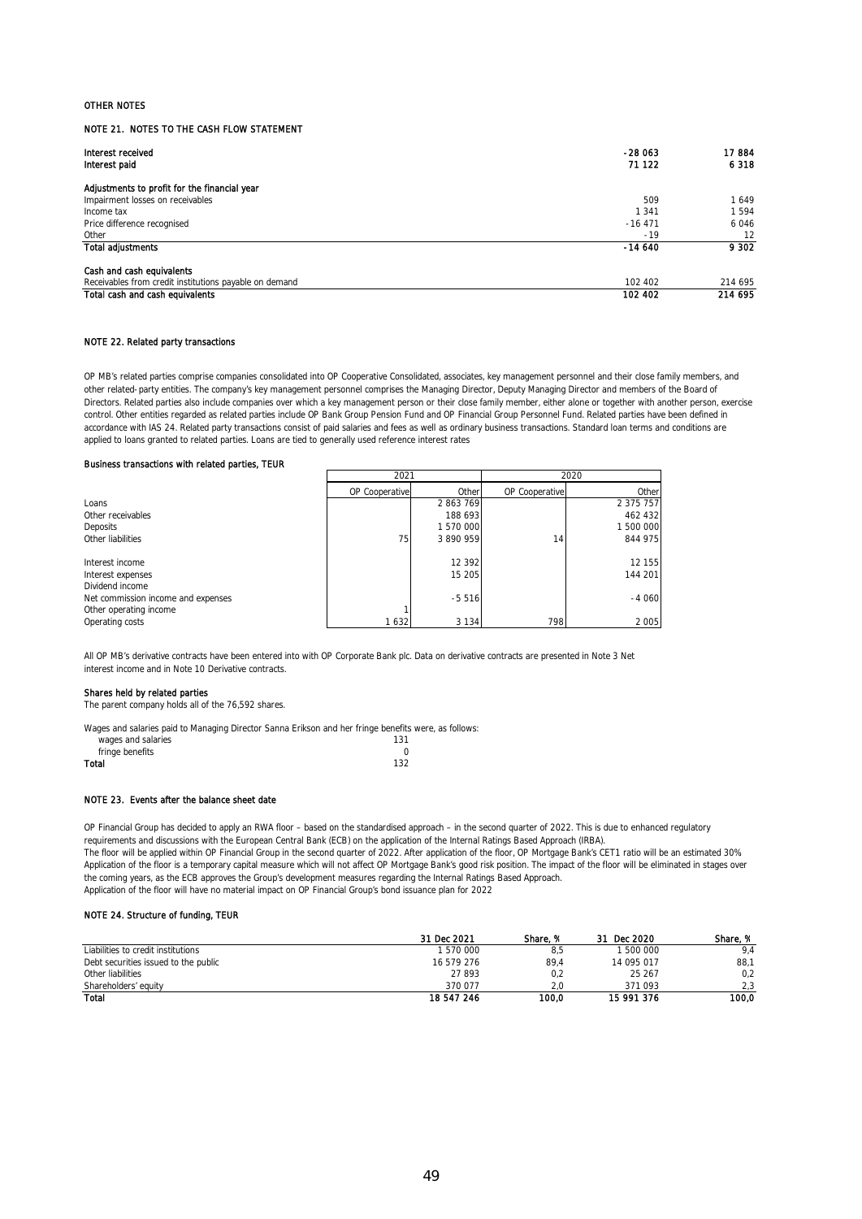## OTHER NOTES

### NOTE 21. NOTES TO THE CASH FLOW STATEMENT

| | | |
|---|---|---|
| **Interest received** | -28 063 | 17 884 |
| **Interest paid** | 71 122 | 6 318 |
| | | |
| **Adjustments to profit for the financial year** | | |
| Impairment losses on receivables | 509 | 1 649 |
| Income tax | 1 341 | 1 594 |
| Price difference recognised | -16 471 | 6 046 |
| Other | -19 | 12 |
| **Total adjustments** | **-14 640** | **9 302** |
| | | |
| **Cash and cash equivalents** | | |
| Receivables from credit institutions payable on demand | 102 402 | 214 695 |
| **Total cash and cash equivalents** | **102 402** | **214 695** |

### NOTE 22. Related party transactions

OP MB's related parties comprise companies consolidated into OP Cooperative Consolidated, associates, key management personnel and their close family members, and other related- party entities. The company's key management personnel comprises the Managing Director, Deputy Managing Director and members of the Board of Directors. Related parties also include companies over which a key management person or their close family member, either alone or together with another person, exercise control. Other entities regarded as related parties include OP Bank Group Pension Fund and OP Financial Group Personnel Fund. Related parties have been defined in accordance with IAS 24. Related party transactions consist of paid salaries and fees as well as ordinary business transactions. Standard loan terms and conditions are applied to loans granted to related parties. Loans are tied to generally used reference interest rates

**Business transactions with related parties, TEUR**

| | 2021 | | 2020 | |
|---|---|---|---|---|
| | OP Cooperative | Other | OP Cooperative | Other |
| Loans | | 2 863 769 | | 2 375 757 |
| Other receivables | | 188 693 | | 462 432 |
| Deposits | | 1 570 000 | | 1 500 000 |
| Other liabilities | 75 | 3 890 959 | 14 | 844 975 |
| | | | | |
| Interest income | | 12 392 | | 12 155 |
| Interest expenses | | 15 205 | | 144 201 |
| Dividend income | | | | |
| Net commission income and expenses | | -5 516 | | -4 060 |
| Other operating income | 1 | | | |
| Operating costs | 1 632 | 3 134 | 798 | 2 005 |

All OP MB's derivative contracts have been entered into with OP Corporate Bank plc. Data on derivative contracts are presented in Note 3 Net interest income and in Note 10 Derivative contracts.

**Shares held by related parties**

The parent company holds all of the 76,592 shares.

Wages and salaries paid to Managing Director Sanna Erikson and her fringe benefits were, as follows:

| | |
|---|---|
| wages and salaries | 131 |
| fringe benefits | 0 |
| **Total** | 132 |

### NOTE 23. Events after the balance sheet date

OP Financial Group has decided to apply an RWA floor – based on the standardised approach – in the second quarter of 2022. This is due to enhanced regulatory requirements and discussions with the European Central Bank (ECB) on the application of the Internal Ratings Based Approach (IRBA).

The floor will be applied within OP Financial Group in the second quarter of 2022. After application of the floor, OP Mortgage Bank's CET1 ratio will be an estimated 30%. Application of the floor is a temporary capital measure which will not affect OP Mortgage Bank's good risk position. The impact of the floor will be eliminated in stages over the coming years, as the ECB approves the Group's development measures regarding the Internal Ratings Based Approach.

Application of the floor will have no material impact on OP Financial Group's bond issuance plan for 2022

### NOTE 24. Structure of funding, TEUR

| | 31 Dec 2021 | Share, % | 31 Dec 2020 | Share, % |
|---|---|---|---|---|
| Liabilities to credit institutions | 1 570 000 | 8,5 | 1 500 000 | 9,4 |
| Debt securities issued to the public | 16 579 276 | 89,4 | 14 095 017 | 88,1 |
| Other liabilities | 27 893 | 0,2 | 25 267 | 0,2 |
| Shareholders' equity | 370 077 | 2,0 | 371 093 | 2,3 |
| **Total** | **18 547 246** | **100,0** | **15 991 376** | **100,0** |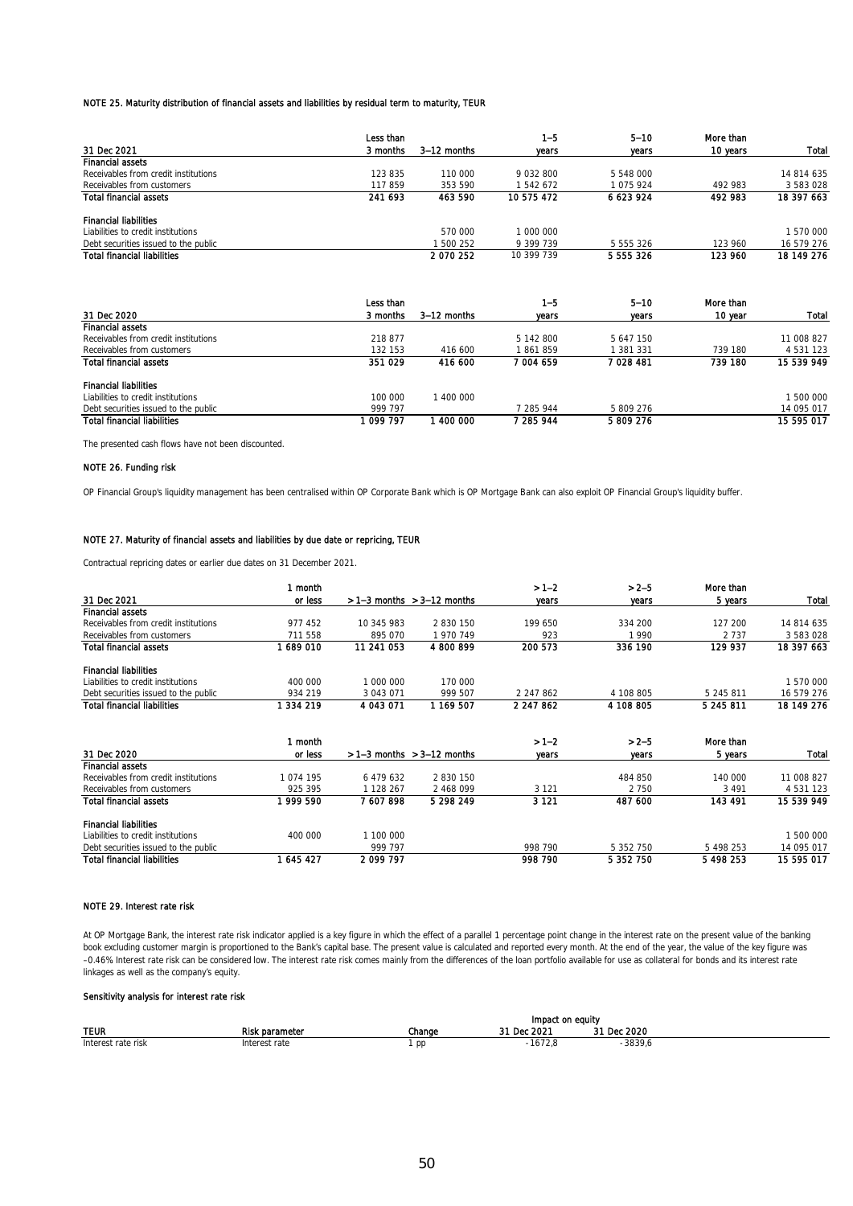#### NOTE 25. Maturity distribution of financial assets and liabilities by residual term to maturity, TEUR

| 31 Dec 2021 | Less than 3 months | 3–12 months | 1–5 years | 5–10 years | More than 10 years | Total |
|---|---|---|---|---|---|---|
| **Financial assets** | | | | | | |
| Receivables from credit institutions | 123 835 | 110 000 | 9 032 800 | 5 548 000 | | 14 814 635 |
| Receivables from customers | 117 859 | 353 590 | 1 542 672 | 1 075 924 | 492 983 | 3 583 028 |
| **Total financial assets** | **241 693** | **463 590** | **10 575 472** | **6 623 924** | **492 983** | **18 397 663** |
| **Financial liabilities** | | | | | | |
| Liabilities to credit institutions | | 570 000 | 1 000 000 | | | 1 570 000 |
| Debt securities issued to the public | | 1 500 252 | 9 399 739 | 5 555 326 | 123 960 | 16 579 276 |
| **Total financial liabilities** | | **2 070 252** | **10 399 739** | **5 555 326** | **123 960** | **18 149 276** |

| 31 Dec 2020 | Less than 3 months | 3–12 months | 1–5 years | 5–10 years | More than 10 year | Total |
|---|---|---|---|---|---|---|
| **Financial assets** | | | | | | |
| Receivables from credit institutions | 218 877 | | 5 142 800 | 5 647 150 | | 11 008 827 |
| Receivables from customers | 132 153 | 416 600 | 1 861 859 | 1 381 331 | 739 180 | 4 531 123 |
| **Total financial assets** | **351 029** | **416 600** | **7 004 659** | **7 028 481** | **739 180** | **15 539 949** |
| **Financial liabilities** | | | | | | |
| Liabilities to credit institutions | 100 000 | 1 400 000 | | | | 1 500 000 |
| Debt securities issued to the public | 999 797 | | 7 285 944 | 5 809 276 | | 14 095 017 |
| **Total financial liabilities** | **1 099 797** | **1 400 000** | **7 285 944** | **5 809 276** | | **15 595 017** |

The presented cash flows have not been discounted.

#### NOTE 26. Funding risk

OP Financial Group's liquidity management has been centralised within OP Corporate Bank which is OP Mortgage Bank can also exploit OP Financial Group's liquidity buffer.

#### NOTE 27. Maturity of financial assets and liabilities by due date or repricing, TEUR

Contractual repricing dates or earlier due dates on 31 December 2021.

| 31 Dec 2021 | 1 month or less | > 1–3 months | > 3–12 months | > 1–2 years | > 2–5 years | More than 5 years | Total |
|---|---|---|---|---|---|---|---|
| **Financial assets** | | | | | | | |
| Receivables from credit institutions | 977 452 | 10 345 983 | 2 830 150 | 199 650 | 334 200 | 127 200 | 14 814 635 |
| Receivables from customers | 711 558 | 895 070 | 1 970 749 | 923 | 1 990 | 2 737 | 3 583 028 |
| **Total financial assets** | **1 689 010** | **11 241 053** | **4 800 899** | **200 573** | **336 190** | **129 937** | **18 397 663** |
| **Financial liabilities** | | | | | | | |
| Liabilities to credit institutions | 400 000 | 1 000 000 | 170 000 | | | | 1 570 000 |
| Debt securities issued to the public | 934 219 | 3 043 071 | 999 507 | 2 247 862 | 4 108 805 | 5 245 811 | 16 579 276 |
| **Total financial liabilities** | **1 334 219** | **4 043 071** | **1 169 507** | **2 247 862** | **4 108 805** | **5 245 811** | **18 149 276** |

| 31 Dec 2020 | 1 month or less | > 1–3 months | > 3–12 months | > 1–2 years | > 2–5 years | More than 5 years | Total |
|---|---|---|---|---|---|---|---|
| **Financial assets** | | | | | | | |
| Receivables from credit institutions | 1 074 195 | 6 479 632 | 2 830 150 | | 484 850 | 140 000 | 11 008 827 |
| Receivables from customers | 925 395 | 1 128 267 | 2 468 099 | 3 121 | 2 750 | 3 491 | 4 531 123 |
| **Total financial assets** | **1 999 590** | **7 607 898** | **5 298 249** | **3 121** | **487 600** | **143 491** | **15 539 949** |
| **Financial liabilities** | | | | | | | |
| Liabilities to credit institutions | 400 000 | 1 100 000 | | | | | 1 500 000 |
| Debt securities issued to the public | | 999 797 | | 998 790 | 5 352 750 | 5 498 253 | 14 095 017 |
| **Total financial liabilities** | **1 645 427** | **2 099 797** | | **998 790** | **5 352 750** | **5 498 253** | **15 595 017** |

#### NOTE 29. Interest rate risk

At OP Mortgage Bank, the interest rate risk indicator applied is a key figure in which the effect of a parallel 1 percentage point change in the interest rate on the present value of the banking book excluding customer margin is proportioned to the Bank's capital base. The present value is calculated and reported every month. At the end of the year, the value of the key figure was –0.46% Interest rate risk can be considered low. The interest rate risk comes mainly from the differences of the loan portfolio available for use as collateral for bonds and its interest rate linkages as well as the company's equity.

**Sensitivity analysis for interest rate risk**

| TEUR | Risk parameter | Change | Impact on equity 31 Dec 2021 | Impact on equity 31 Dec 2020 |
|---|---|---|---|---|
| Interest rate risk | Interest rate | 1 pp | -1672,8 | -3839,6 |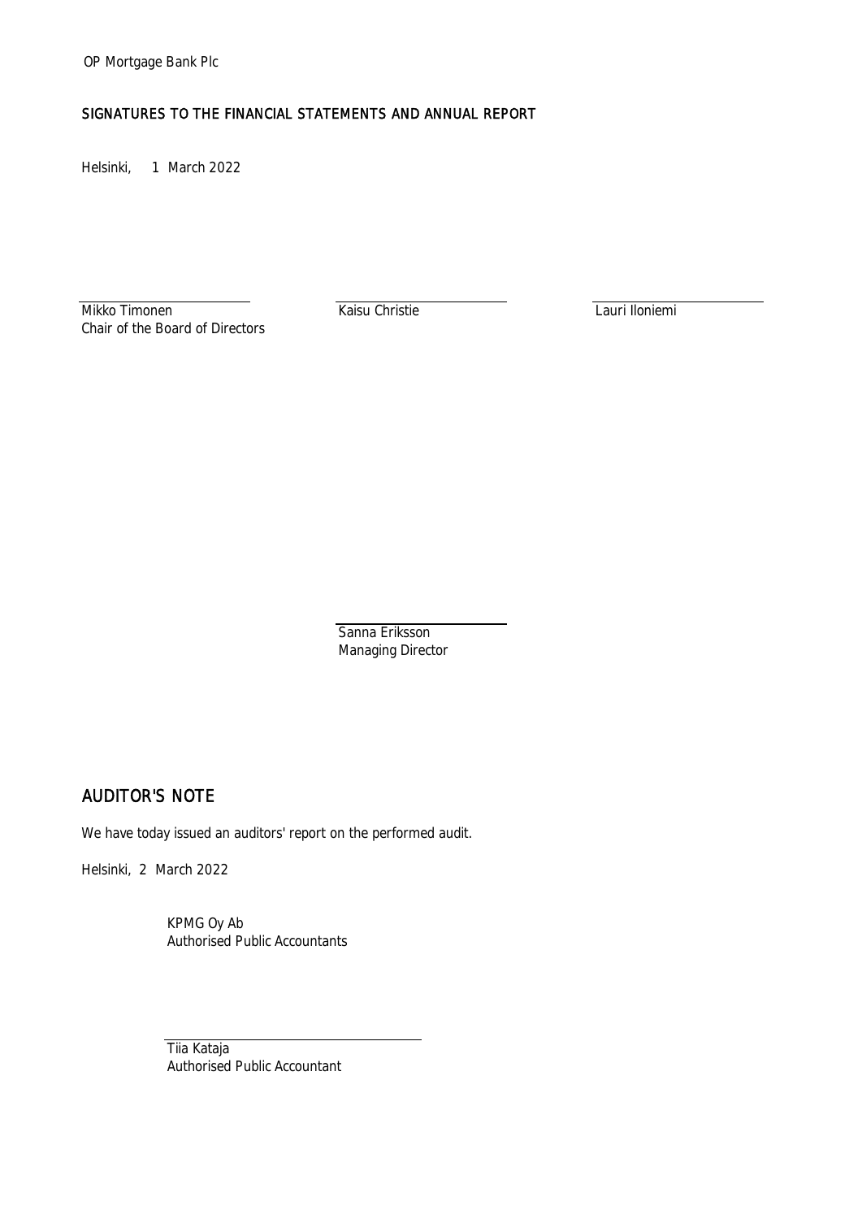OP Mortgage Bank Plc

## SIGNATURES TO THE FINANCIAL STATEMENTS AND ANNUAL REPORT

Helsinki, 1 March 2022

| | | |
|---|---|---|
| Mikko Timonen<br>Chair of the Board of Directors | Kaisu Christie | Lauri Iloniemi |

Sanna Eriksson
Managing Director

## AUDITOR'S NOTE

We have today issued an auditors' report on the performed audit.

Helsinki, 2 March 2022

KPMG Oy Ab
Authorised Public Accountants

Tiia Kataja
Authorised Public Accountant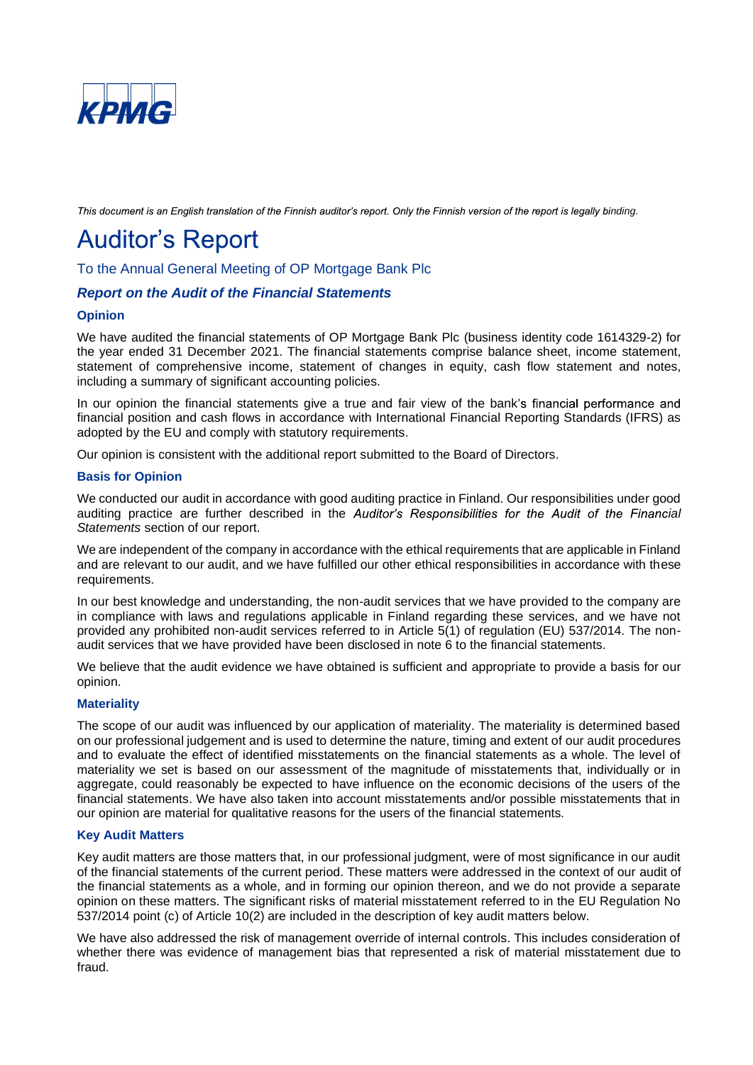*This document is an English translation of the Finnish auditor's report. Only the Finnish version of the report is legally binding.*

# Auditor's Report

## To the Annual General Meeting of OP Mortgage Bank Plc

### *Report on the Audit of the Financial Statements*

#### Opinion

We have audited the financial statements of OP Mortgage Bank Plc (business identity code 1614329-2) for the year ended 31 December 2021. The financial statements comprise balance sheet, income statement, statement of comprehensive income, statement of changes in equity, cash flow statement and notes, including a summary of significant accounting policies.

In our opinion the financial statements give a true and fair view of the bank's financial performance and financial position and cash flows in accordance with International Financial Reporting Standards (IFRS) as adopted by the EU and comply with statutory requirements.

Our opinion is consistent with the additional report submitted to the Board of Directors.

#### Basis for Opinion

We conducted our audit in accordance with good auditing practice in Finland. Our responsibilities under good auditing practice are further described in the *Auditor's Responsibilities for the Audit of the Financial Statements* section of our report.

We are independent of the company in accordance with the ethical requirements that are applicable in Finland and are relevant to our audit, and we have fulfilled our other ethical responsibilities in accordance with these requirements.

In our best knowledge and understanding, the non-audit services that we have provided to the company are in compliance with laws and regulations applicable in Finland regarding these services, and we have not provided any prohibited non-audit services referred to in Article 5(1) of regulation (EU) 537/2014. The non-audit services that we have provided have been disclosed in note 6 to the financial statements.

We believe that the audit evidence we have obtained is sufficient and appropriate to provide a basis for our opinion.

#### Materiality

The scope of our audit was influenced by our application of materiality. The materiality is determined based on our professional judgement and is used to determine the nature, timing and extent of our audit procedures and to evaluate the effect of identified misstatements on the financial statements as a whole. The level of materiality we set is based on our assessment of the magnitude of misstatements that, individually or in aggregate, could reasonably be expected to have influence on the economic decisions of the users of the financial statements. We have also taken into account misstatements and/or possible misstatements that in our opinion are material for qualitative reasons for the users of the financial statements.

#### Key Audit Matters

Key audit matters are those matters that, in our professional judgment, were of most significance in our audit of the financial statements of the current period. These matters were addressed in the context of our audit of the financial statements as a whole, and in forming our opinion thereon, and we do not provide a separate opinion on these matters. The significant risks of material misstatement referred to in the EU Regulation No 537/2014 point (c) of Article 10(2) are included in the description of key audit matters below.

We have also addressed the risk of management override of internal controls. This includes consideration of whether there was evidence of management bias that represented a risk of material misstatement due to fraud.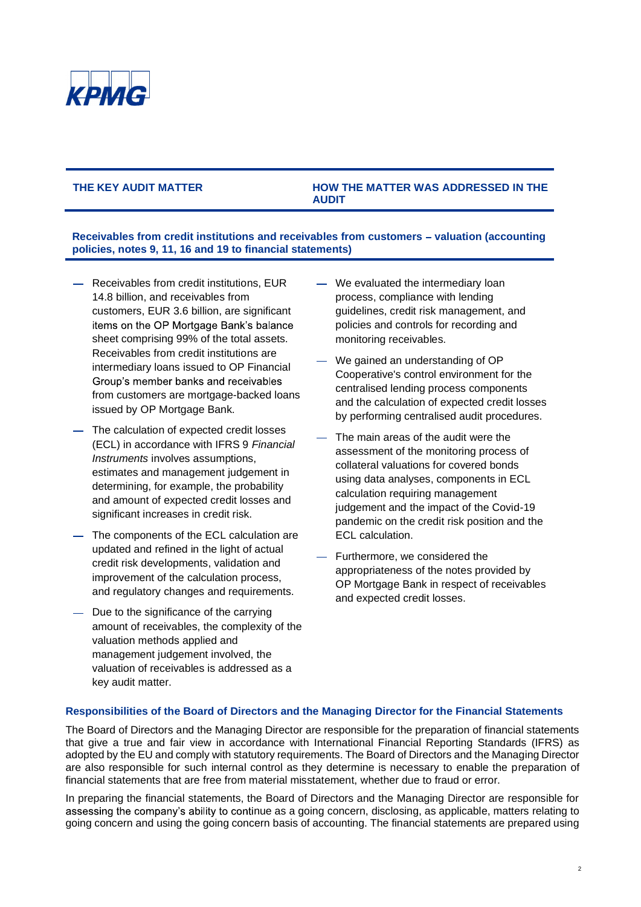| THE KEY AUDIT MATTER | HOW THE MATTER WAS ADDRESSED IN THE AUDIT |
| --- | --- |
| **Receivables from credit institutions and receivables from customers – valuation (accounting policies, notes 9, 11, 16 and 19 to financial statements)** | |
| — Receivables from credit institutions, EUR 14.8 billion, and receivables from customers, EUR 3.6 billion, are significant items on the OP Mortgage Bank's balance sheet comprising 99% of the total assets. Receivables from credit institutions are intermediary loans issued to OP Financial Group's member banks and receivables from customers are mortgage-backed loans issued by OP Mortgage Bank.<br>— The calculation of expected credit losses (ECL) in accordance with IFRS 9 *Financial Instruments* involves assumptions, estimates and management judgement in determining, for example, the probability and amount of expected credit losses and significant increases in credit risk.<br>— The components of the ECL calculation are updated and refined in the light of actual credit risk developments, validation and improvement of the calculation process, and regulatory changes and requirements.<br>— Due to the significance of the carrying amount of receivables, the complexity of the valuation methods applied and management judgement involved, the valuation of receivables is addressed as a key audit matter. | — We evaluated the intermediary loan process, compliance with lending guidelines, credit risk management, and policies and controls for recording and monitoring receivables.<br>— We gained an understanding of OP Cooperative's control environment for the centralised lending process components and the calculation of expected credit losses by performing centralised audit procedures.<br>— The main areas of the audit were the assessment of the monitoring process of collateral valuations for covered bonds using data analyses, components in ECL calculation requiring management judgement and the impact of the Covid-19 pandemic on the credit risk position and the ECL calculation.<br>— Furthermore, we considered the appropriateness of the notes provided by OP Mortgage Bank in respect of receivables and expected credit losses. |

## Responsibilities of the Board of Directors and the Managing Director for the Financial Statements

The Board of Directors and the Managing Director are responsible for the preparation of financial statements that give a true and fair view in accordance with International Financial Reporting Standards (IFRS) as adopted by the EU and comply with statutory requirements. The Board of Directors and the Managing Director are also responsible for such internal control as they determine is necessary to enable the preparation of financial statements that are free from material misstatement, whether due to fraud or error.

In preparing the financial statements, the Board of Directors and the Managing Director are responsible for assessing the company's ability to continue as a going concern, disclosing, as applicable, matters relating to going concern and using the going concern basis of accounting. The financial statements are prepared using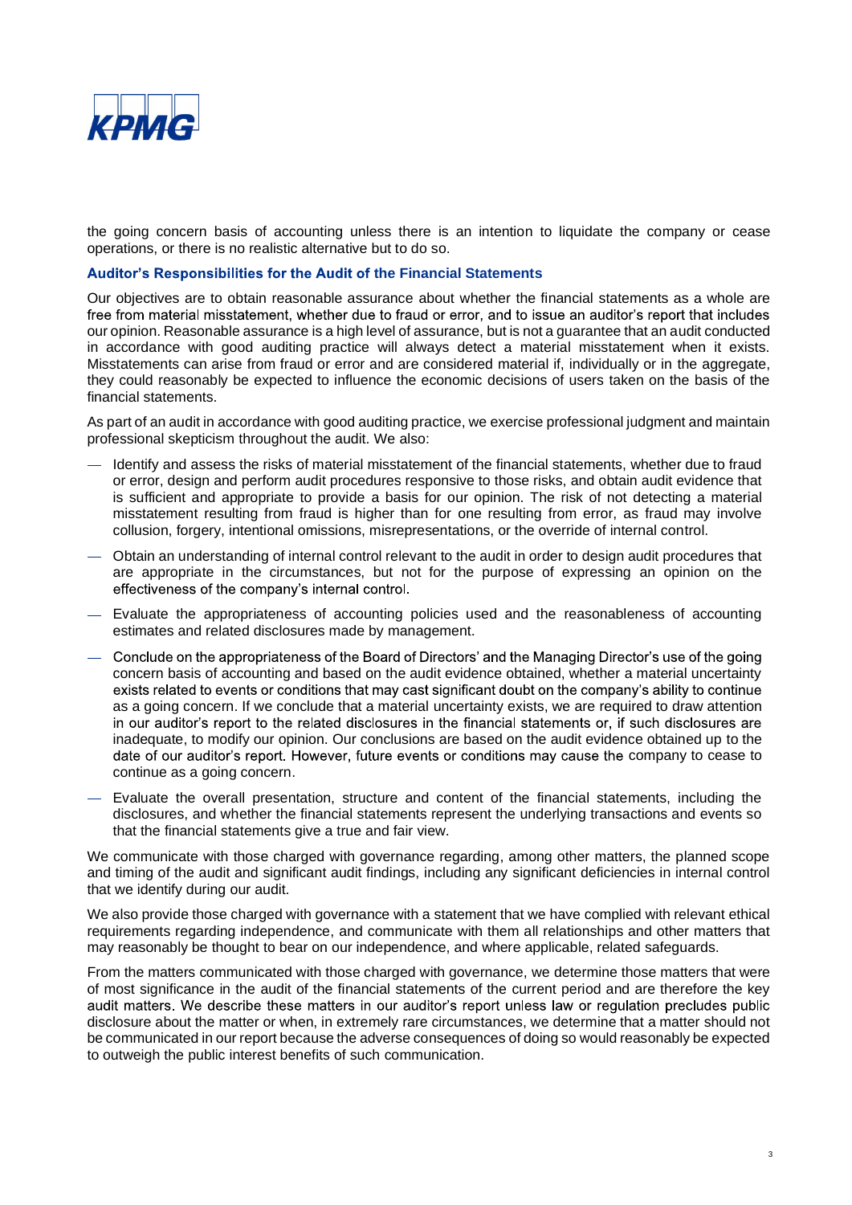the going concern basis of accounting unless there is an intention to liquidate the company or cease operations, or there is no realistic alternative but to do so.

### Auditor's Responsibilities for the Audit of the Financial Statements

Our objectives are to obtain reasonable assurance about whether the financial statements as a whole are free from material misstatement, whether due to fraud or error, and to issue an auditor's report that includes our opinion. Reasonable assurance is a high level of assurance, but is not a guarantee that an audit conducted in accordance with good auditing practice will always detect a material misstatement when it exists. Misstatements can arise from fraud or error and are considered material if, individually or in the aggregate, they could reasonably be expected to influence the economic decisions of users taken on the basis of the financial statements.

As part of an audit in accordance with good auditing practice, we exercise professional judgment and maintain professional skepticism throughout the audit. We also:

- Identify and assess the risks of material misstatement of the financial statements, whether due to fraud or error, design and perform audit procedures responsive to those risks, and obtain audit evidence that is sufficient and appropriate to provide a basis for our opinion. The risk of not detecting a material misstatement resulting from fraud is higher than for one resulting from error, as fraud may involve collusion, forgery, intentional omissions, misrepresentations, or the override of internal control.
- Obtain an understanding of internal control relevant to the audit in order to design audit procedures that are appropriate in the circumstances, but not for the purpose of expressing an opinion on the effectiveness of the company's internal control.
- Evaluate the appropriateness of accounting policies used and the reasonableness of accounting estimates and related disclosures made by management.
- Conclude on the appropriateness of the Board of Directors' and the Managing Director's use of the going concern basis of accounting and based on the audit evidence obtained, whether a material uncertainty exists related to events or conditions that may cast significant doubt on the company's ability to continue as a going concern. If we conclude that a material uncertainty exists, we are required to draw attention in our auditor's report to the related disclosures in the financial statements or, if such disclosures are inadequate, to modify our opinion. Our conclusions are based on the audit evidence obtained up to the date of our auditor's report. However, future events or conditions may cause the company to cease to continue as a going concern.
- Evaluate the overall presentation, structure and content of the financial statements, including the disclosures, and whether the financial statements represent the underlying transactions and events so that the financial statements give a true and fair view.

We communicate with those charged with governance regarding, among other matters, the planned scope and timing of the audit and significant audit findings, including any significant deficiencies in internal control that we identify during our audit.

We also provide those charged with governance with a statement that we have complied with relevant ethical requirements regarding independence, and communicate with them all relationships and other matters that may reasonably be thought to bear on our independence, and where applicable, related safeguards.

From the matters communicated with those charged with governance, we determine those matters that were of most significance in the audit of the financial statements of the current period and are therefore the key audit matters. We describe these matters in our auditor's report unless law or regulation precludes public disclosure about the matter or when, in extremely rare circumstances, we determine that a matter should not be communicated in our report because the adverse consequences of doing so would reasonably be expected to outweigh the public interest benefits of such communication.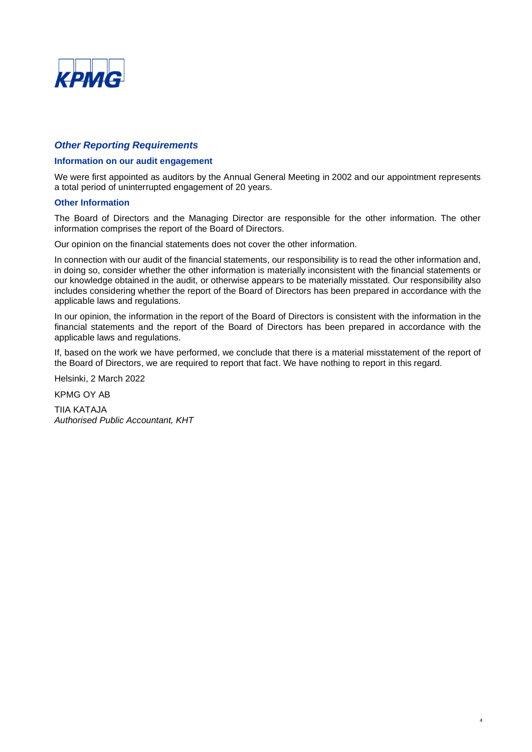## *Other Reporting Requirements*

### Information on our audit engagement

We were first appointed as auditors by the Annual General Meeting in 2002 and our appointment represents a total period of uninterrupted engagement of 20 years.

### Other Information

The Board of Directors and the Managing Director are responsible for the other information. The other information comprises the report of the Board of Directors.

Our opinion on the financial statements does not cover the other information.

In connection with our audit of the financial statements, our responsibility is to read the other information and, in doing so, consider whether the other information is materially inconsistent with the financial statements or our knowledge obtained in the audit, or otherwise appears to be materially misstated. Our responsibility also includes considering whether the report of the Board of Directors has been prepared in accordance with the applicable laws and regulations.

In our opinion, the information in the report of the Board of Directors is consistent with the information in the financial statements and the report of the Board of Directors has been prepared in accordance with the applicable laws and regulations.

If, based on the work we have performed, we conclude that there is a material misstatement of the report of the Board of Directors, we are required to report that fact. We have nothing to report in this regard.

Helsinki, 2 March 2022

KPMG OY AB

TIIA KATAJA
*Authorised Public Accountant, KHT*